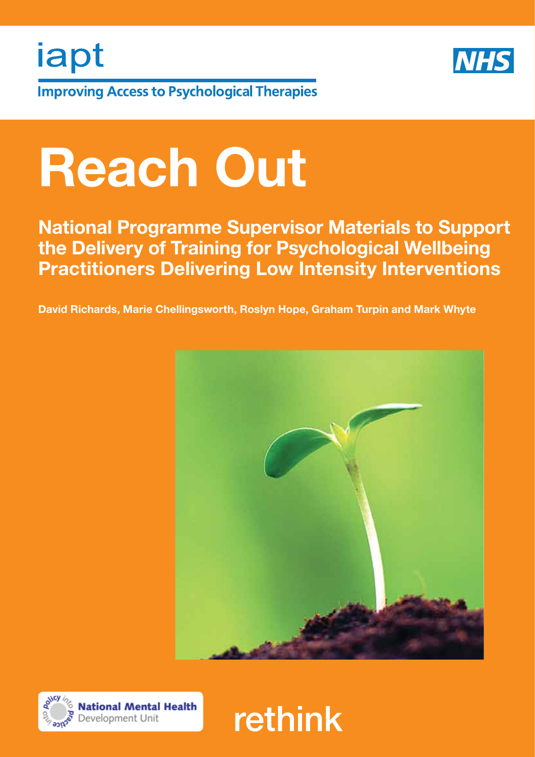iapt

Improving Access to Psychological Therapies

NHS

# Reach Out

## National Programme Supervisor Materials to Support the Delivery of Training for Psychological Wellbeing Practitioners Delivering Low Intensity Interventions

**David Richards, Marie Chellingsworth, Roslyn Hope, Graham Turpin and Mark Whyte**

National Mental Health Development Unit

rethink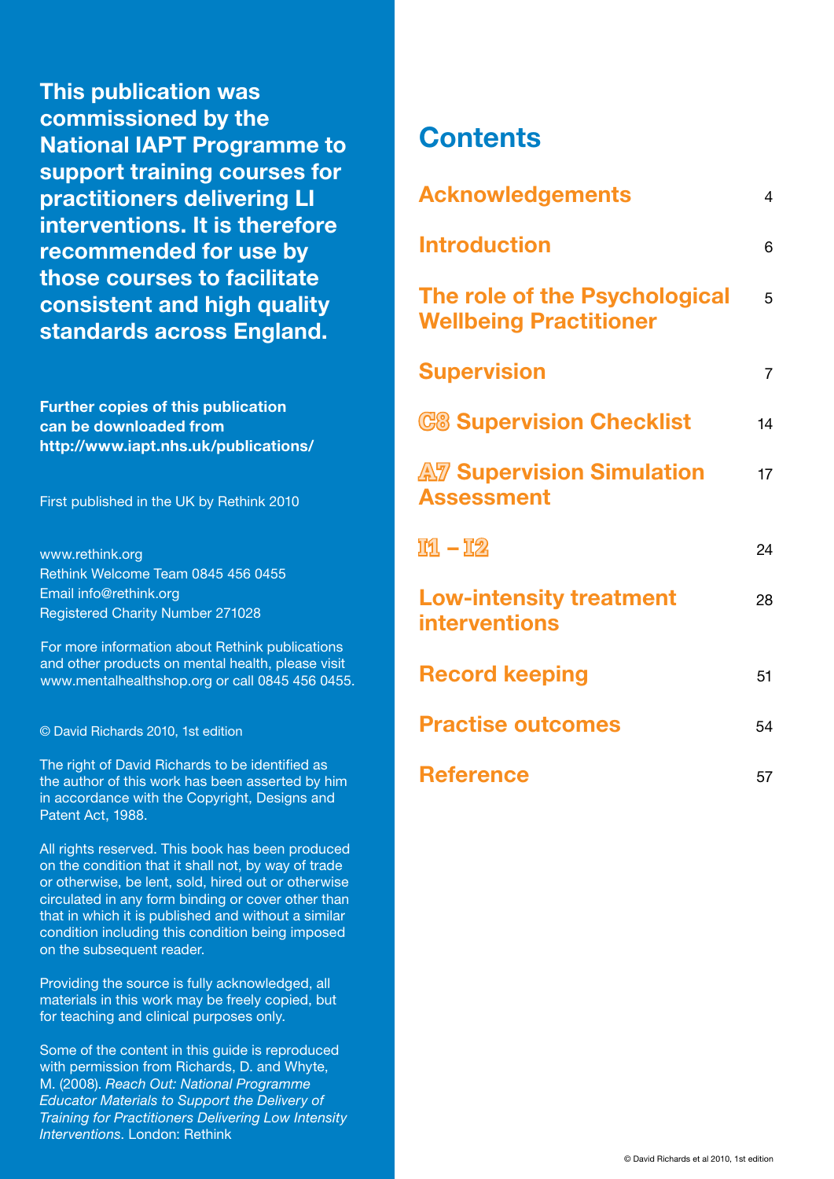**This publication was commissioned by the National IAPT Programme to support training courses for practitioners delivering LI interventions. It is therefore recommended for use by those courses to facilitate consistent and high quality standards across England.**

**Further copies of this publication can be downloaded from http://www.iapt.nhs.uk/publications/**

First published in the UK by Rethink 2010

www.rethink.org
Rethink Welcome Team 0845 456 0455
Email info@rethink.org
Registered Charity Number 271028

For more information about Rethink publications and other products on mental health, please visit www.mentalhealthshop.org or call 0845 456 0455.

© David Richards 2010, 1st edition

The right of David Richards to be identified as the author of this work has been asserted by him in accordance with the Copyright, Designs and Patent Act, 1988.

All rights reserved. This book has been produced on the condition that it shall not, by way of trade or otherwise, be lent, sold, hired out or otherwise circulated in any form binding or cover other than that in which it is published and without a similar condition including this condition being imposed on the subsequent reader.

Providing the source is fully acknowledged, all materials in this work may be freely copied, but for teaching and clinical purposes only.

Some of the content in this guide is reproduced with permission from Richards, D. and Whyte, M. (2008). *Reach Out: National Programme Educator Materials to Support the Delivery of Training for Practitioners Delivering Low Intensity Interventions*. London: Rethink

# Contents

| | |
|---|---|
| Acknowledgements | 4 |
| Introduction | 6 |
| The role of the Psychological Wellbeing Practitioner | 5 |
| Supervision | 7 |
| C8 Supervision Checklist | 14 |
| A7 Supervision Simulation Assessment | 17 |
| I1 – I2 | 24 |
| Low-intensity treatment interventions | 28 |
| Record keeping | 51 |
| Practise outcomes | 54 |
| Reference | 57 |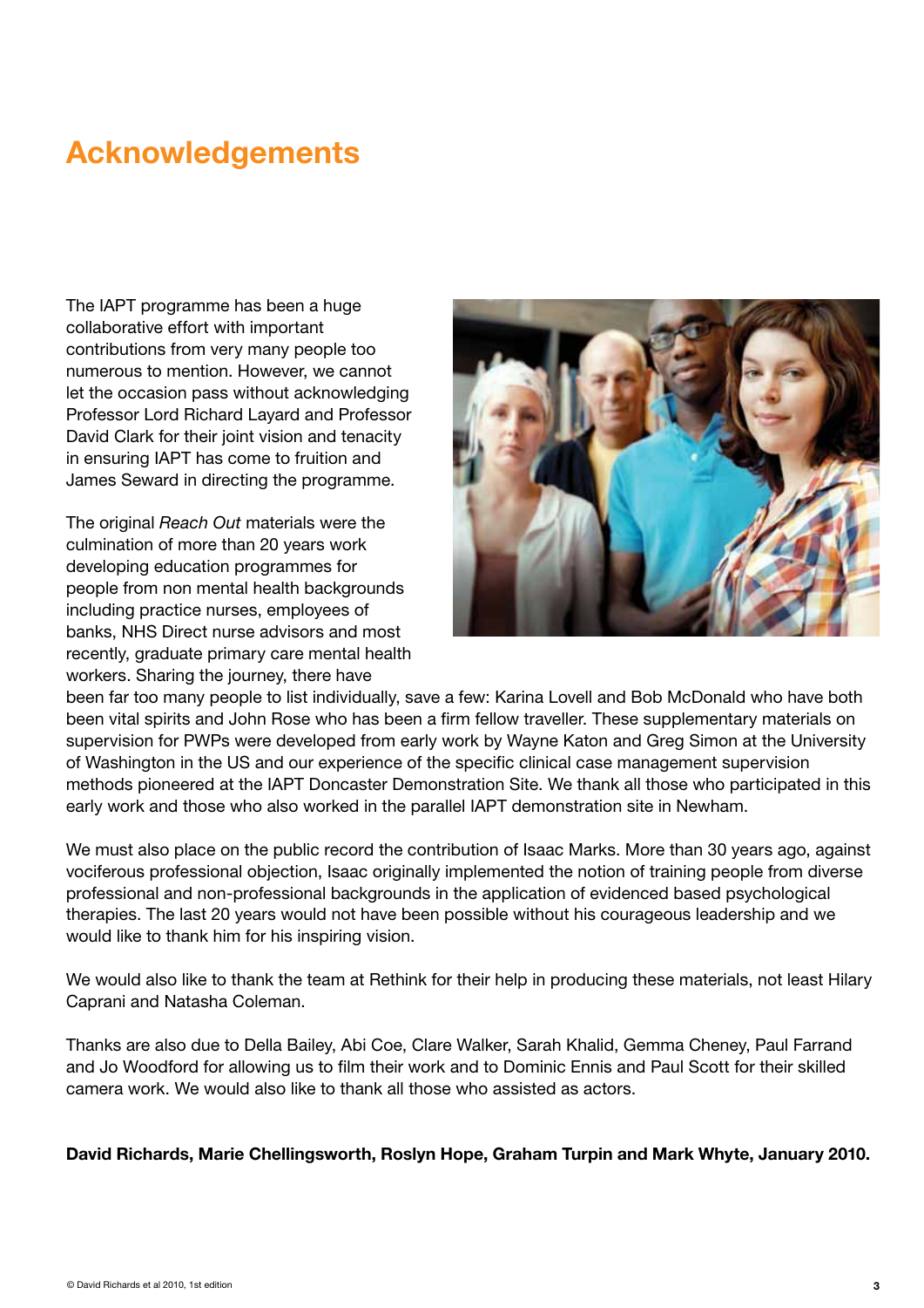# Acknowledgements

The IAPT programme has been a huge collaborative effort with important contributions from very many people too numerous to mention. However, we cannot let the occasion pass without acknowledging Professor Lord Richard Layard and Professor David Clark for their joint vision and tenacity in ensuring IAPT has come to fruition and James Seward in directing the programme.

The original *Reach Out* materials were the culmination of more than 20 years work developing education programmes for people from non mental health backgrounds including practice nurses, employees of banks, NHS Direct nurse advisors and most recently, graduate primary care mental health workers. Sharing the journey, there have been far too many people to list individually, save a few: Karina Lovell and Bob McDonald who have both been vital spirits and John Rose who has been a firm fellow traveller. These supplementary materials on supervision for PWPs were developed from early work by Wayne Katon and Greg Simon at the University of Washington in the US and our experience of the specific clinical case management supervision methods pioneered at the IAPT Doncaster Demonstration Site. We thank all those who participated in this early work and those who also worked in the parallel IAPT demonstration site in Newham.

We must also place on the public record the contribution of Isaac Marks. More than 30 years ago, against vociferous professional objection, Isaac originally implemented the notion of training people from diverse professional and non-professional backgrounds in the application of evidenced based psychological therapies. The last 20 years would not have been possible without his courageous leadership and we would like to thank him for his inspiring vision.

We would also like to thank the team at Rethink for their help in producing these materials, not least Hilary Caprani and Natasha Coleman.

Thanks are also due to Della Bailey, Abi Coe, Clare Walker, Sarah Khalid, Gemma Cheney, Paul Farrand and Jo Woodford for allowing us to film their work and to Dominic Ennis and Paul Scott for their skilled camera work. We would also like to thank all those who assisted as actors.

**David Richards, Marie Chellingsworth, Roslyn Hope, Graham Turpin and Mark Whyte, January 2010.**

© David Richards et al 2010, 1st edition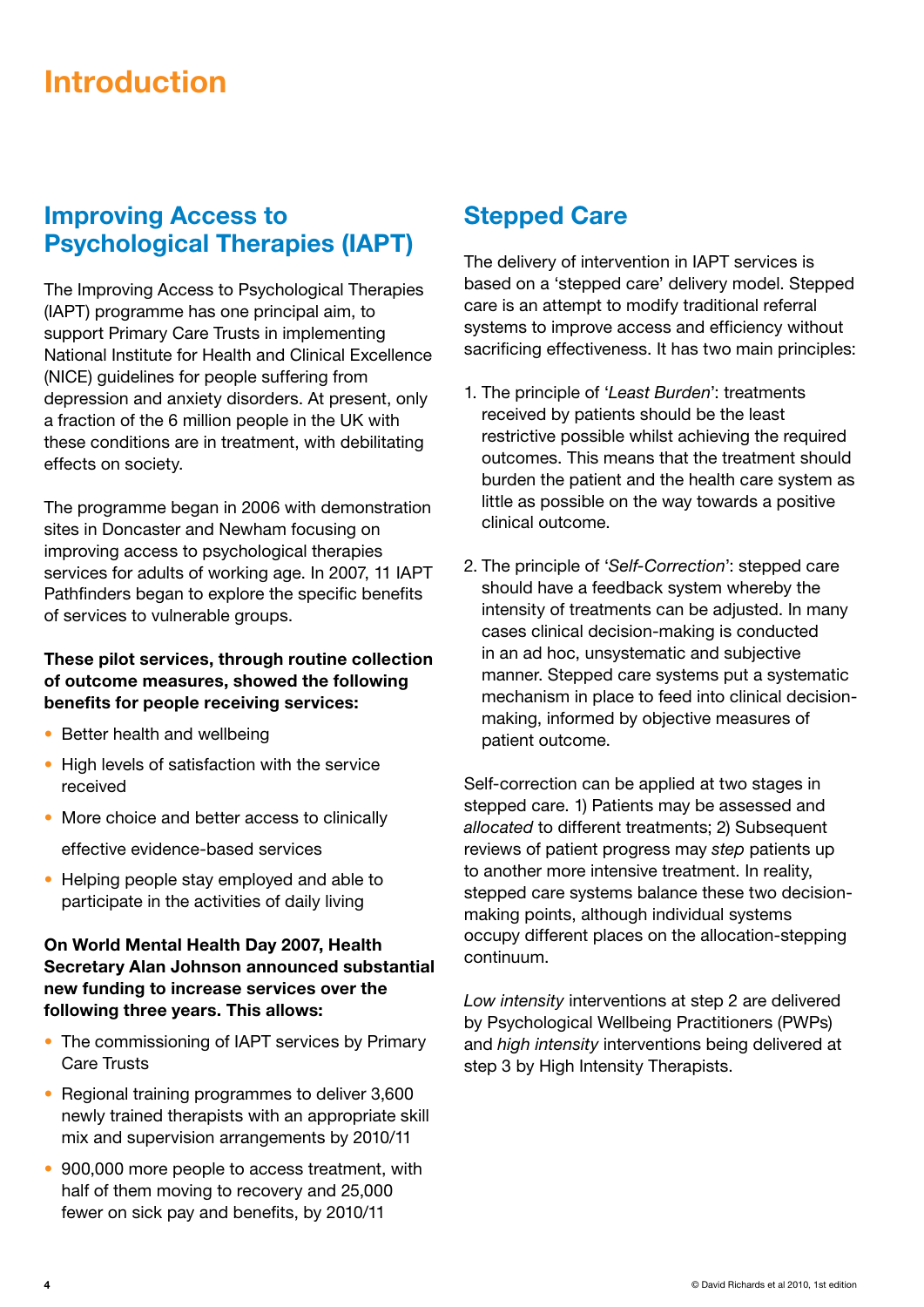# Introduction

## Improving Access to Psychological Therapies (IAPT)

The Improving Access to Psychological Therapies (IAPT) programme has one principal aim, to support Primary Care Trusts in implementing National Institute for Health and Clinical Excellence (NICE) guidelines for people suffering from depression and anxiety disorders. At present, only a fraction of the 6 million people in the UK with these conditions are in treatment, with debilitating effects on society.

The programme began in 2006 with demonstration sites in Doncaster and Newham focusing on improving access to psychological therapies services for adults of working age. In 2007, 11 IAPT Pathfinders began to explore the specific benefits of services to vulnerable groups.

**These pilot services, through routine collection of outcome measures, showed the following benefits for people receiving services:**

- Better health and wellbeing
- High levels of satisfaction with the service received
- More choice and better access to clinically effective evidence-based services
- Helping people stay employed and able to participate in the activities of daily living

**On World Mental Health Day 2007, Health Secretary Alan Johnson announced substantial new funding to increase services over the following three years. This allows:**

- The commissioning of IAPT services by Primary Care Trusts
- Regional training programmes to deliver 3,600 newly trained therapists with an appropriate skill mix and supervision arrangements by 2010/11
- 900,000 more people to access treatment, with half of them moving to recovery and 25,000 fewer on sick pay and benefits, by 2010/11

## Stepped Care

The delivery of intervention in IAPT services is based on a 'stepped care' delivery model. Stepped care is an attempt to modify traditional referral systems to improve access and efficiency without sacrificing effectiveness. It has two main principles:

1. The principle of '*Least Burden*': treatments received by patients should be the least restrictive possible whilst achieving the required outcomes. This means that the treatment should burden the patient and the health care system as little as possible on the way towards a positive clinical outcome.
2. The principle of '*Self-Correction*': stepped care should have a feedback system whereby the intensity of treatments can be adjusted. In many cases clinical decision-making is conducted in an ad hoc, unsystematic and subjective manner. Stepped care systems put a systematic mechanism in place to feed into clinical decision-making, informed by objective measures of patient outcome.

Self-correction can be applied at two stages in stepped care. 1) Patients may be assessed and *allocated* to different treatments; 2) Subsequent reviews of patient progress may *step* patients up to another more intensive treatment. In reality, stepped care systems balance these two decision-making points, although individual systems occupy different places on the allocation-stepping continuum.

*Low intensity* interventions at step 2 are delivered by Psychological Wellbeing Practitioners (PWPs) and *high intensity* interventions being delivered at step 3 by High Intensity Therapists.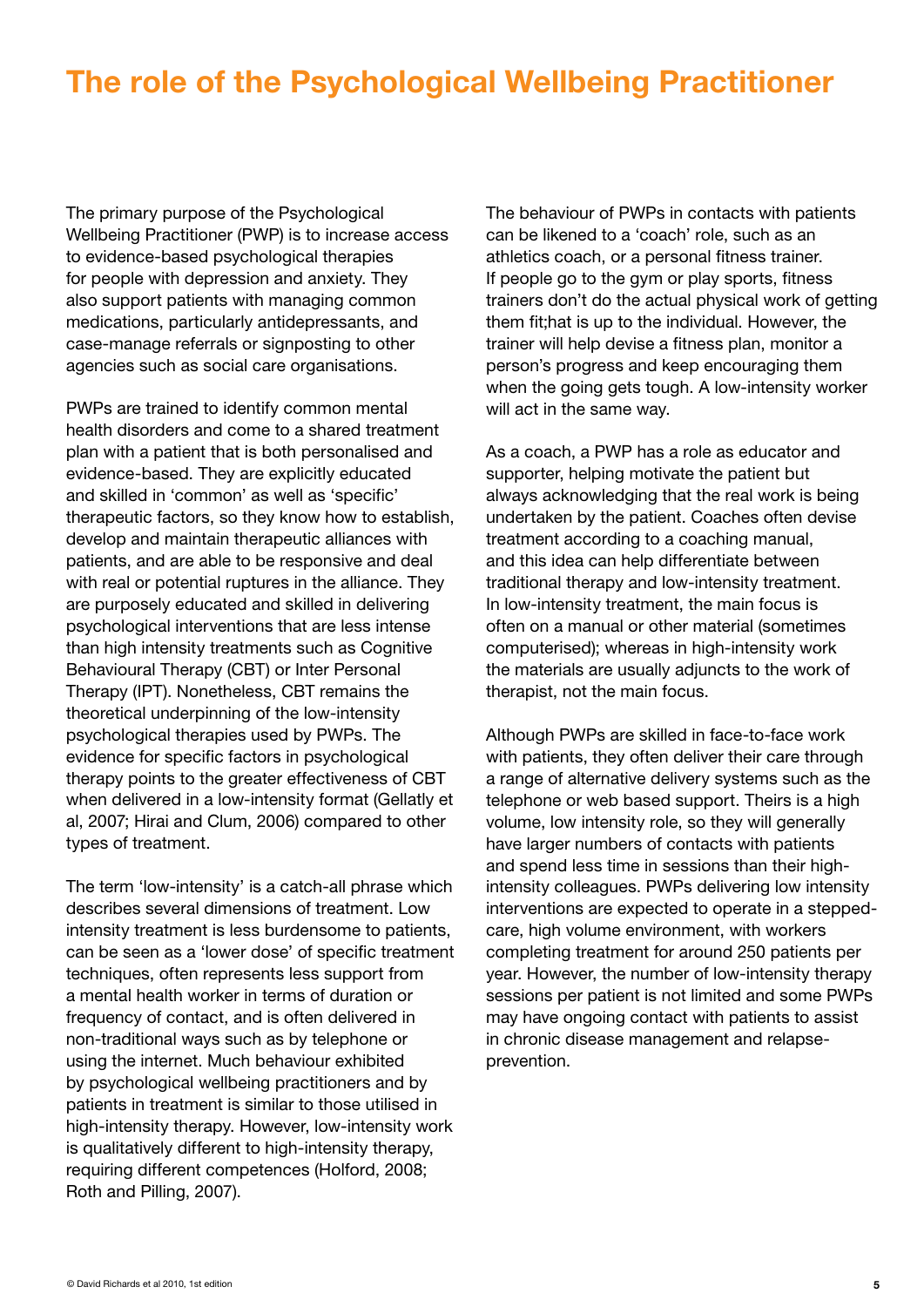# The role of the Psychological Wellbeing Practitioner

The primary purpose of the Psychological Wellbeing Practitioner (PWP) is to increase access to evidence-based psychological therapies for people with depression and anxiety. They also support patients with managing common medications, particularly antidepressants, and case-manage referrals or signposting to other agencies such as social care organisations.

PWPs are trained to identify common mental health disorders and come to a shared treatment plan with a patient that is both personalised and evidence-based. They are explicitly educated and skilled in 'common' as well as 'specific' therapeutic factors, so they know how to establish, develop and maintain therapeutic alliances with patients, and are able to be responsive and deal with real or potential ruptures in the alliance. They are purposely educated and skilled in delivering psychological interventions that are less intense than high intensity treatments such as Cognitive Behavioural Therapy (CBT) or Inter Personal Therapy (IPT). Nonetheless, CBT remains the theoretical underpinning of the low-intensity psychological therapies used by PWPs. The evidence for specific factors in psychological therapy points to the greater effectiveness of CBT when delivered in a low-intensity format (Gellatly et al, 2007; Hirai and Clum, 2006) compared to other types of treatment.

The term 'low-intensity' is a catch-all phrase which describes several dimensions of treatment. Low intensity treatment is less burdensome to patients, can be seen as a 'lower dose' of specific treatment techniques, often represents less support from a mental health worker in terms of duration or frequency of contact, and is often delivered in non-traditional ways such as by telephone or using the internet. Much behaviour exhibited by psychological wellbeing practitioners and by patients in treatment is similar to those utilised in high-intensity therapy. However, low-intensity work is qualitatively different to high-intensity therapy, requiring different competences (Holford, 2008; Roth and Pilling, 2007).

The behaviour of PWPs in contacts with patients can be likened to a 'coach' role, such as an athletics coach, or a personal fitness trainer. If people go to the gym or play sports, fitness trainers don't do the actual physical work of getting them fit;hat is up to the individual. However, the trainer will help devise a fitness plan, monitor a person's progress and keep encouraging them when the going gets tough. A low-intensity worker will act in the same way.

As a coach, a PWP has a role as educator and supporter, helping motivate the patient but always acknowledging that the real work is being undertaken by the patient. Coaches often devise treatment according to a coaching manual, and this idea can help differentiate between traditional therapy and low-intensity treatment. In low-intensity treatment, the main focus is often on a manual or other material (sometimes computerised); whereas in high-intensity work the materials are usually adjuncts to the work of therapist, not the main focus.

Although PWPs are skilled in face-to-face work with patients, they often deliver their care through a range of alternative delivery systems such as the telephone or web based support. Theirs is a high volume, low intensity role, so they will generally have larger numbers of contacts with patients and spend less time in sessions than their high-intensity colleagues. PWPs delivering low intensity interventions are expected to operate in a stepped-care, high volume environment, with workers completing treatment for around 250 patients per year. However, the number of low-intensity therapy sessions per patient is not limited and some PWPs may have ongoing contact with patients to assist in chronic disease management and relapse-prevention.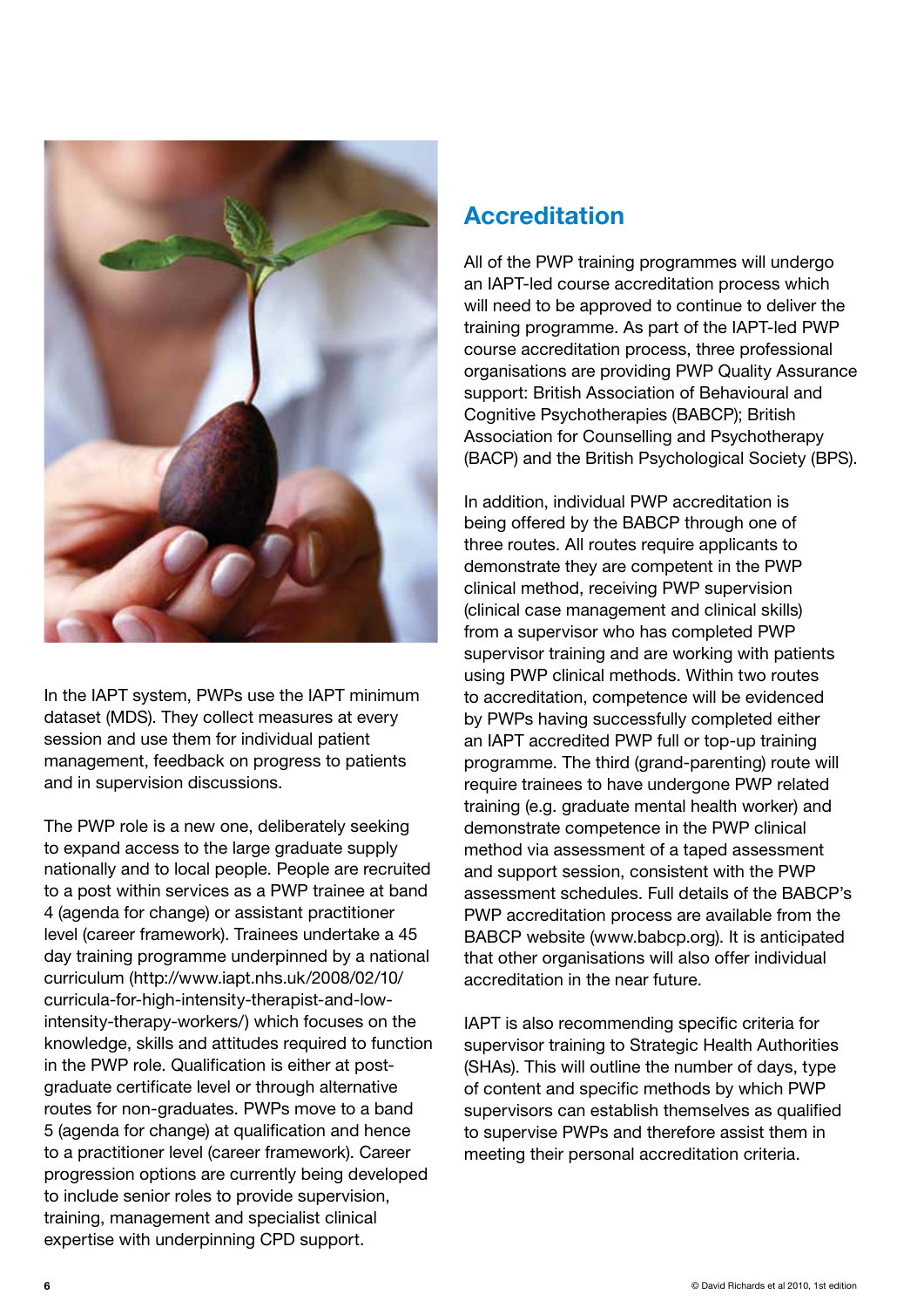In the IAPT system, PWPs use the IAPT minimum dataset (MDS). They collect measures at every session and use them for individual patient management, feedback on progress to patients and in supervision discussions.

The PWP role is a new one, deliberately seeking to expand access to the large graduate supply nationally and to local people. People are recruited to a post within services as a PWP trainee at band 4 (agenda for change) or assistant practitioner level (career framework). Trainees undertake a 45 day training programme underpinned by a national curriculum (http://www.iapt.nhs.uk/2008/02/10/curricula-for-high-intensity-therapist-and-low-intensity-therapy-workers/) which focuses on the knowledge, skills and attitudes required to function in the PWP role. Qualification is either at post-graduate certificate level or through alternative routes for non-graduates. PWPs move to a band 5 (agenda for change) at qualification and hence to a practitioner level (career framework). Career progression options are currently being developed to include senior roles to provide supervision, training, management and specialist clinical expertise with underpinning CPD support.

## Accreditation

All of the PWP training programmes will undergo an IAPT-led course accreditation process which will need to be approved to continue to deliver the training programme. As part of the IAPT-led PWP course accreditation process, three professional organisations are providing PWP Quality Assurance support: British Association of Behavioural and Cognitive Psychotherapies (BABCP); British Association for Counselling and Psychotherapy (BACP) and the British Psychological Society (BPS).

In addition, individual PWP accreditation is being offered by the BABCP through one of three routes. All routes require applicants to demonstrate they are competent in the PWP clinical method, receiving PWP supervision (clinical case management and clinical skills) from a supervisor who has completed PWP supervisor training and are working with patients using PWP clinical methods. Within two routes to accreditation, competence will be evidenced by PWPs having successfully completed either an IAPT accredited PWP full or top-up training programme. The third (grand-parenting) route will require trainees to have undergone PWP related training (e.g. graduate mental health worker) and demonstrate competence in the PWP clinical method via assessment of a taped assessment and support session, consistent with the PWP assessment schedules. Full details of the BABCP's PWP accreditation process are available from the BABCP website (www.babcp.org). It is anticipated that other organisations will also offer individual accreditation in the near future.

IAPT is also recommending specific criteria for supervisor training to Strategic Health Authorities (SHAs). This will outline the number of days, type of content and specific methods by which PWP supervisors can establish themselves as qualified to supervise PWPs and therefore assist them in meeting their personal accreditation criteria.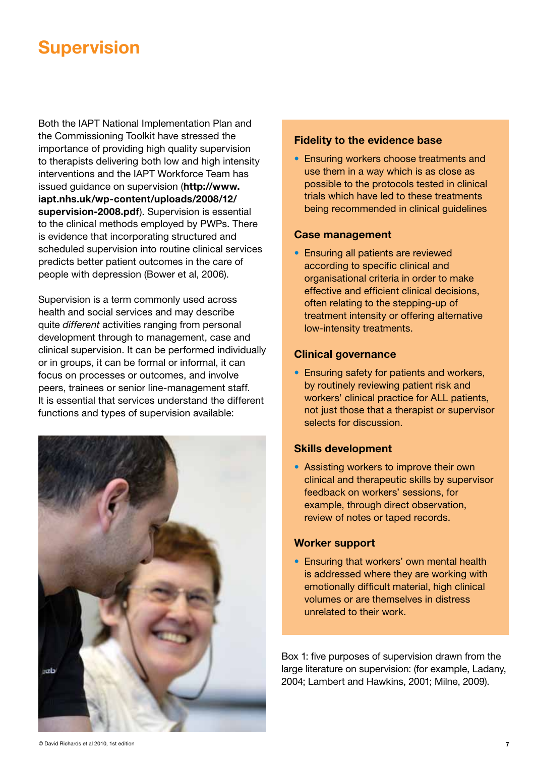# Supervision

Both the IAPT National Implementation Plan and the Commissioning Toolkit have stressed the importance of providing high quality supervision to therapists delivering both low and high intensity interventions and the IAPT Workforce Team has issued guidance on supervision (**http://www.iapt.nhs.uk/wp-content/uploads/2008/12/supervision-2008.pdf**). Supervision is essential to the clinical methods employed by PWPs. There is evidence that incorporating structured and scheduled supervision into routine clinical services predicts better patient outcomes in the care of people with depression (Bower et al, 2006).

Supervision is a term commonly used across health and social services and may describe quite *different* activities ranging from personal development through to management, case and clinical supervision. It can be performed individually or in groups, it can be formal or informal, it can focus on processes or outcomes, and involve peers, trainees or senior line-management staff. It is essential that services understand the different functions and types of supervision available:

### Fidelity to the evidence base

- Ensuring workers choose treatments and use them in a way which is as close as possible to the protocols tested in clinical trials which have led to these treatments being recommended in clinical guidelines

### Case management

- Ensuring all patients are reviewed according to specific clinical and organisational criteria in order to make effective and efficient clinical decisions, often relating to the stepping-up of treatment intensity or offering alternative low-intensity treatments.

### Clinical governance

- Ensuring safety for patients and workers, by routinely reviewing patient risk and workers' clinical practice for ALL patients, not just those that a therapist or supervisor selects for discussion.

### Skills development

- Assisting workers to improve their own clinical and therapeutic skills by supervisor feedback on workers' sessions, for example, through direct observation, review of notes or taped records.

### Worker support

- Ensuring that workers' own mental health is addressed where they are working with emotionally difficult material, high clinical volumes or are themselves in distress unrelated to their work.

Box 1: five purposes of supervision drawn from the large literature on supervision: (for example, Ladany, 2004; Lambert and Hawkins, 2001; Milne, 2009).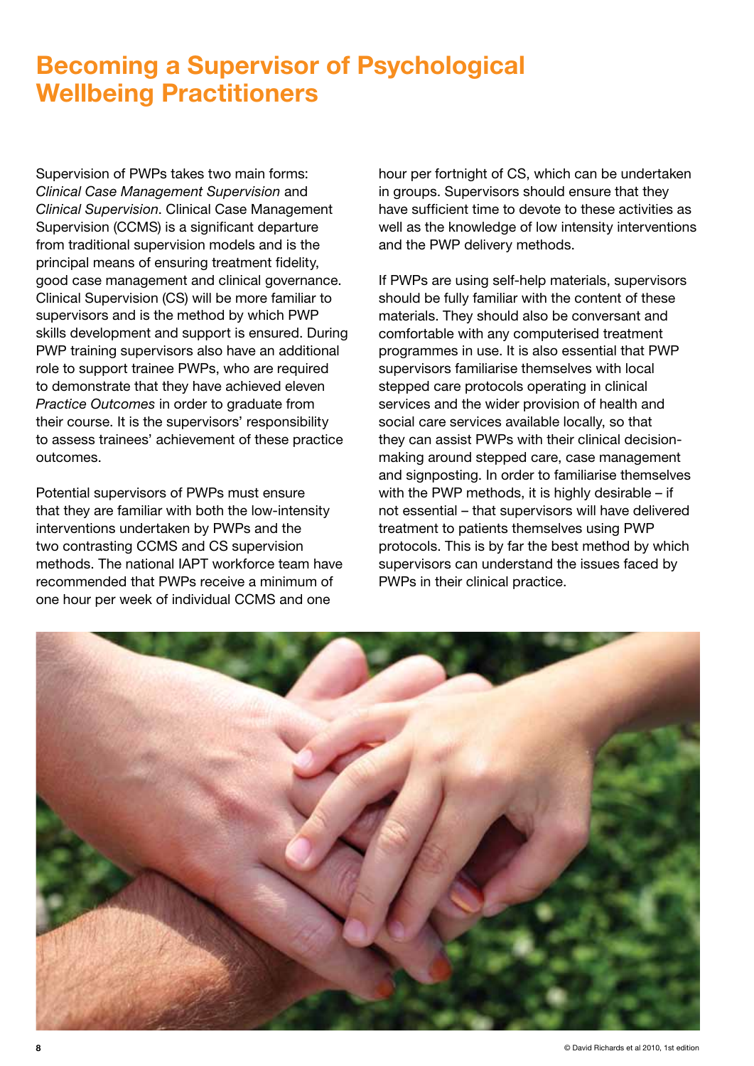# Becoming a Supervisor of Psychological Wellbeing Practitioners

Supervision of PWPs takes two main forms: *Clinical Case Management Supervision* and *Clinical Supervision*. Clinical Case Management Supervision (CCMS) is a significant departure from traditional supervision models and is the principal means of ensuring treatment fidelity, good case management and clinical governance. Clinical Supervision (CS) will be more familiar to supervisors and is the method by which PWP skills development and support is ensured. During PWP training supervisors also have an additional role to support trainee PWPs, who are required to demonstrate that they have achieved eleven *Practice Outcomes* in order to graduate from their course. It is the supervisors' responsibility to assess trainees' achievement of these practice outcomes.

Potential supervisors of PWPs must ensure that they are familiar with both the low-intensity interventions undertaken by PWPs and the two contrasting CCMS and CS supervision methods. The national IAPT workforce team have recommended that PWPs receive a minimum of one hour per week of individual CCMS and one hour per fortnight of CS, which can be undertaken in groups. Supervisors should ensure that they have sufficient time to devote to these activities as well as the knowledge of low intensity interventions and the PWP delivery methods.

If PWPs are using self-help materials, supervisors should be fully familiar with the content of these materials. They should also be conversant and comfortable with any computerised treatment programmes in use. It is also essential that PWP supervisors familiarise themselves with local stepped care protocols operating in clinical services and the wider provision of health and social care services available locally, so that they can assist PWPs with their clinical decision-making around stepped care, case management and signposting. In order to familiarise themselves with the PWP methods, it is highly desirable – if not essential – that supervisors will have delivered treatment to patients themselves using PWP protocols. This is by far the best method by which supervisors can understand the issues faced by PWPs in their clinical practice.

© David Richards et al 2010, 1st edition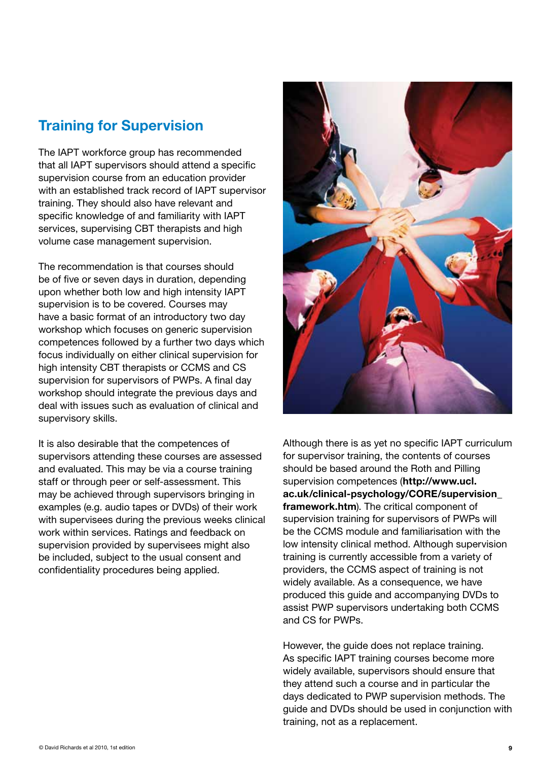## Training for Supervision

The IAPT workforce group has recommended that all IAPT supervisors should attend a specific supervision course from an education provider with an established track record of IAPT supervisor training. They should also have relevant and specific knowledge of and familiarity with IAPT services, supervising CBT therapists and high volume case management supervision.

The recommendation is that courses should be of five or seven days in duration, depending upon whether both low and high intensity IAPT supervision is to be covered. Courses may have a basic format of an introductory two day workshop which focuses on generic supervision competences followed by a further two days which focus individually on either clinical supervision for high intensity CBT therapists or CCMS and CS supervision for supervisors of PWPs. A final day workshop should integrate the previous days and deal with issues such as evaluation of clinical and supervisory skills.

It is also desirable that the competences of supervisors attending these courses are assessed and evaluated. This may be via a course training staff or through peer or self-assessment. This may be achieved through supervisors bringing in examples (e.g. audio tapes or DVDs) of their work with supervisees during the previous weeks clinical work within services. Ratings and feedback on supervision provided by supervisees might also be included, subject to the usual consent and confidentiality procedures being applied.

Although there is as yet no specific IAPT curriculum for supervisor training, the contents of courses should be based around the Roth and Pilling supervision competences (**http://www.ucl.ac.uk/clinical-psychology/CORE/supervision_framework.htm**). The critical component of supervision training for supervisors of PWPs will be the CCMS module and familiarisation with the low intensity clinical method. Although supervision training is currently accessible from a variety of providers, the CCMS aspect of training is not widely available. As a consequence, we have produced this guide and accompanying DVDs to assist PWP supervisors undertaking both CCMS and CS for PWPs.

However, the guide does not replace training. As specific IAPT training courses become more widely available, supervisors should ensure that they attend such a course and in particular the days dedicated to PWP supervision methods. The guide and DVDs should be used in conjunction with training, not as a replacement.

© David Richards et al 2010, 1st edition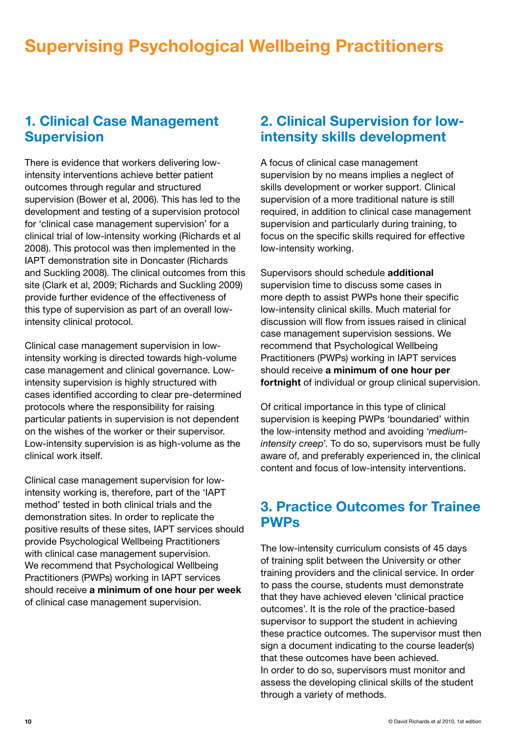# Supervising Psychological Wellbeing Practitioners

## 1. Clinical Case Management Supervision

There is evidence that workers delivering low-intensity interventions achieve better patient outcomes through regular and structured supervision (Bower et al, 2006). This has led to the development and testing of a supervision protocol for 'clinical case management supervision' for a clinical trial of low-intensity working (Richards et al 2008). This protocol was then implemented in the IAPT demonstration site in Doncaster (Richards and Suckling 2008). The clinical outcomes from this site (Clark et al, 2009; Richards and Suckling 2009) provide further evidence of the effectiveness of this type of supervision as part of an overall low-intensity clinical protocol.

Clinical case management supervision in low-intensity working is directed towards high-volume case management and clinical governance. Low-intensity supervision is highly structured with cases identified according to clear pre-determined protocols where the responsibility for raising particular patients in supervision is not dependent on the wishes of the worker or their supervisor. Low-intensity supervision is as high-volume as the clinical work itself.

Clinical case management supervision for low-intensity working is, therefore, part of the 'IAPT method' tested in both clinical trials and the demonstration sites. In order to replicate the positive results of these sites, IAPT services should provide Psychological Wellbeing Practitioners with clinical case management supervision. We recommend that Psychological Wellbeing Practitioners (PWPs) working in IAPT services should receive **a minimum of one hour per week** of clinical case management supervision.

## 2. Clinical Supervision for low-intensity skills development

A focus of clinical case management supervision by no means implies a neglect of skills development or worker support. Clinical supervision of a more traditional nature is still required, in addition to clinical case management supervision and particularly during training, to focus on the specific skills required for effective low-intensity working.

Supervisors should schedule **additional** supervision time to discuss some cases in more depth to assist PWPs hone their specific low-intensity clinical skills. Much material for discussion will flow from issues raised in clinical case management supervision sessions. We recommend that Psychological Wellbeing Practitioners (PWPs) working in IAPT services should receive **a minimum of one hour per fortnight** of individual or group clinical supervision.

Of critical importance in this type of clinical supervision is keeping PWPs 'boundaried' within the low-intensity method and avoiding '*medium-intensity creep*'. To do so, supervisors must be fully aware of, and preferably experienced in, the clinical content and focus of low-intensity interventions.

## 3. Practice Outcomes for Trainee PWPs

The low-intensity curriculum consists of 45 days of training split between the University or other training providers and the clinical service. In order to pass the course, students must demonstrate that they have achieved eleven 'clinical practice outcomes'. It is the role of the practice-based supervisor to support the student in achieving these practice outcomes. The supervisor must then sign a document indicating to the course leader(s) that these outcomes have been achieved. In order to do so, supervisors must monitor and assess the developing clinical skills of the student through a variety of methods.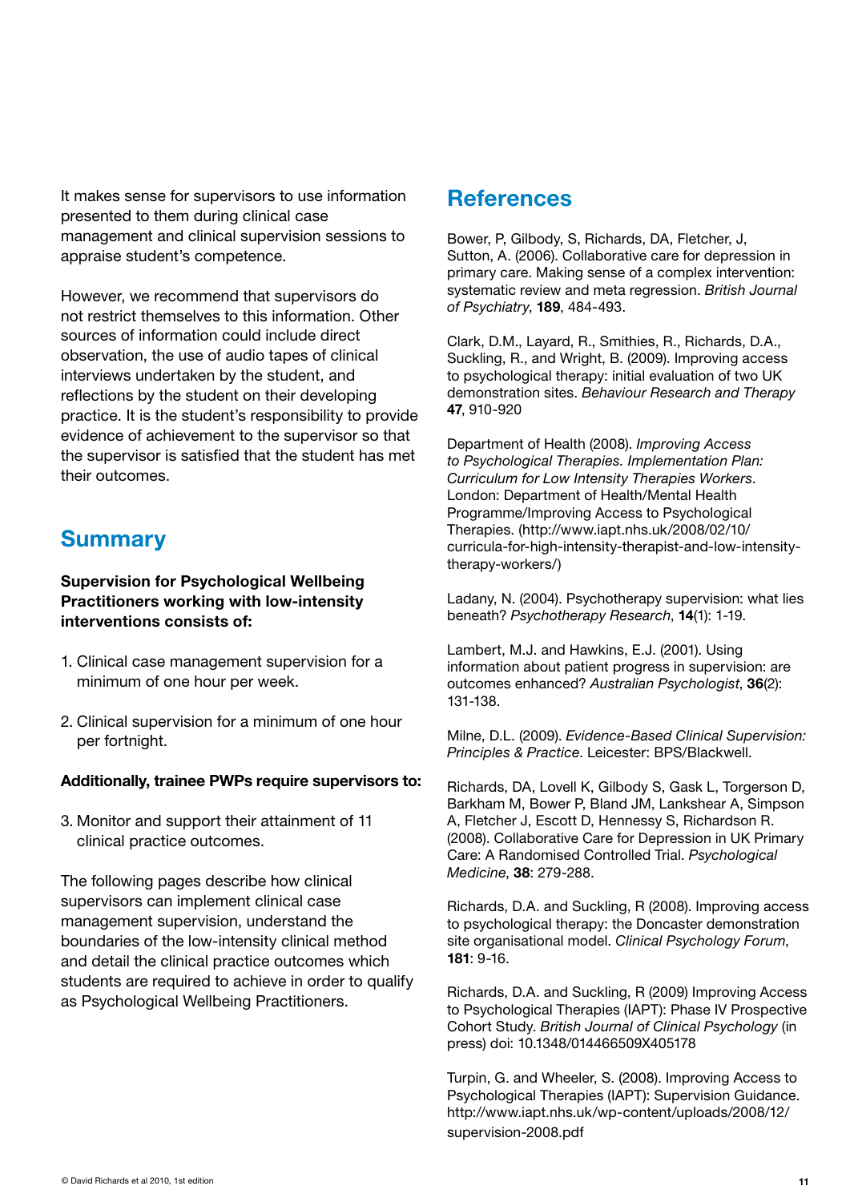It makes sense for supervisors to use information presented to them during clinical case management and clinical supervision sessions to appraise student's competence.

However, we recommend that supervisors do not restrict themselves to this information. Other sources of information could include direct observation, the use of audio tapes of clinical interviews undertaken by the student, and reflections by the student on their developing practice. It is the student's responsibility to provide evidence of achievement to the supervisor so that the supervisor is satisfied that the student has met their outcomes.

## Summary

**Supervision for Psychological Wellbeing Practitioners working with low-intensity interventions consists of:**

1. Clinical case management supervision for a minimum of one hour per week.
2. Clinical supervision for a minimum of one hour per fortnight.

**Additionally, trainee PWPs require supervisors to:**

3. Monitor and support their attainment of 11 clinical practice outcomes.

The following pages describe how clinical supervisors can implement clinical case management supervision, understand the boundaries of the low-intensity clinical method and detail the clinical practice outcomes which students are required to achieve in order to qualify as Psychological Wellbeing Practitioners.

## References

Bower, P, Gilbody, S, Richards, DA, Fletcher, J, Sutton, A. (2006). Collaborative care for depression in primary care. Making sense of a complex intervention: systematic review and meta regression. *British Journal of Psychiatry*, **189**, 484-493.

Clark, D.M., Layard, R., Smithies, R., Richards, D.A., Suckling, R., and Wright, B. (2009). Improving access to psychological therapy: initial evaluation of two UK demonstration sites. *Behaviour Research and Therapy* **47**, 910-920

Department of Health (2008). *Improving Access to Psychological Therapies. Implementation Plan: Curriculum for Low Intensity Therapies Workers*. London: Department of Health/Mental Health Programme/Improving Access to Psychological Therapies. (http://www.iapt.nhs.uk/2008/02/10/curricula-for-high-intensity-therapist-and-low-intensity-therapy-workers/)

Ladany, N. (2004). Psychotherapy supervision: what lies beneath? *Psychotherapy Research*, **14**(1): 1-19.

Lambert, M.J. and Hawkins, E.J. (2001). Using information about patient progress in supervision: are outcomes enhanced? *Australian Psychologist*, **36**(2): 131-138.

Milne, D.L. (2009). *Evidence-Based Clinical Supervision: Principles & Practice*. Leicester: BPS/Blackwell.

Richards, DA, Lovell K, Gilbody S, Gask L, Torgerson D, Barkham M, Bower P, Bland JM, Lankshear A, Simpson A, Fletcher J, Escott D, Hennessy S, Richardson R. (2008). Collaborative Care for Depression in UK Primary Care: A Randomised Controlled Trial. *Psychological Medicine*, **38**: 279-288.

Richards, D.A. and Suckling, R (2008). Improving access to psychological therapy: the Doncaster demonstration site organisational model. *Clinical Psychology Forum*, **181**: 9-16.

Richards, D.A. and Suckling, R (2009) Improving Access to Psychological Therapies (IAPT): Phase IV Prospective Cohort Study. *British Journal of Clinical Psychology* (in press) doi: 10.1348/014466509X405178

Turpin, G. and Wheeler, S. (2008). Improving Access to Psychological Therapies (IAPT): Supervision Guidance. http://www.iapt.nhs.uk/wp-content/uploads/2008/12/supervision-2008.pdf

© David Richards et al 2010, 1st edition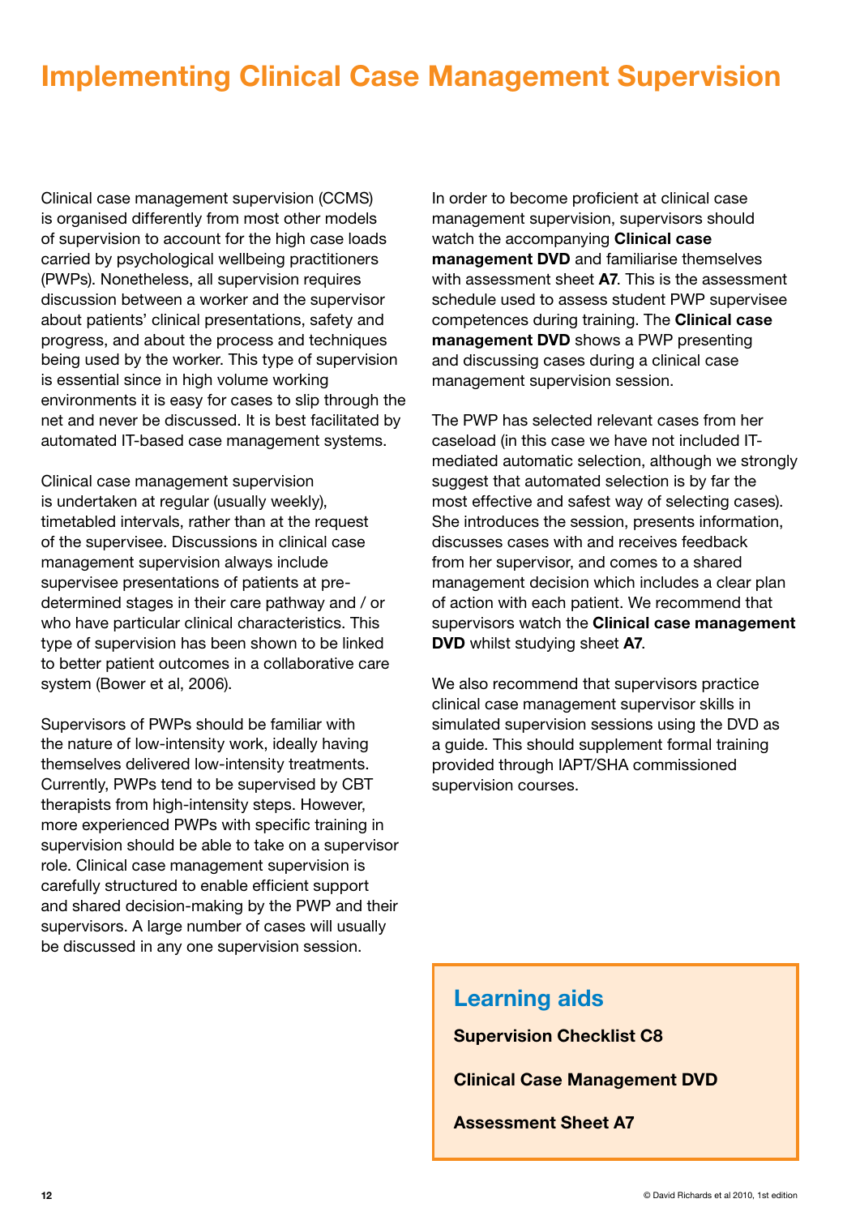# Implementing Clinical Case Management Supervision

Clinical case management supervision (CCMS) is organised differently from most other models of supervision to account for the high case loads carried by psychological wellbeing practitioners (PWPs). Nonetheless, all supervision requires discussion between a worker and the supervisor about patients' clinical presentations, safety and progress, and about the process and techniques being used by the worker. This type of supervision is essential since in high volume working environments it is easy for cases to slip through the net and never be discussed. It is best facilitated by automated IT-based case management systems.

Clinical case management supervision is undertaken at regular (usually weekly), timetabled intervals, rather than at the request of the supervisee. Discussions in clinical case management supervision always include supervisee presentations of patients at pre-determined stages in their care pathway and / or who have particular clinical characteristics. This type of supervision has been shown to be linked to better patient outcomes in a collaborative care system (Bower et al, 2006).

Supervisors of PWPs should be familiar with the nature of low-intensity work, ideally having themselves delivered low-intensity treatments. Currently, PWPs tend to be supervised by CBT therapists from high-intensity steps. However, more experienced PWPs with specific training in supervision should be able to take on a supervisor role. Clinical case management supervision is carefully structured to enable efficient support and shared decision-making by the PWP and their supervisors. A large number of cases will usually be discussed in any one supervision session.

In order to become proficient at clinical case management supervision, supervisors should watch the accompanying **Clinical case management DVD** and familiarise themselves with assessment sheet **A7**. This is the assessment schedule used to assess student PWP supervisee competences during training. The **Clinical case management DVD** shows a PWP presenting and discussing cases during a clinical case management supervision session.

The PWP has selected relevant cases from her caseload (in this case we have not included IT-mediated automatic selection, although we strongly suggest that automated selection is by far the most effective and safest way of selecting cases). She introduces the session, presents information, discusses cases with and receives feedback from her supervisor, and comes to a shared management decision which includes a clear plan of action with each patient. We recommend that supervisors watch the **Clinical case management DVD** whilst studying sheet **A7**.

We also recommend that supervisors practice clinical case management supervisor skills in simulated supervision sessions using the DVD as a guide. This should supplement formal training provided through IAPT/SHA commissioned supervision courses.

## Learning aids

**Supervision Checklist C8**

**Clinical Case Management DVD**

**Assessment Sheet A7**

© David Richards et al 2010, 1st edition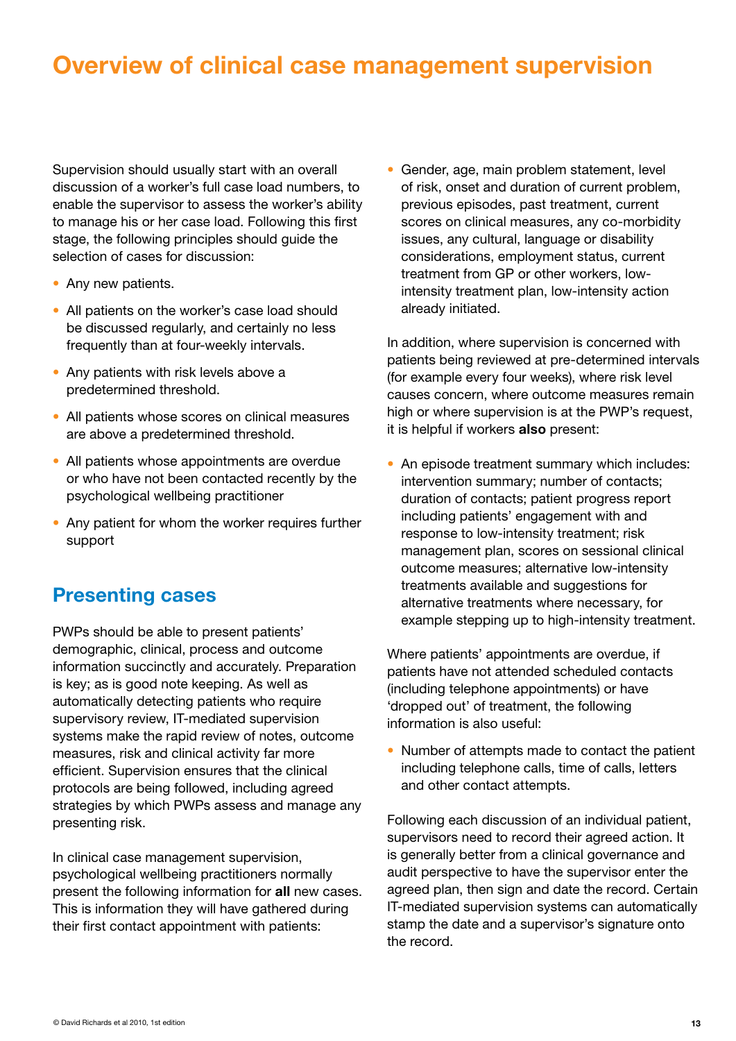# Overview of clinical case management supervision

Supervision should usually start with an overall discussion of a worker's full case load numbers, to enable the supervisor to assess the worker's ability to manage his or her case load. Following this first stage, the following principles should guide the selection of cases for discussion:

- Any new patients.
- All patients on the worker's case load should be discussed regularly, and certainly no less frequently than at four-weekly intervals.
- Any patients with risk levels above a predetermined threshold.
- All patients whose scores on clinical measures are above a predetermined threshold.
- All patients whose appointments are overdue or who have not been contacted recently by the psychological wellbeing practitioner
- Any patient for whom the worker requires further support

## Presenting cases

PWPs should be able to present patients' demographic, clinical, process and outcome information succinctly and accurately. Preparation is key; as is good note keeping. As well as automatically detecting patients who require supervisory review, IT-mediated supervision systems make the rapid review of notes, outcome measures, risk and clinical activity far more efficient. Supervision ensures that the clinical protocols are being followed, including agreed strategies by which PWPs assess and manage any presenting risk.

In clinical case management supervision, psychological wellbeing practitioners normally present the following information for **all** new cases. This is information they will have gathered during their first contact appointment with patients:

- Gender, age, main problem statement, level of risk, onset and duration of current problem, previous episodes, past treatment, current scores on clinical measures, any co-morbidity issues, any cultural, language or disability considerations, employment status, current treatment from GP or other workers, low-intensity treatment plan, low-intensity action already initiated.

In addition, where supervision is concerned with patients being reviewed at pre-determined intervals (for example every four weeks), where risk level causes concern, where outcome measures remain high or where supervision is at the PWP's request, it is helpful if workers **also** present:

- An episode treatment summary which includes: intervention summary; number of contacts; duration of contacts; patient progress report including patients' engagement with and response to low-intensity treatment; risk management plan, scores on sessional clinical outcome measures; alternative low-intensity treatments available and suggestions for alternative treatments where necessary, for example stepping up to high-intensity treatment.

Where patients' appointments are overdue, if patients have not attended scheduled contacts (including telephone appointments) or have 'dropped out' of treatment, the following information is also useful:

- Number of attempts made to contact the patient including telephone calls, time of calls, letters and other contact attempts.

Following each discussion of an individual patient, supervisors need to record their agreed action. It is generally better from a clinical governance and audit perspective to have the supervisor enter the agreed plan, then sign and date the record. Certain IT-mediated supervision systems can automatically stamp the date and a supervisor's signature onto the record.

© David Richards et al 2010, 1st edition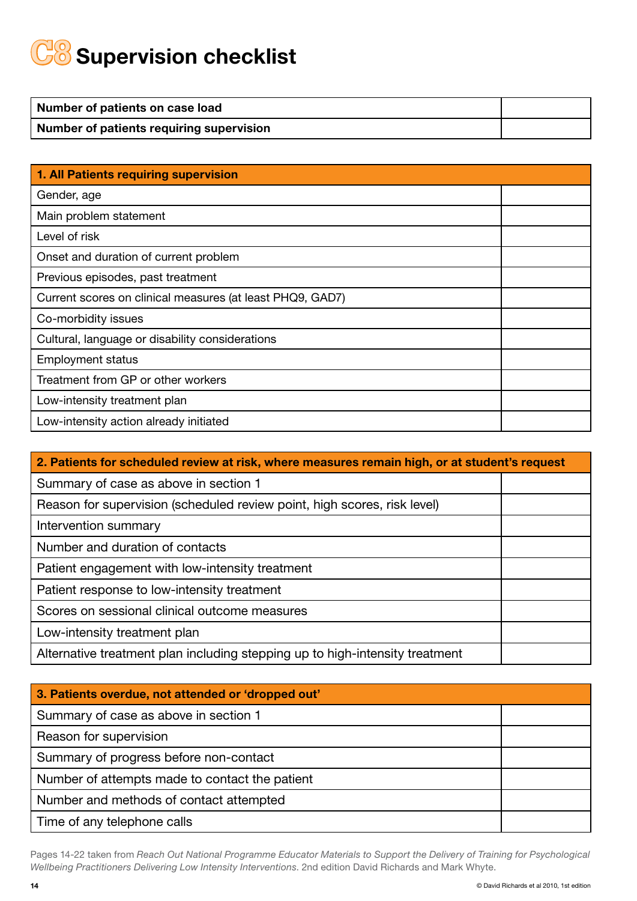# C8 Supervision checklist

| Number of patients on case load | |
|---|---|
| **Number of patients requiring supervision** | |

| 1. All Patients requiring supervision | |
|---|---|
| Gender, age | |
| Main problem statement | |
| Level of risk | |
| Onset and duration of current problem | |
| Previous episodes, past treatment | |
| Current scores on clinical measures (at least PHQ9, GAD7) | |
| Co-morbidity issues | |
| Cultural, language or disability considerations | |
| Employment status | |
| Treatment from GP or other workers | |
| Low-intensity treatment plan | |
| Low-intensity action already initiated | |

| 2. Patients for scheduled review at risk, where measures remain high, or at student's request | |
|---|---|
| Summary of case as above in section 1 | |
| Reason for supervision (scheduled review point, high scores, risk level) | |
| Intervention summary | |
| Number and duration of contacts | |
| Patient engagement with low-intensity treatment | |
| Patient response to low-intensity treatment | |
| Scores on sessional clinical outcome measures | |
| Low-intensity treatment plan | |
| Alternative treatment plan including stepping up to high-intensity treatment | |

| 3. Patients overdue, not attended or 'dropped out' | |
|---|---|
| Summary of case as above in section 1 | |
| Reason for supervision | |
| Summary of progress before non-contact | |
| Number of attempts made to contact the patient | |
| Number and methods of contact attempted | |
| Time of any telephone calls | |

Pages 14-22 taken from *Reach Out National Programme Educator Materials to Support the Delivery of Training for Psychological Wellbeing Practitioners Delivering Low Intensity Interventions.* 2nd edition David Richards and Mark Whyte.

© David Richards et al 2010, 1st edition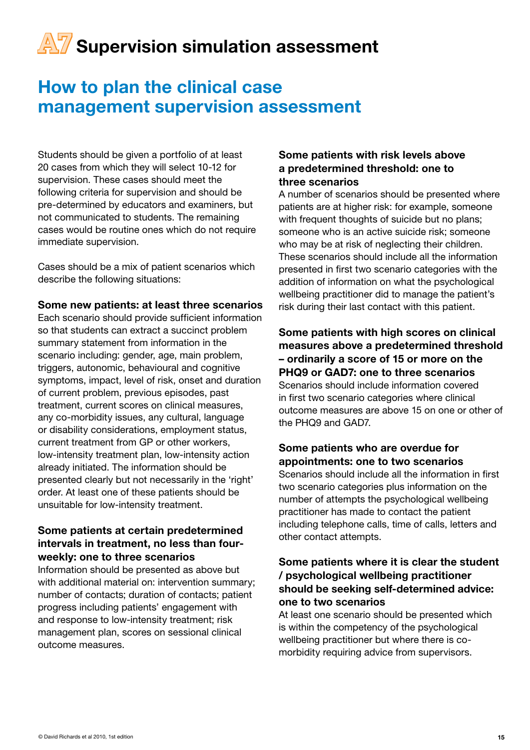# A7 Supervision simulation assessment

## How to plan the clinical case management supervision assessment

Students should be given a portfolio of at least 20 cases from which they will select 10-12 for supervision. These cases should meet the following criteria for supervision and should be pre-determined by educators and examiners, but not communicated to students. The remaining cases would be routine ones which do not require immediate supervision.

Cases should be a mix of patient scenarios which describe the following situations:

### Some new patients: at least three scenarios

Each scenario should provide sufficient information so that students can extract a succinct problem summary statement from information in the scenario including: gender, age, main problem, triggers, autonomic, behavioural and cognitive symptoms, impact, level of risk, onset and duration of current problem, previous episodes, past treatment, current scores on clinical measures, any co-morbidity issues, any cultural, language or disability considerations, employment status, current treatment from GP or other workers, low-intensity treatment plan, low-intensity action already initiated. The information should be presented clearly but not necessarily in the 'right' order. At least one of these patients should be unsuitable for low-intensity treatment.

### Some patients at certain predetermined intervals in treatment, no less than four-weekly: one to three scenarios

Information should be presented as above but with additional material on: intervention summary; number of contacts; duration of contacts; patient progress including patients' engagement with and response to low-intensity treatment; risk management plan, scores on sessional clinical outcome measures.

### Some patients with risk levels above a predetermined threshold: one to three scenarios

A number of scenarios should be presented where patients are at higher risk: for example, someone with frequent thoughts of suicide but no plans; someone who is an active suicide risk; someone who may be at risk of neglecting their children. These scenarios should include all the information presented in first two scenario categories with the addition of information on what the psychological wellbeing practitioner did to manage the patient's risk during their last contact with this patient.

### Some patients with high scores on clinical measures above a predetermined threshold – ordinarily a score of 15 or more on the PHQ9 or GAD7: one to three scenarios

Scenarios should include information covered in first two scenario categories where clinical outcome measures are above 15 on one or other of the PHQ9 and GAD7.

### Some patients who are overdue for appointments: one to two scenarios

Scenarios should include all the information in first two scenario categories plus information on the number of attempts the psychological wellbeing practitioner has made to contact the patient including telephone calls, time of calls, letters and other contact attempts.

### Some patients where it is clear the student / psychological wellbeing practitioner should be seeking self-determined advice: one to two scenarios

At least one scenario should be presented which is within the competency of the psychological wellbeing practitioner but where there is co-morbidity requiring advice from supervisors.

© David Richards et al 2010, 1st edition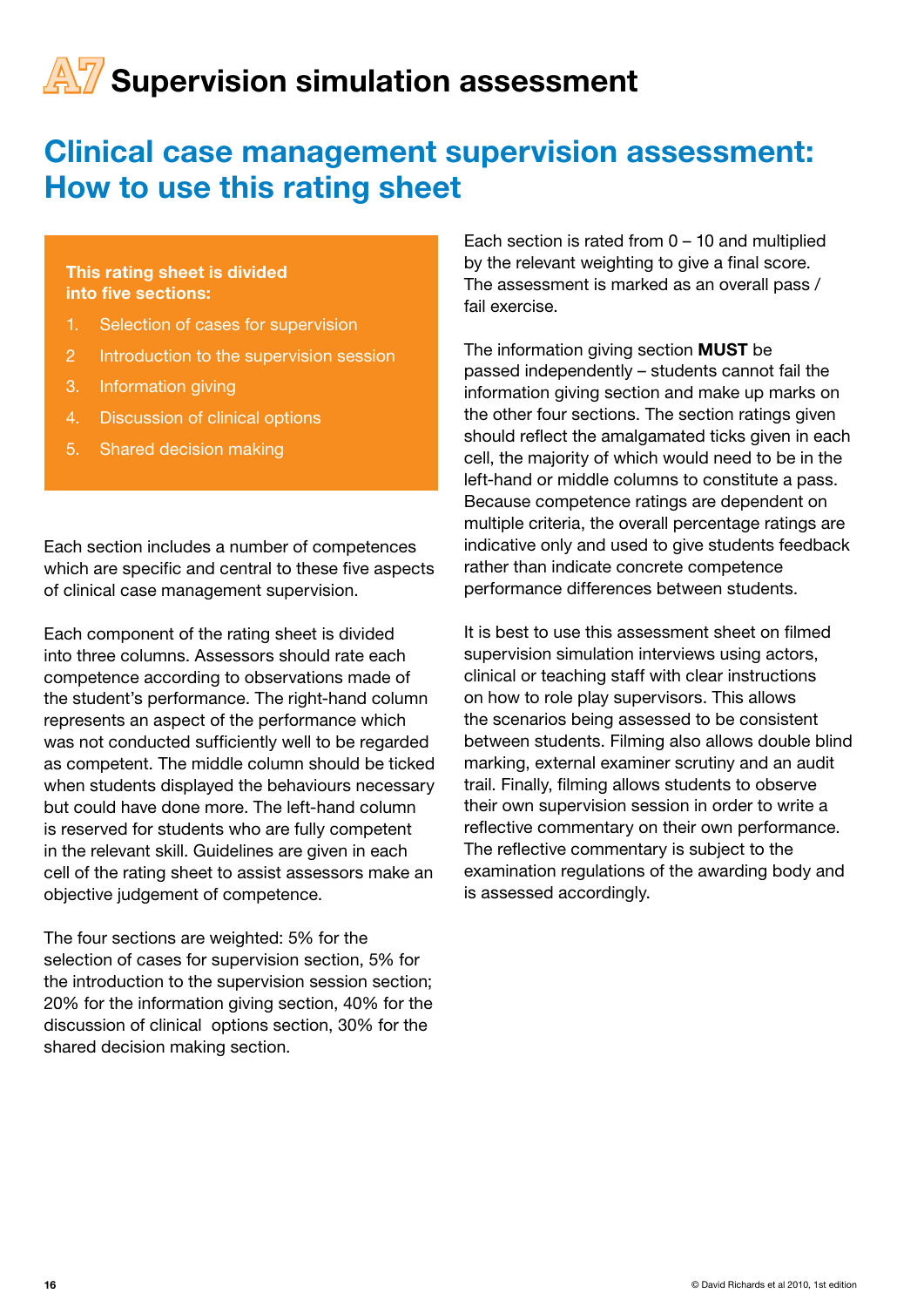# A7 Supervision simulation assessment

## Clinical case management supervision assessment: How to use this rating sheet

**This rating sheet is divided into five sections:**

1. Selection of cases for supervision
2. Introduction to the supervision session
3. Information giving
4. Discussion of clinical options
5. Shared decision making

Each section includes a number of competences which are specific and central to these five aspects of clinical case management supervision.

Each component of the rating sheet is divided into three columns. Assessors should rate each competence according to observations made of the student's performance. The right-hand column represents an aspect of the performance which was not conducted sufficiently well to be regarded as competent. The middle column should be ticked when students displayed the behaviours necessary but could have done more. The left-hand column is reserved for students who are fully competent in the relevant skill. Guidelines are given in each cell of the rating sheet to assist assessors make an objective judgement of competence.

The four sections are weighted: 5% for the selection of cases for supervision section, 5% for the introduction to the supervision session section; 20% for the information giving section, 40% for the discussion of clinical options section, 30% for the shared decision making section.

Each section is rated from 0 – 10 and multiplied by the relevant weighting to give a final score. The assessment is marked as an overall pass / fail exercise.

The information giving section **MUST** be passed independently – students cannot fail the information giving section and make up marks on the other four sections. The section ratings given should reflect the amalgamated ticks given in each cell, the majority of which would need to be in the left-hand or middle columns to constitute a pass. Because competence ratings are dependent on multiple criteria, the overall percentage ratings are indicative only and used to give students feedback rather than indicate concrete competence performance differences between students.

It is best to use this assessment sheet on filmed supervision simulation interviews using actors, clinical or teaching staff with clear instructions on how to role play supervisors. This allows the scenarios being assessed to be consistent between students. Filming also allows double blind marking, external examiner scrutiny and an audit trail. Finally, filming allows students to observe their own supervision session in order to write a reflective commentary on their own performance. The reflective commentary is subject to the examination regulations of the awarding body and is assessed accordingly.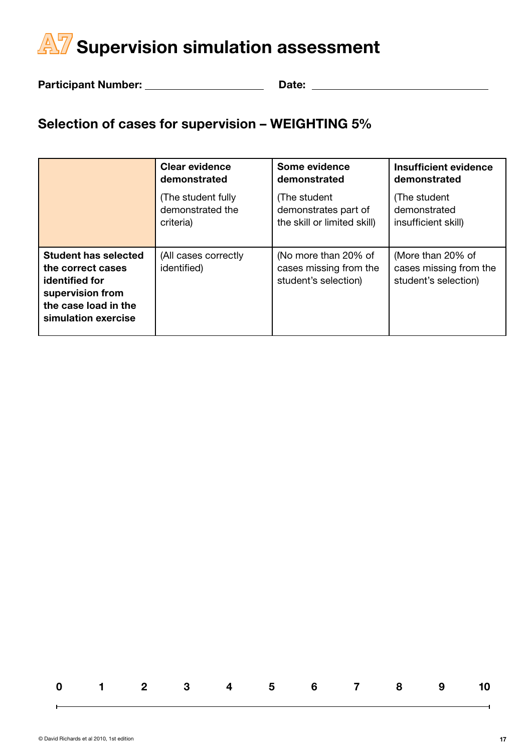# A7 Supervision simulation assessment

**Participant Number:** ____________________ **Date:** ______________________________

## Selection of cases for supervision – WEIGHTING 5%

| | **Clear evidence demonstrated** (The student fully demonstrated the criteria) | **Some evidence demonstrated** (The student demonstrates part of the skill or limited skill) | **Insufficient evidence demonstrated** (The student demonstrated insufficient skill) |
|---|---|---|---|
| **Student has selected the correct cases identified for supervision from the case load in the simulation exercise** | (All cases correctly identified) | (No more than 20% of cases missing from the student's selection) | (More than 20% of cases missing from the student's selection) |

0 1 2 3 4 5 6 7 8 9 10

© David Richards et al 2010, 1st edition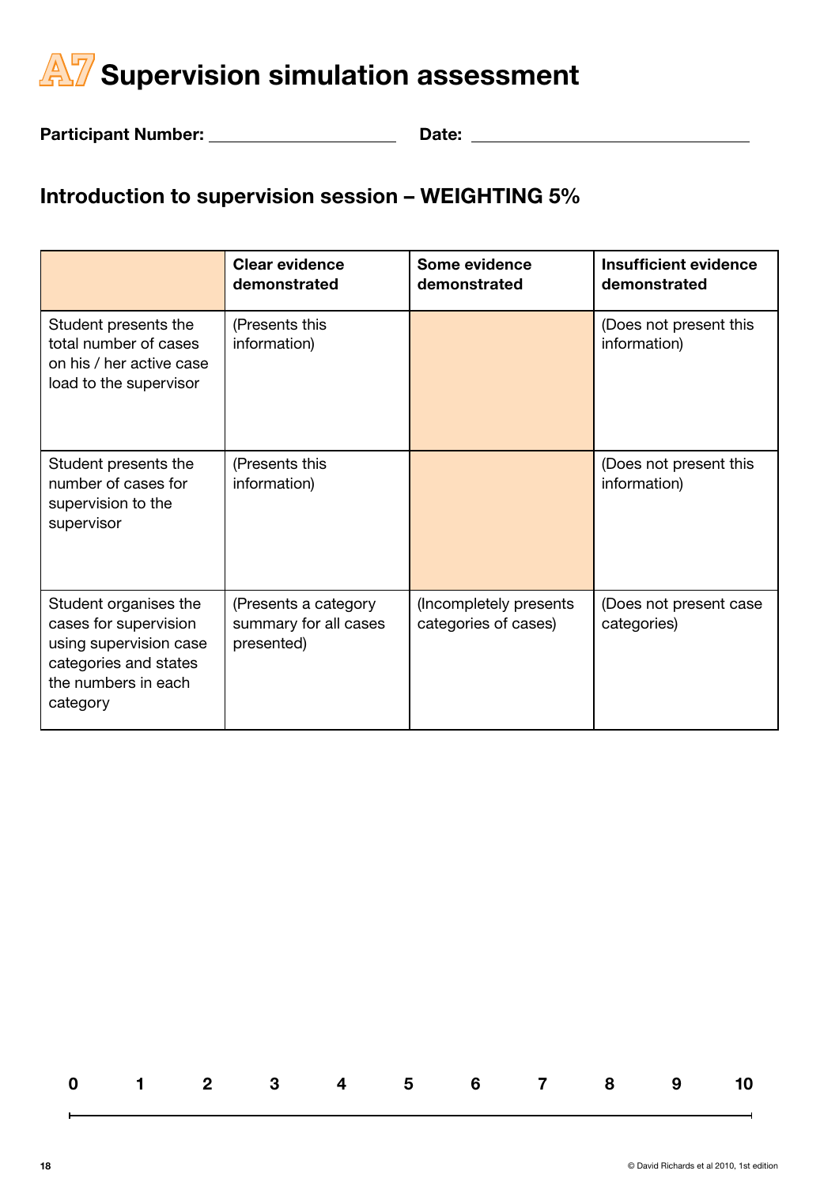# A7 Supervision simulation assessment

**Participant Number:** ____________________ **Date:** ______________________________

## Introduction to supervision session – WEIGHTING 5%

| | Clear evidence demonstrated | Some evidence demonstrated | Insufficient evidence demonstrated |
|---|---|---|---|
| Student presents the total number of cases on his / her active case load to the supervisor | (Presents this information) | | (Does not present this information) |
| Student presents the number of cases for supervision to the supervisor | (Presents this information) | | (Does not present this information) |
| Student organises the cases for supervision using supervision case categories and states the numbers in each category | (Presents a category summary for all cases presented) | (Incompletely presents categories of cases) | (Does not present case categories) |

0 1 2 3 4 5 6 7 8 9 10

© David Richards et al 2010, 1st edition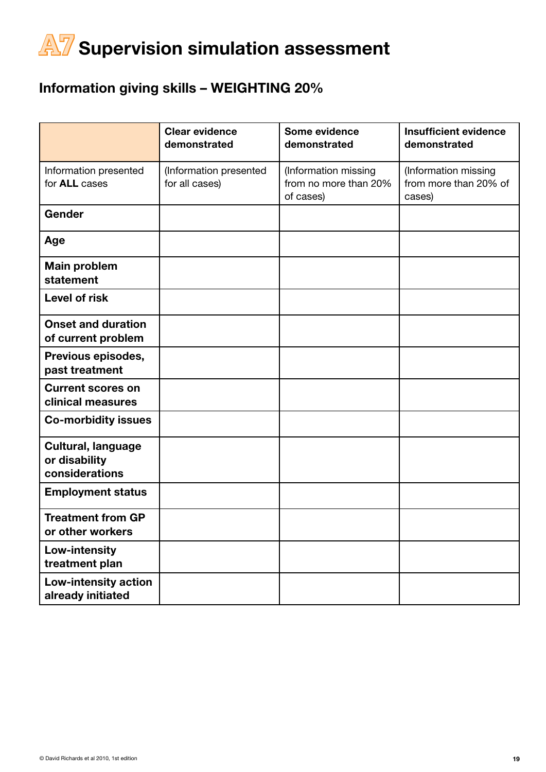# A7 Supervision simulation assessment

## Information giving skills – WEIGHTING 20%

| | Clear evidence demonstrated | Some evidence demonstrated | Insufficient evidence demonstrated |
|---|---|---|---|
| Information presented for **ALL** cases | (Information presented for all cases) | (Information missing from no more than 20% of cases) | (Information missing from more than 20% of cases) |
| **Gender** | | | |
| **Age** | | | |
| **Main problem statement** | | | |
| **Level of risk** | | | |
| **Onset and duration of current problem** | | | |
| **Previous episodes, past treatment** | | | |
| **Current scores on clinical measures** | | | |
| **Co-morbidity issues** | | | |
| **Cultural, language or disability considerations** | | | |
| **Employment status** | | | |
| **Treatment from GP or other workers** | | | |
| **Low-intensity treatment plan** | | | |
| **Low-intensity action already initiated** | | | |

© David Richards et al 2010, 1st edition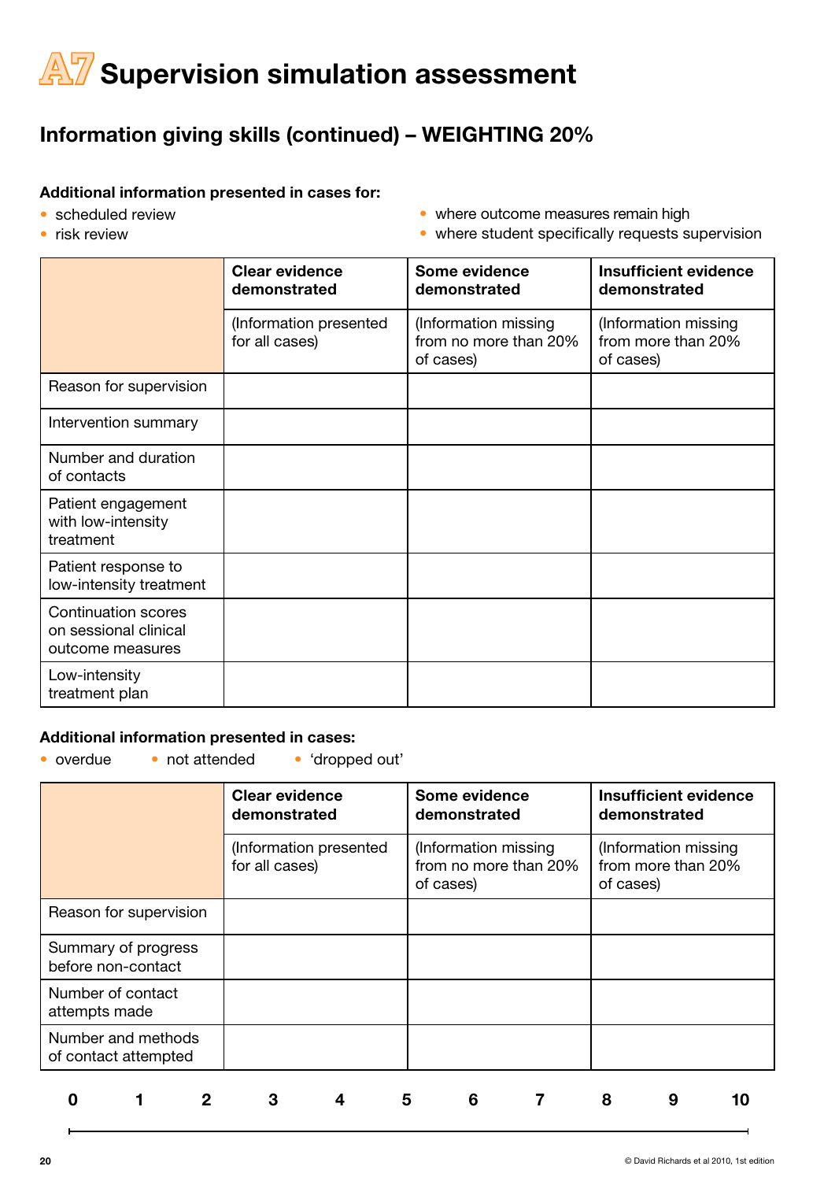# A7 Supervision simulation assessment

## Information giving skills (continued) – WEIGHTING 20%

**Additional information presented in cases for:**

- scheduled review
- risk review
- where outcome measures remain high
- where student specifically requests supervision

| | Clear evidence demonstrated | Some evidence demonstrated | Insufficient evidence demonstrated |
|---|---|---|---|
| | (Information presented for all cases) | (Information missing from no more than 20% of cases) | (Information missing from more than 20% of cases) |
| Reason for supervision | | | |
| Intervention summary | | | |
| Number and duration of contacts | | | |
| Patient engagement with low-intensity treatment | | | |
| Patient response to low-intensity treatment | | | |
| Continuation scores on sessional clinical outcome measures | | | |
| Low-intensity treatment plan | | | |

**Additional information presented in cases:**

- overdue
- not attended
- 'dropped out'

| | Clear evidence demonstrated | Some evidence demonstrated | Insufficient evidence demonstrated |
|---|---|---|---|
| | (Information presented for all cases) | (Information missing from no more than 20% of cases) | (Information missing from more than 20% of cases) |
| Reason for supervision | | | |
| Summary of progress before non-contact | | | |
| Number of contact attempts made | | | |
| Number and methods of contact attempted | | | |

0 1 2 3 4 5 6 7 8 9 10

© David Richards et al 2010, 1st edition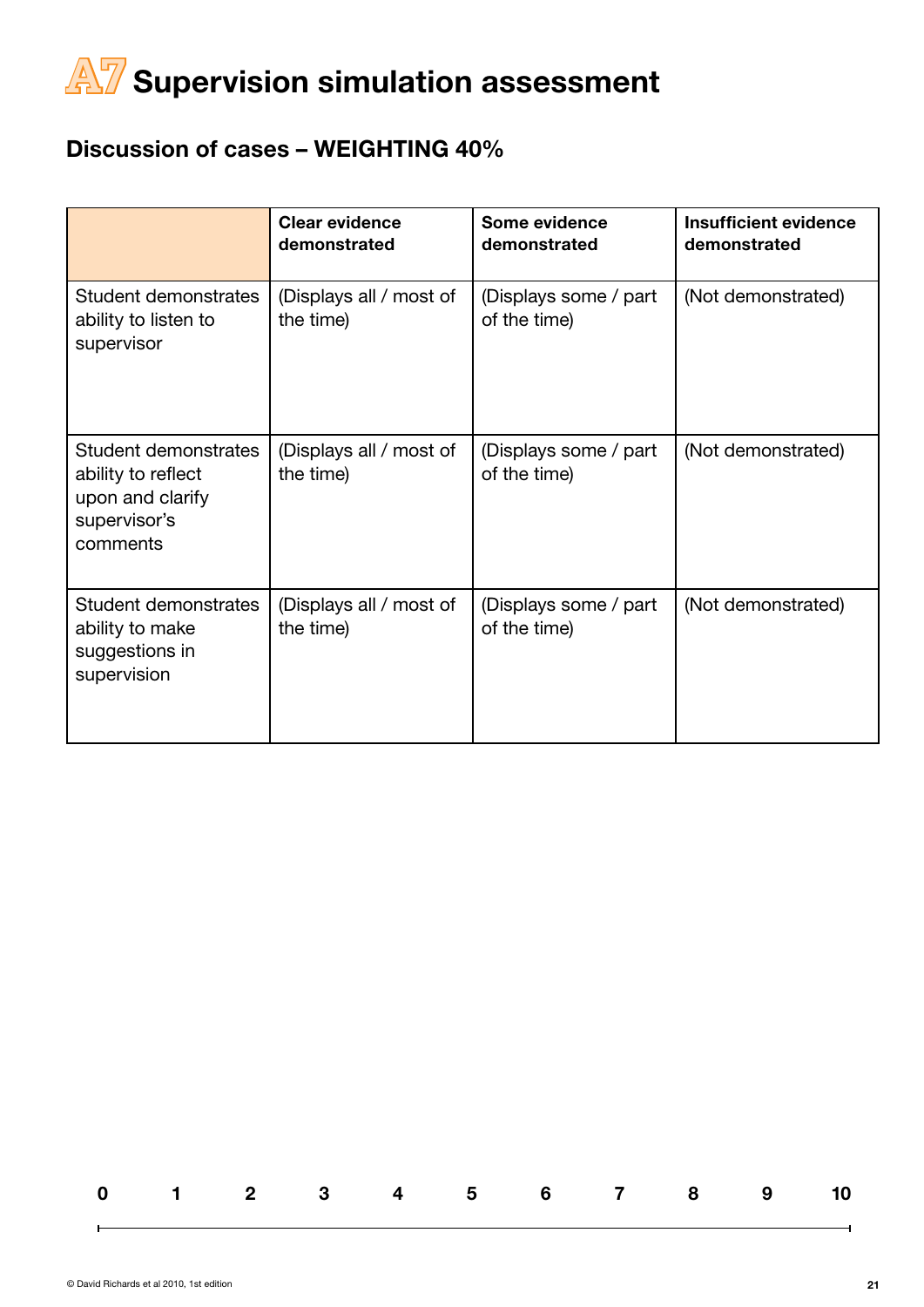# A7 Supervision simulation assessment

## Discussion of cases – WEIGHTING 40%

| | Clear evidence demonstrated | Some evidence demonstrated | Insufficient evidence demonstrated |
|---|---|---|---|
| Student demonstrates ability to listen to supervisor | (Displays all / most of the time) | (Displays some / part of the time) | (Not demonstrated) |
| Student demonstrates ability to reflect upon and clarify supervisor's comments | (Displays all / most of the time) | (Displays some / part of the time) | (Not demonstrated) |
| Student demonstrates ability to make suggestions in supervision | (Displays all / most of the time) | (Displays some / part of the time) | (Not demonstrated) |

0 1 2 3 4 5 6 7 8 9 10

© David Richards et al 2010, 1st edition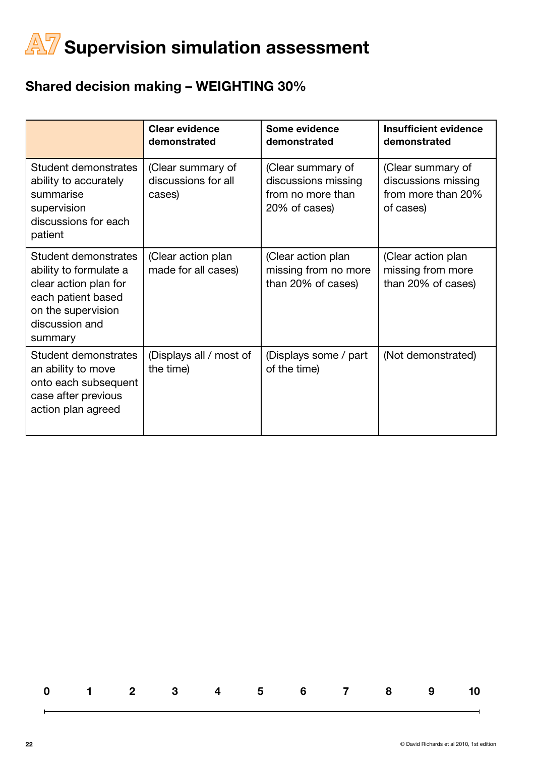# A7 Supervision simulation assessment

## Shared decision making – WEIGHTING 30%

| | **Clear evidence demonstrated** | **Some evidence demonstrated** | **Insufficient evidence demonstrated** |
|---|---|---|---|
| Student demonstrates ability to accurately summarise supervision discussions for each patient | (Clear summary of discussions for all cases) | (Clear summary of discussions missing from no more than 20% of cases) | (Clear summary of discussions missing from more than 20% of cases) |
| Student demonstrates ability to formulate a clear action plan for each patient based on the supervision discussion and summary | (Clear action plan made for all cases) | (Clear action plan missing from no more than 20% of cases) | (Clear action plan missing from more than 20% of cases) |
| Student demonstrates an ability to move onto each subsequent case after previous action plan agreed | (Displays all / most of the time) | (Displays some / part of the time) | (Not demonstrated) |

**0 1 2 3 4 5 6 7 8 9 10**

© David Richards et al 2010, 1st edition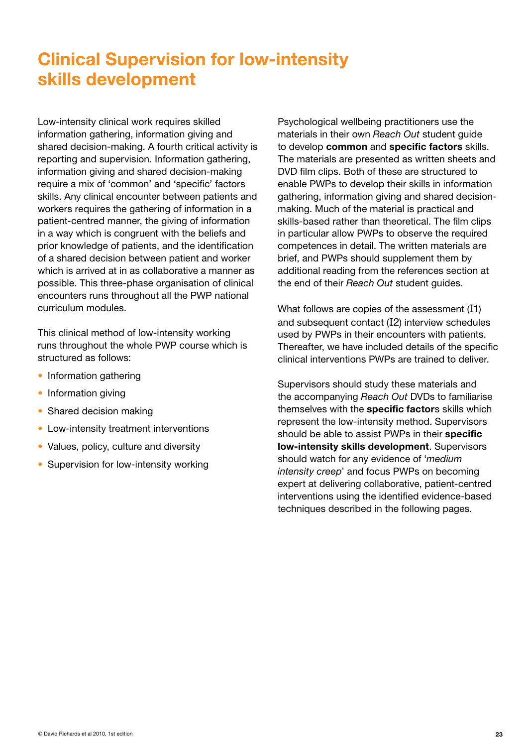# Clinical Supervision for low-intensity skills development

Low-intensity clinical work requires skilled information gathering, information giving and shared decision-making. A fourth critical activity is reporting and supervision. Information gathering, information giving and shared decision-making require a mix of 'common' and 'specific' factors skills. Any clinical encounter between patients and workers requires the gathering of information in a patient-centred manner, the giving of information in a way which is congruent with the beliefs and prior knowledge of patients, and the identification of a shared decision between patient and worker which is arrived at in as collaborative a manner as possible. This three-phase organisation of clinical encounters runs throughout all the PWP national curriculum modules.

This clinical method of low-intensity working runs throughout the whole PWP course which is structured as follows:

- Information gathering
- Information giving
- Shared decision making
- Low-intensity treatment interventions
- Values, policy, culture and diversity
- Supervision for low-intensity working

Psychological wellbeing practitioners use the materials in their own *Reach Out* student guide to develop **common** and **specific factors** skills. The materials are presented as written sheets and DVD film clips. Both of these are structured to enable PWPs to develop their skills in information gathering, information giving and shared decision-making. Much of the material is practical and skills-based rather than theoretical. The film clips in particular allow PWPs to observe the required competences in detail. The written materials are brief, and PWPs should supplement them by additional reading from the references section at the end of their *Reach Out* student guides.

What follows are copies of the assessment (I1) and subsequent contact (I2) interview schedules used by PWPs in their encounters with patients. Thereafter, we have included details of the specific clinical interventions PWPs are trained to deliver.

Supervisors should study these materials and the accompanying *Reach Out* DVDs to familiarise themselves with the **specific factor**s skills which represent the low-intensity method. Supervisors should be able to assist PWPs in their **specific low-intensity skills development**. Supervisors should watch for any evidence of '*medium intensity creep*' and focus PWPs on becoming expert at delivering collaborative, patient-centred interventions using the identified evidence-based techniques described in the following pages.

© David Richards et al 2010, 1st edition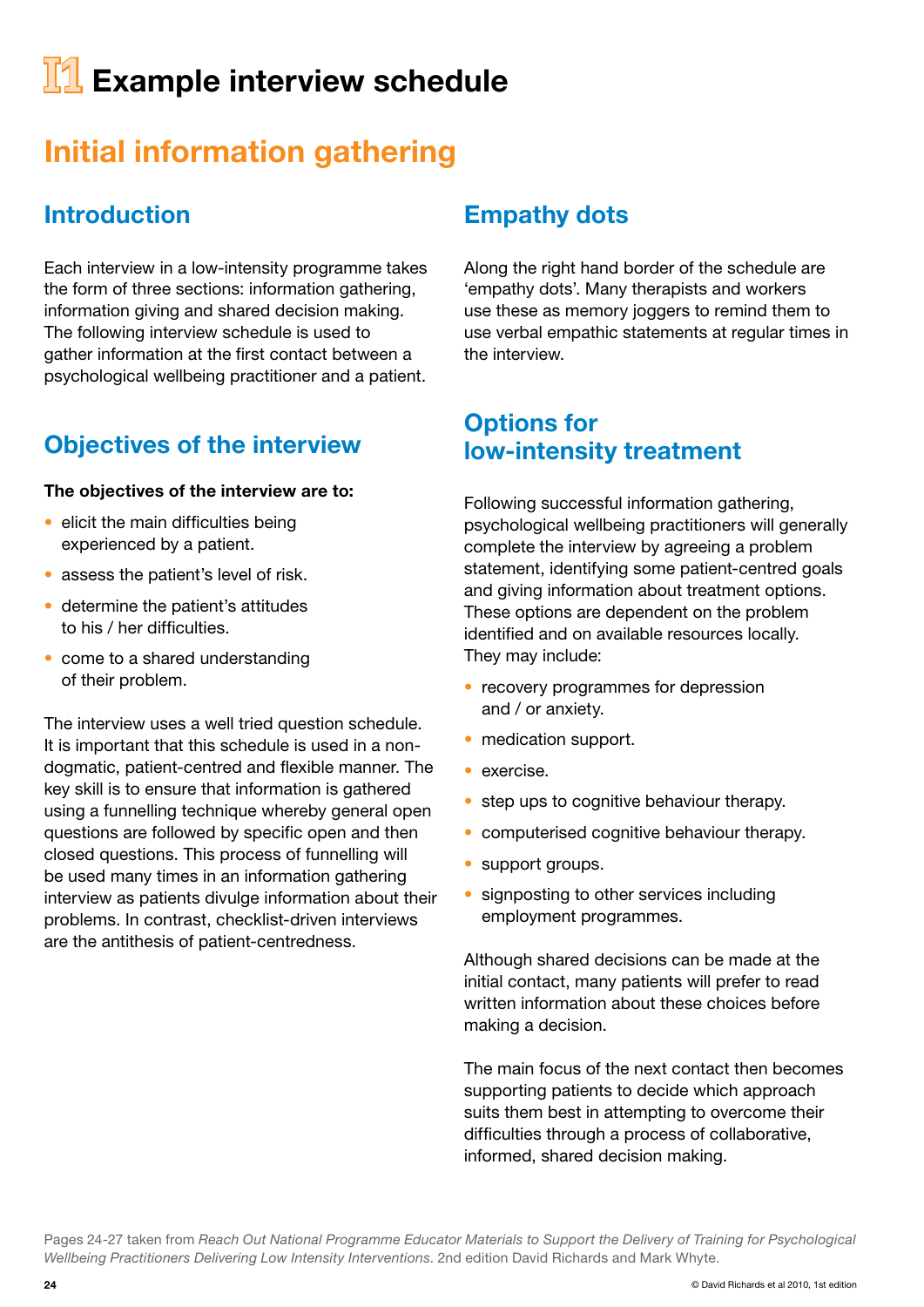# I1 Example interview schedule

## Initial information gathering

### Introduction

Each interview in a low-intensity programme takes the form of three sections: information gathering, information giving and shared decision making. The following interview schedule is used to gather information at the first contact between a psychological wellbeing practitioner and a patient.

### Objectives of the interview

**The objectives of the interview are to:**

- elicit the main difficulties being experienced by a patient.
- assess the patient's level of risk.
- determine the patient's attitudes to his / her difficulties.
- come to a shared understanding of their problem.

The interview uses a well tried question schedule. It is important that this schedule is used in a non-dogmatic, patient-centred and flexible manner. The key skill is to ensure that information is gathered using a funnelling technique whereby general open questions are followed by specific open and then closed questions. This process of funnelling will be used many times in an information gathering interview as patients divulge information about their problems. In contrast, checklist-driven interviews are the antithesis of patient-centredness.

### Empathy dots

Along the right hand border of the schedule are 'empathy dots'. Many therapists and workers use these as memory joggers to remind them to use verbal empathic statements at regular times in the interview.

### Options for low-intensity treatment

Following successful information gathering, psychological wellbeing practitioners will generally complete the interview by agreeing a problem statement, identifying some patient-centred goals and giving information about treatment options. These options are dependent on the problem identified and on available resources locally. They may include:

- recovery programmes for depression and / or anxiety.
- medication support.
- exercise.
- step ups to cognitive behaviour therapy.
- computerised cognitive behaviour therapy.
- support groups.
- signposting to other services including employment programmes.

Although shared decisions can be made at the initial contact, many patients will prefer to read written information about these choices before making a decision.

The main focus of the next contact then becomes supporting patients to decide which approach suits them best in attempting to overcome their difficulties through a process of collaborative, informed, shared decision making.

Pages 24-27 taken from *Reach Out National Programme Educator Materials to Support the Delivery of Training for Psychological Wellbeing Practitioners Delivering Low Intensity Interventions.* 2nd edition David Richards and Mark Whyte.

© David Richards et al 2010, 1st edition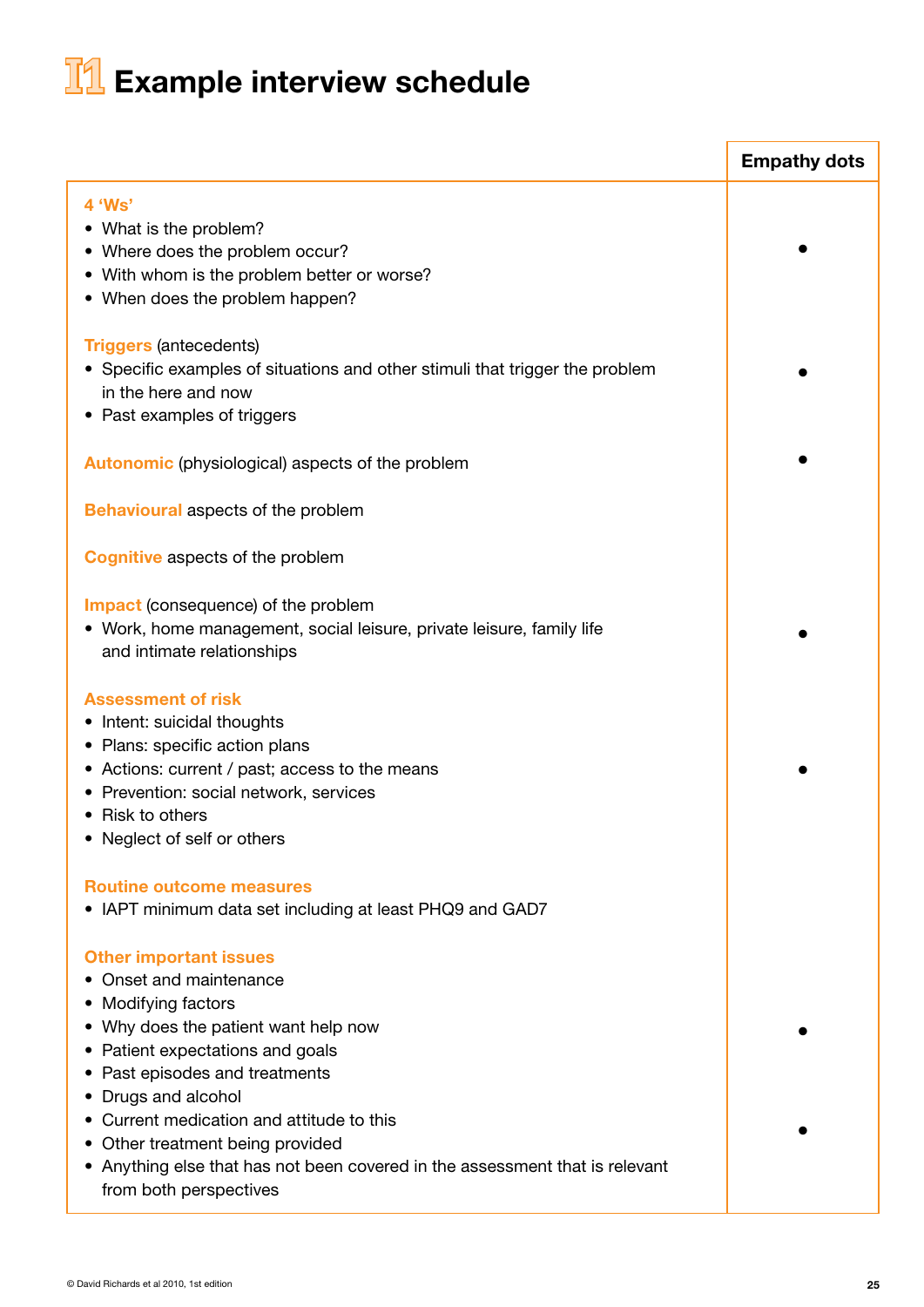# I1 Example interview schedule

| | Empathy dots |
|---|---|
| **4 'Ws'**<br>• What is the problem?<br>• Where does the problem occur?<br>• With whom is the problem better or worse?<br>• When does the problem happen? | • |
| **Triggers** (antecedents)<br>• Specific examples of situations and other stimuli that trigger the problem in the here and now<br>• Past examples of triggers | • |
| **Autonomic** (physiological) aspects of the problem | • |
| **Behavioural** aspects of the problem | |
| **Cognitive** aspects of the problem | |
| **Impact** (consequence) of the problem<br>• Work, home management, social leisure, private leisure, family life and intimate relationships | • |
| **Assessment of risk**<br>• Intent: suicidal thoughts<br>• Plans: specific action plans<br>• Actions: current / past; access to the means<br>• Prevention: social network, services<br>• Risk to others<br>• Neglect of self or others | • |
| **Routine outcome measures**<br>• IAPT minimum data set including at least PHQ9 and GAD7 | |
| **Other important issues**<br>• Onset and maintenance<br>• Modifying factors<br>• Why does the patient want help now<br>• Patient expectations and goals<br>• Past episodes and treatments<br>• Drugs and alcohol<br>• Current medication and attitude to this<br>• Other treatment being provided<br>• Anything else that has not been covered in the assessment that is relevant from both perspectives | •<br>• |

© David Richards et al 2010, 1st edition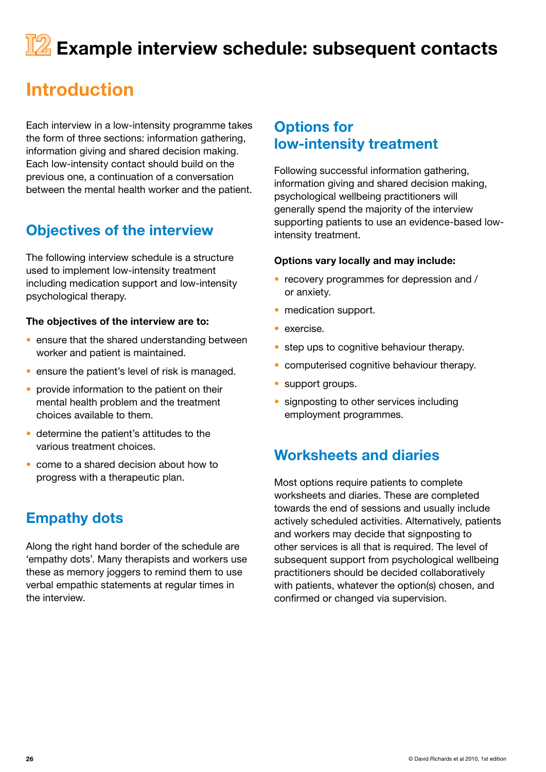# I2 Example interview schedule: subsequent contacts

## Introduction

Each interview in a low-intensity programme takes the form of three sections: information gathering, information giving and shared decision making. Each low-intensity contact should build on the previous one, a continuation of a conversation between the mental health worker and the patient.

### Objectives of the interview

The following interview schedule is a structure used to implement low-intensity treatment including medication support and low-intensity psychological therapy.

**The objectives of the interview are to:**

- ensure that the shared understanding between worker and patient is maintained.
- ensure the patient's level of risk is managed.
- provide information to the patient on their mental health problem and the treatment choices available to them.
- determine the patient's attitudes to the various treatment choices.
- come to a shared decision about how to progress with a therapeutic plan.

### Empathy dots

Along the right hand border of the schedule are 'empathy dots'. Many therapists and workers use these as memory joggers to remind them to use verbal empathic statements at regular times in the interview.

### Options for low-intensity treatment

Following successful information gathering, information giving and shared decision making, psychological wellbeing practitioners will generally spend the majority of the interview supporting patients to use an evidence-based low-intensity treatment.

**Options vary locally and may include:**

- recovery programmes for depression and / or anxiety.
- medication support.
- exercise.
- step ups to cognitive behaviour therapy.
- computerised cognitive behaviour therapy.
- support groups.
- signposting to other services including employment programmes.

### Worksheets and diaries

Most options require patients to complete worksheets and diaries. These are completed towards the end of sessions and usually include actively scheduled activities. Alternatively, patients and workers may decide that signposting to other services is all that is required. The level of subsequent support from psychological wellbeing practitioners should be decided collaboratively with patients, whatever the option(s) chosen, and confirmed or changed via supervision.

© David Richards et al 2010, 1st edition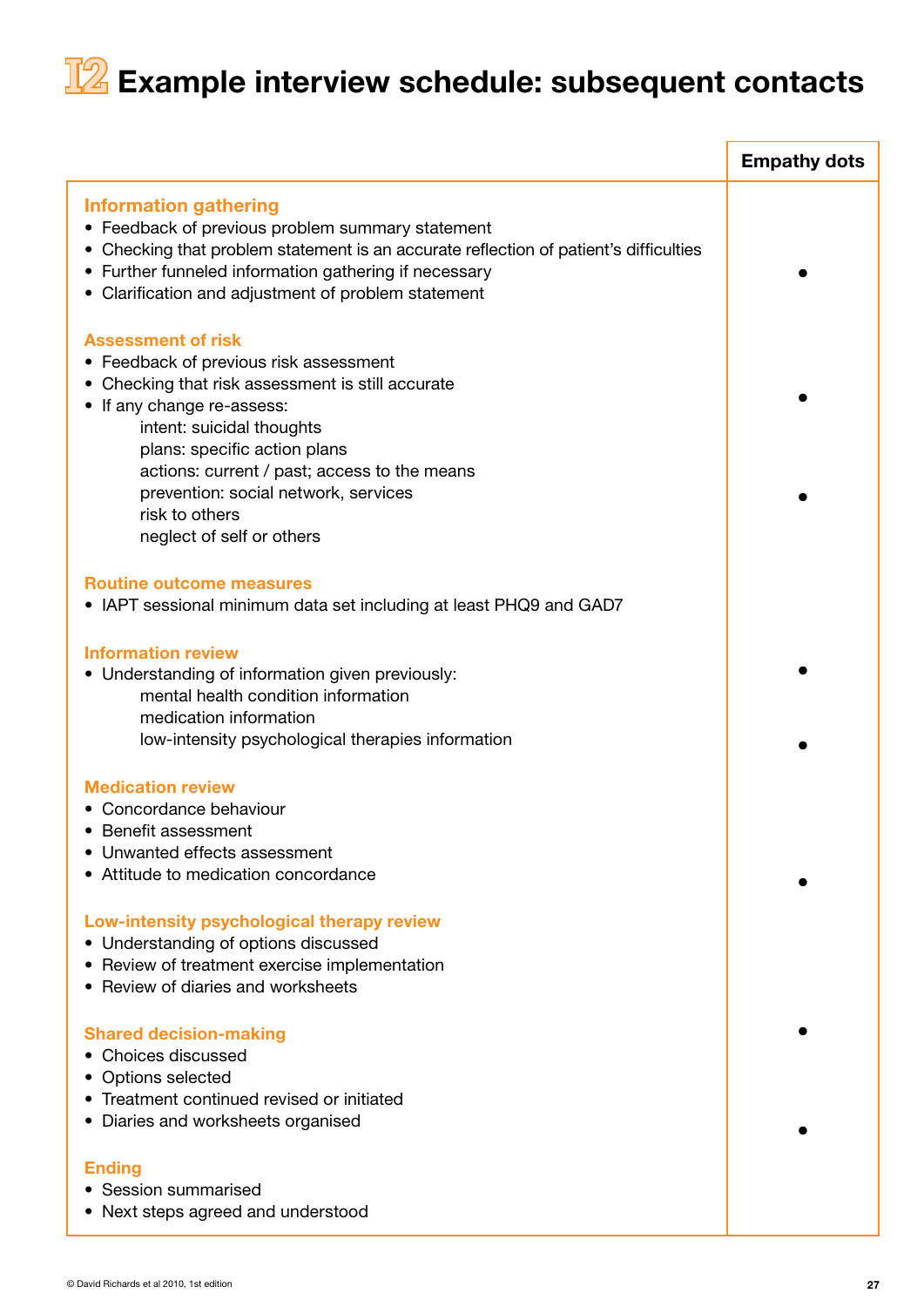# I2 Example interview schedule: subsequent contacts

| | Empathy dots |
|---|---|
| **Information gathering**<br>• Feedback of previous problem summary statement<br>• Checking that problem statement is an accurate reflection of patient's difficulties<br>• Further funneled information gathering if necessary<br>• Clarification and adjustment of problem statement | • |
| **Assessment of risk**<br>• Feedback of previous risk assessment<br>• Checking that risk assessment is still accurate<br>• If any change re-assess:<br>intent: suicidal thoughts<br>plans: specific action plans<br>actions: current / past; access to the means<br>prevention: social network, services<br>risk to others<br>neglect of self or others | •<br><br>• |
| **Routine outcome measures**<br>• IAPT sessional minimum data set including at least PHQ9 and GAD7 | |
| **Information review**<br>• Understanding of information given previously:<br>mental health condition information<br>medication information<br>low-intensity psychological therapies information | •<br><br>• |
| **Medication review**<br>• Concordance behaviour<br>• Benefit assessment<br>• Unwanted effects assessment<br>• Attitude to medication concordance | • |
| **Low-intensity psychological therapy review**<br>• Understanding of options discussed<br>• Review of treatment exercise implementation<br>• Review of diaries and worksheets | • |
| **Shared decision-making**<br>• Choices discussed<br>• Options selected<br>• Treatment continued revised or initiated<br>• Diaries and worksheets organised | • |
| **Ending**<br>• Session summarised<br>• Next steps agreed and understood | |

© David Richards et al 2010, 1st edition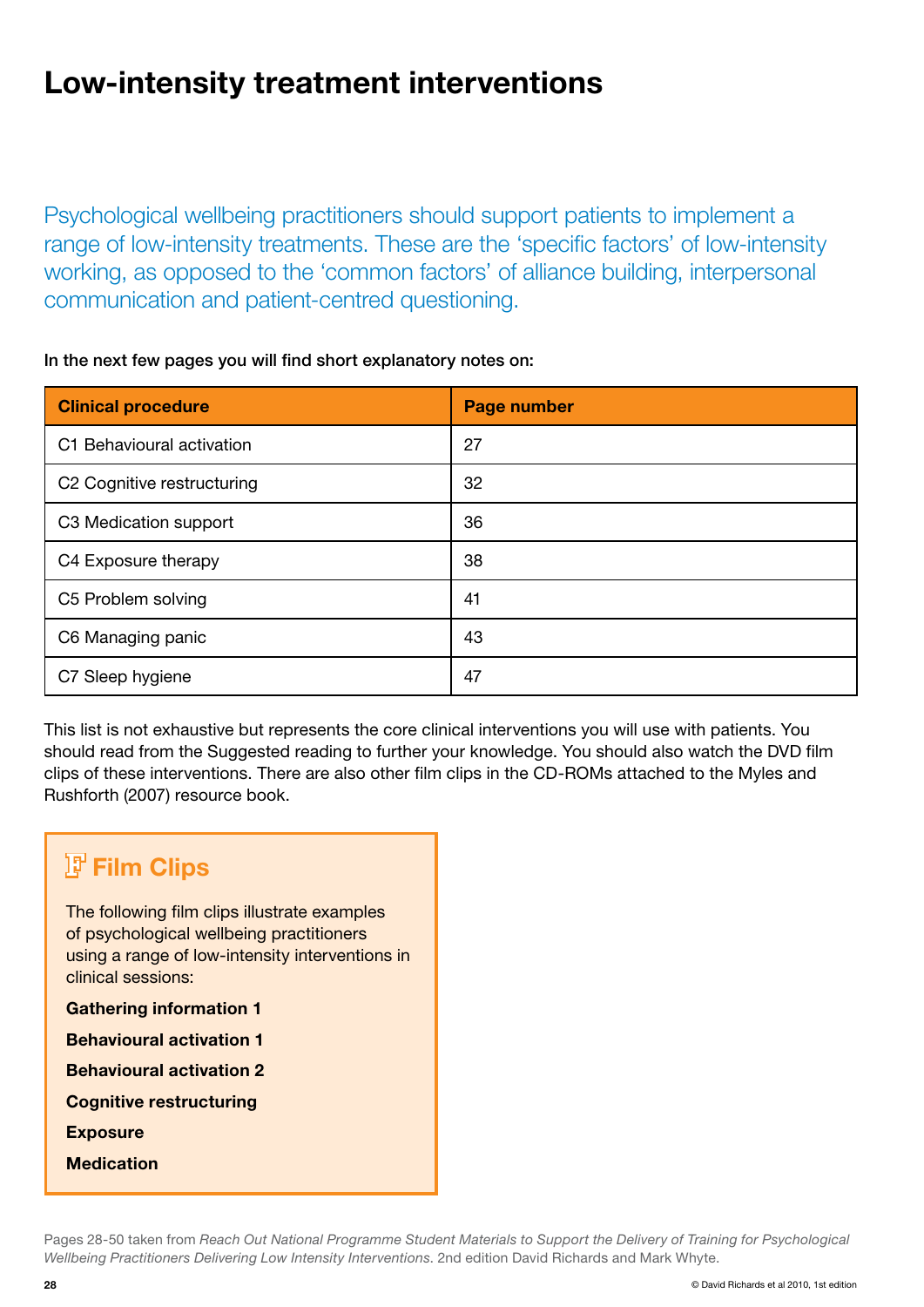# Low-intensity treatment interventions

Psychological wellbeing practitioners should support patients to implement a range of low-intensity treatments. These are the 'specific factors' of low-intensity working, as opposed to the 'common factors' of alliance building, interpersonal communication and patient-centred questioning.

**In the next few pages you will find short explanatory notes on:**

| Clinical procedure | Page number |
|---|---|
| C1 Behavioural activation | 27 |
| C2 Cognitive restructuring | 32 |
| C3 Medication support | 36 |
| C4 Exposure therapy | 38 |
| C5 Problem solving | 41 |
| C6 Managing panic | 43 |
| C7 Sleep hygiene | 47 |

This list is not exhaustive but represents the core clinical interventions you will use with patients. You should read from the Suggested reading to further your knowledge. You should also watch the DVD film clips of these interventions. There are also other film clips in the CD-ROMs attached to the Myles and Rushforth (2007) resource book.

## Film Clips

The following film clips illustrate examples of psychological wellbeing practitioners using a range of low-intensity interventions in clinical sessions:

**Gathering information 1**

**Behavioural activation 1**

**Behavioural activation 2**

**Cognitive restructuring**

**Exposure**

**Medication**

Pages 28-50 taken from *Reach Out National Programme Student Materials to Support the Delivery of Training for Psychological Wellbeing Practitioners Delivering Low Intensity Interventions.* 2nd edition David Richards and Mark Whyte.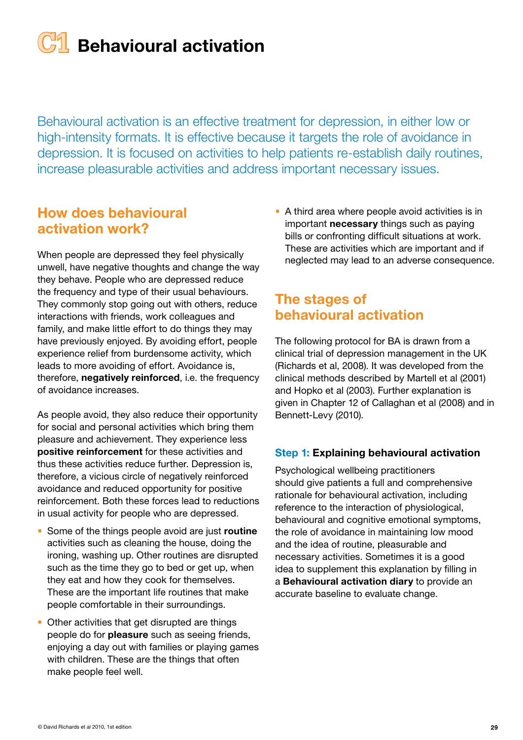# C1 Behavioural activation

Behavioural activation is an effective treatment for depression, in either low or high-intensity formats. It is effective because it targets the role of avoidance in depression. It is focused on activities to help patients re-establish daily routines, increase pleasurable activities and address important necessary issues.

## How does behavioural activation work?

When people are depressed they feel physically unwell, have negative thoughts and change the way they behave. People who are depressed reduce the frequency and type of their usual behaviours. They commonly stop going out with others, reduce interactions with friends, work colleagues and family, and make little effort to do things they may have previously enjoyed. By avoiding effort, people experience relief from burdensome activity, which leads to more avoiding of effort. Avoidance is, therefore, **negatively reinforced**, i.e. the frequency of avoidance increases.

As people avoid, they also reduce their opportunity for social and personal activities which bring them pleasure and achievement. They experience less **positive reinforcement** for these activities and thus these activities reduce further. Depression is, therefore, a vicious circle of negatively reinforced avoidance and reduced opportunity for positive reinforcement. Both these forces lead to reductions in usual activity for people who are depressed.

- Some of the things people avoid are just **routine** activities such as cleaning the house, doing the ironing, washing up. Other routines are disrupted such as the time they go to bed or get up, when they eat and how they cook for themselves. These are the important life routines that make people comfortable in their surroundings.
- Other activities that get disrupted are things people do for **pleasure** such as seeing friends, enjoying a day out with families or playing games with children. These are the things that often make people feel well.
- A third area where people avoid activities is in important **necessary** things such as paying bills or confronting difficult situations at work. These are activities which are important and if neglected may lead to an adverse consequence.

## The stages of behavioural activation

The following protocol for BA is drawn from a clinical trial of depression management in the UK (Richards et al, 2008). It was developed from the clinical methods described by Martell et al (2001) and Hopko et al (2003). Further explanation is given in Chapter 12 of Callaghan et al (2008) and in Bennett-Levy (2010).

### Step 1: Explaining behavioural activation

Psychological wellbeing practitioners should give patients a full and comprehensive rationale for behavioural activation, including reference to the interaction of physiological, behavioural and cognitive emotional symptoms, the role of avoidance in maintaining low mood and the idea of routine, pleasurable and necessary activities. Sometimes it is a good idea to supplement this explanation by filling in a **Behavioural activation diary** to provide an accurate baseline to evaluate change.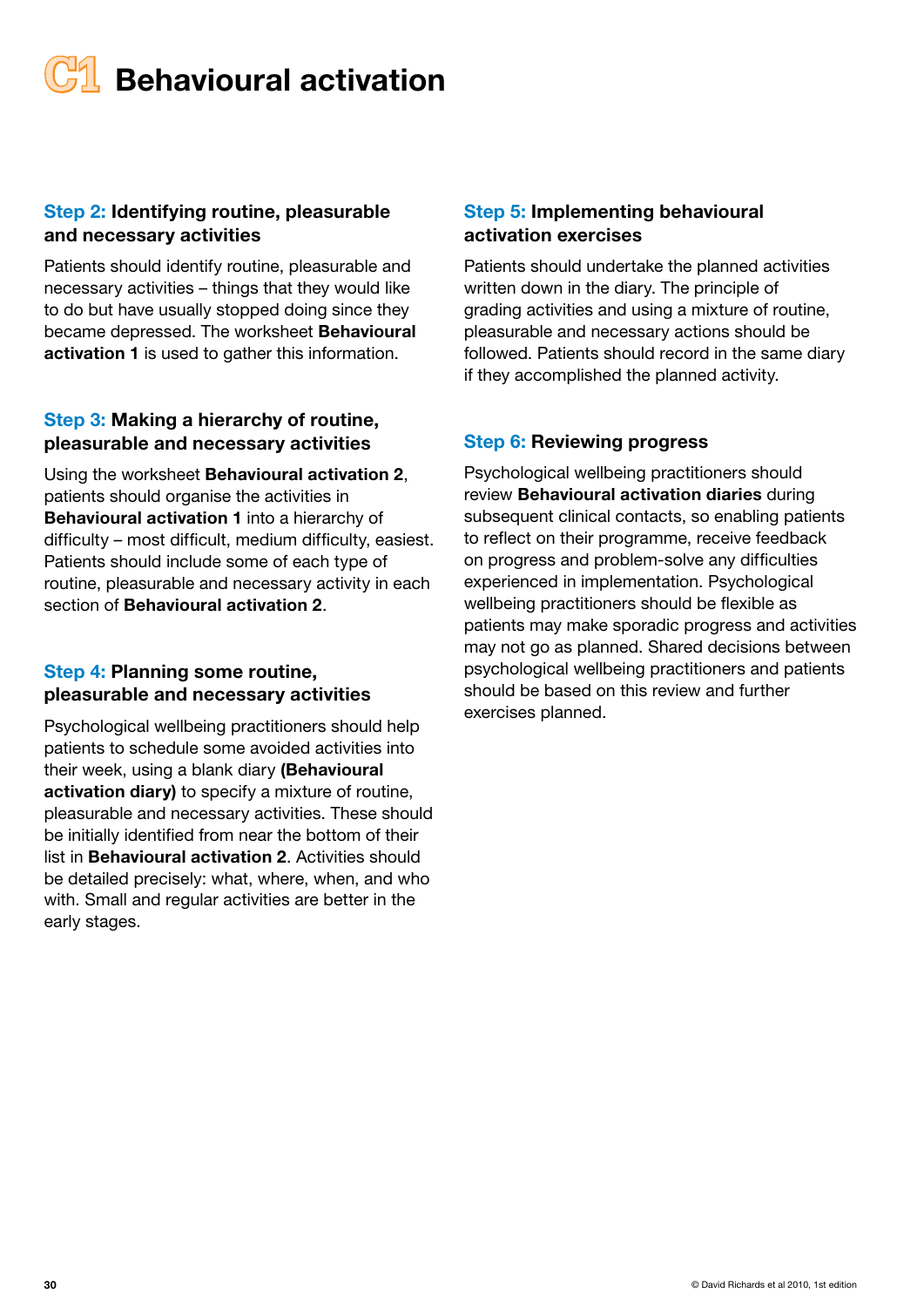# C1 Behavioural activation

### Step 2: Identifying routine, pleasurable and necessary activities

Patients should identify routine, pleasurable and necessary activities – things that they would like to do but have usually stopped doing since they became depressed. The worksheet **Behavioural activation 1** is used to gather this information.

### Step 3: Making a hierarchy of routine, pleasurable and necessary activities

Using the worksheet **Behavioural activation 2**, patients should organise the activities in **Behavioural activation 1** into a hierarchy of difficulty – most difficult, medium difficulty, easiest. Patients should include some of each type of routine, pleasurable and necessary activity in each section of **Behavioural activation 2**.

### Step 4: Planning some routine, pleasurable and necessary activities

Psychological wellbeing practitioners should help patients to schedule some avoided activities into their week, using a blank diary **(Behavioural activation diary)** to specify a mixture of routine, pleasurable and necessary activities. These should be initially identified from near the bottom of their list in **Behavioural activation 2**. Activities should be detailed precisely: what, where, when, and who with. Small and regular activities are better in the early stages.

### Step 5: Implementing behavioural activation exercises

Patients should undertake the planned activities written down in the diary. The principle of grading activities and using a mixture of routine, pleasurable and necessary actions should be followed. Patients should record in the same diary if they accomplished the planned activity.

### Step 6: Reviewing progress

Psychological wellbeing practitioners should review **Behavioural activation diaries** during subsequent clinical contacts, so enabling patients to reflect on their programme, receive feedback on progress and problem-solve any difficulties experienced in implementation. Psychological wellbeing practitioners should be flexible as patients may make sporadic progress and activities may not go as planned. Shared decisions between psychological wellbeing practitioners and patients should be based on this review and further exercises planned.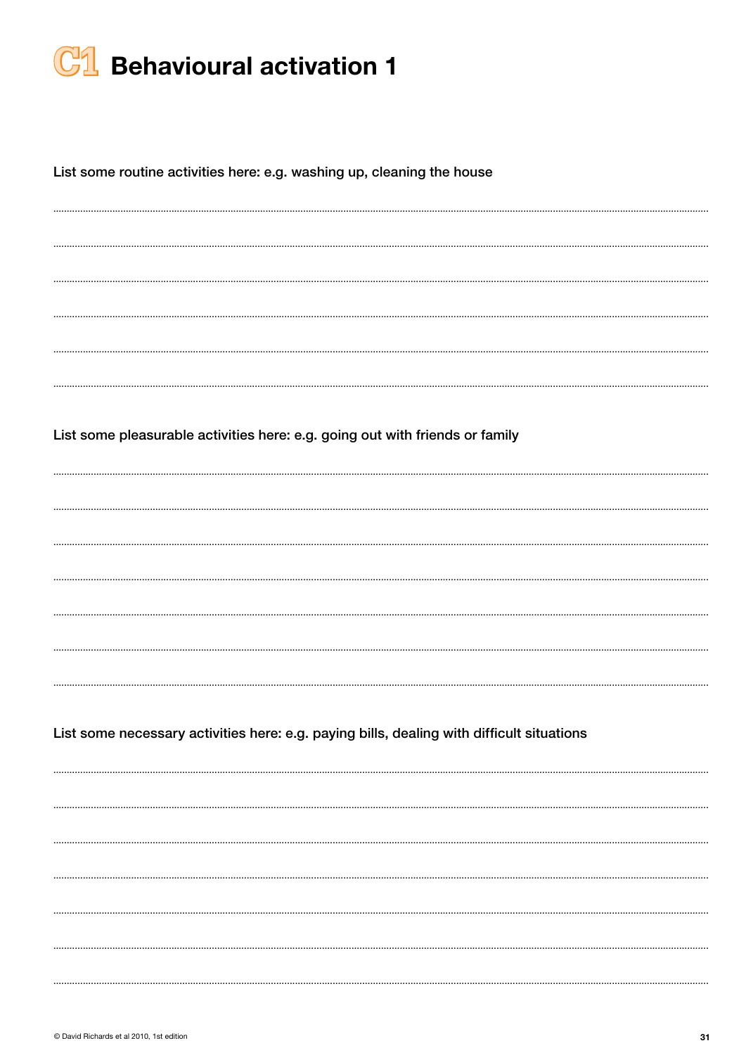# C1 Behavioural activation 1

**List some routine activities here: e.g. washing up, cleaning the house**

..............................................................................................................................................................................................................

..............................................................................................................................................................................................................

..............................................................................................................................................................................................................

..............................................................................................................................................................................................................

..............................................................................................................................................................................................................

..............................................................................................................................................................................................................

**List some pleasurable activities here: e.g. going out with friends or family**

..............................................................................................................................................................................................................

..............................................................................................................................................................................................................

..............................................................................................................................................................................................................

..............................................................................................................................................................................................................

..............................................................................................................................................................................................................

..............................................................................................................................................................................................................

..............................................................................................................................................................................................................

**List some necessary activities here: e.g. paying bills, dealing with difficult situations**

..............................................................................................................................................................................................................

..............................................................................................................................................................................................................

..............................................................................................................................................................................................................

..............................................................................................................................................................................................................

..............................................................................................................................................................................................................

..............................................................................................................................................................................................................

..............................................................................................................................................................................................................

© David Richards et al 2010, 1st edition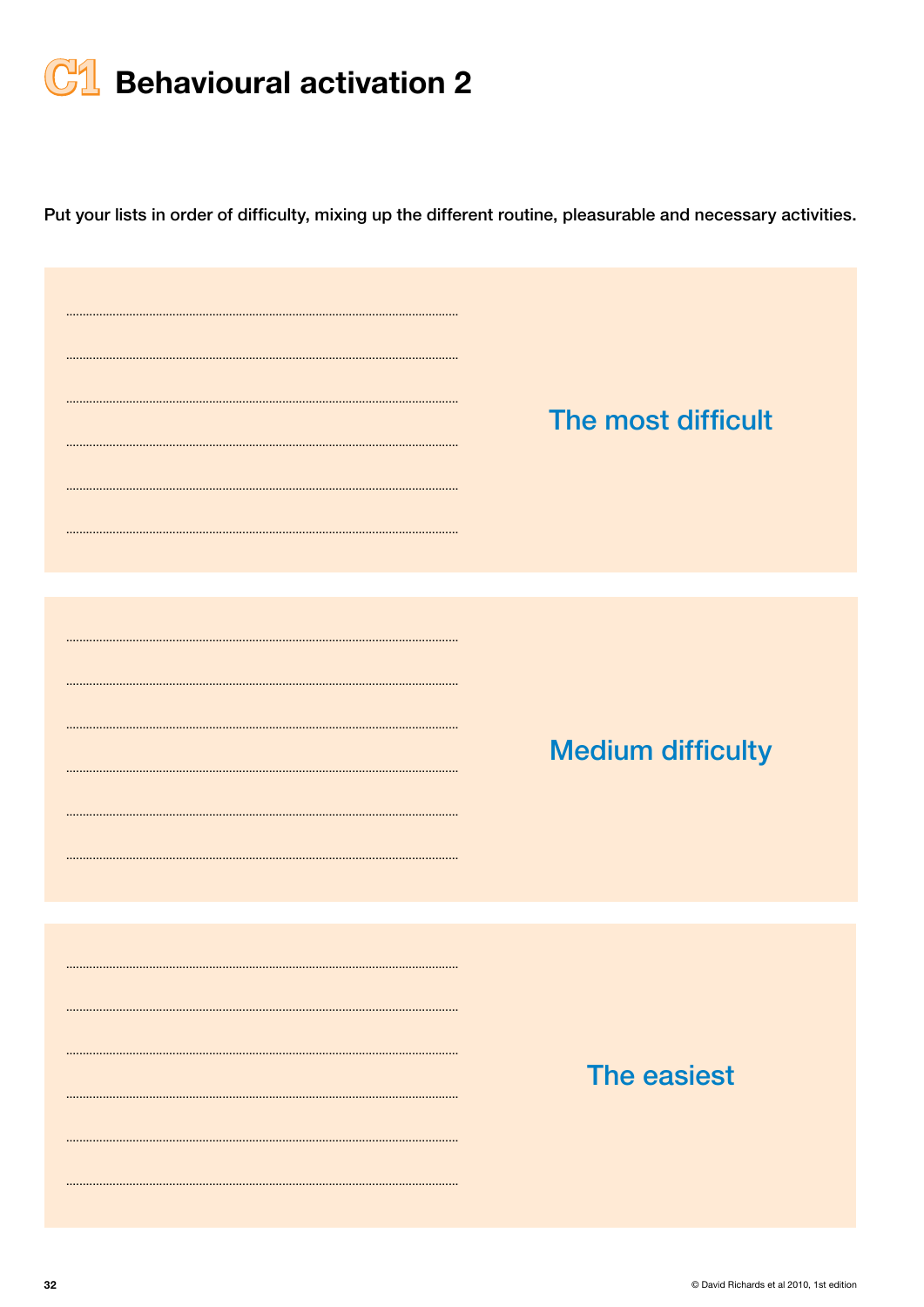# C1 Behavioural activation 2

**Put your lists in order of difficulty, mixing up the different routine, pleasurable and necessary activities.**

## The most difficult

..........................................................................................................

..........................................................................................................

..........................................................................................................

..........................................................................................................

..........................................................................................................

..........................................................................................................

## Medium difficulty

..........................................................................................................

..........................................................................................................

..........................................................................................................

..........................................................................................................

..........................................................................................................

..........................................................................................................

## The easiest

..........................................................................................................

..........................................................................................................

..........................................................................................................

..........................................................................................................

..........................................................................................................

..........................................................................................................

© David Richards et al 2010, 1st edition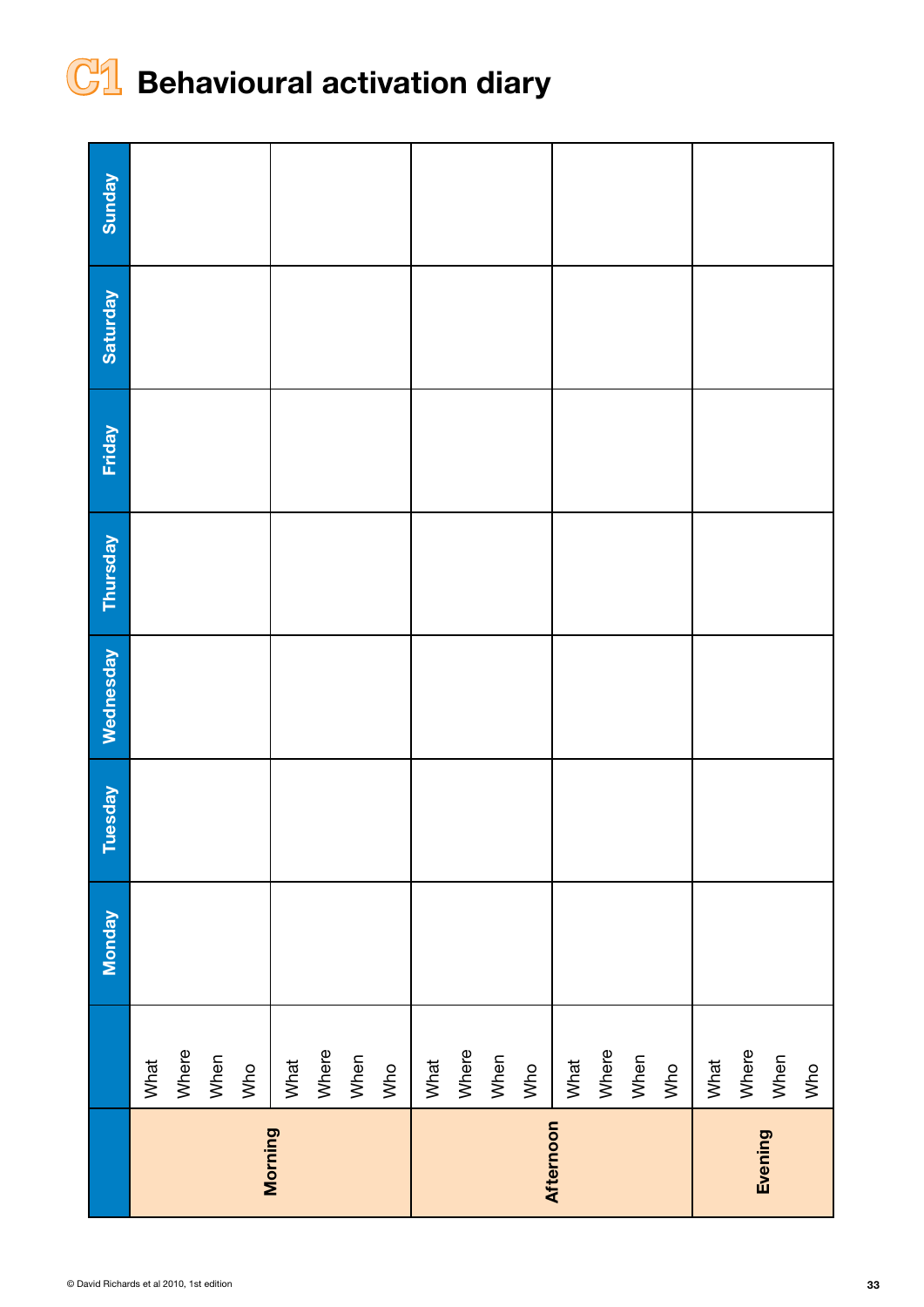# C1 Behavioural activation diary

| | | Monday | Tuesday | Wednesday | Thursday | Friday | Saturday | Sunday |
|---|---|---|---|---|---|---|---|---|
| Morning | What<br>Where<br>When<br>Who | | | | | | | |
| | What<br>Where<br>When<br>Who | | | | | | | |
| Afternoon | What<br>Where<br>When<br>Who | | | | | | | |
| | What<br>Where<br>When<br>Who | | | | | | | |
| Evening | What<br>Where<br>When<br>Who | | | | | | | |

© David Richards et al 2010, 1st edition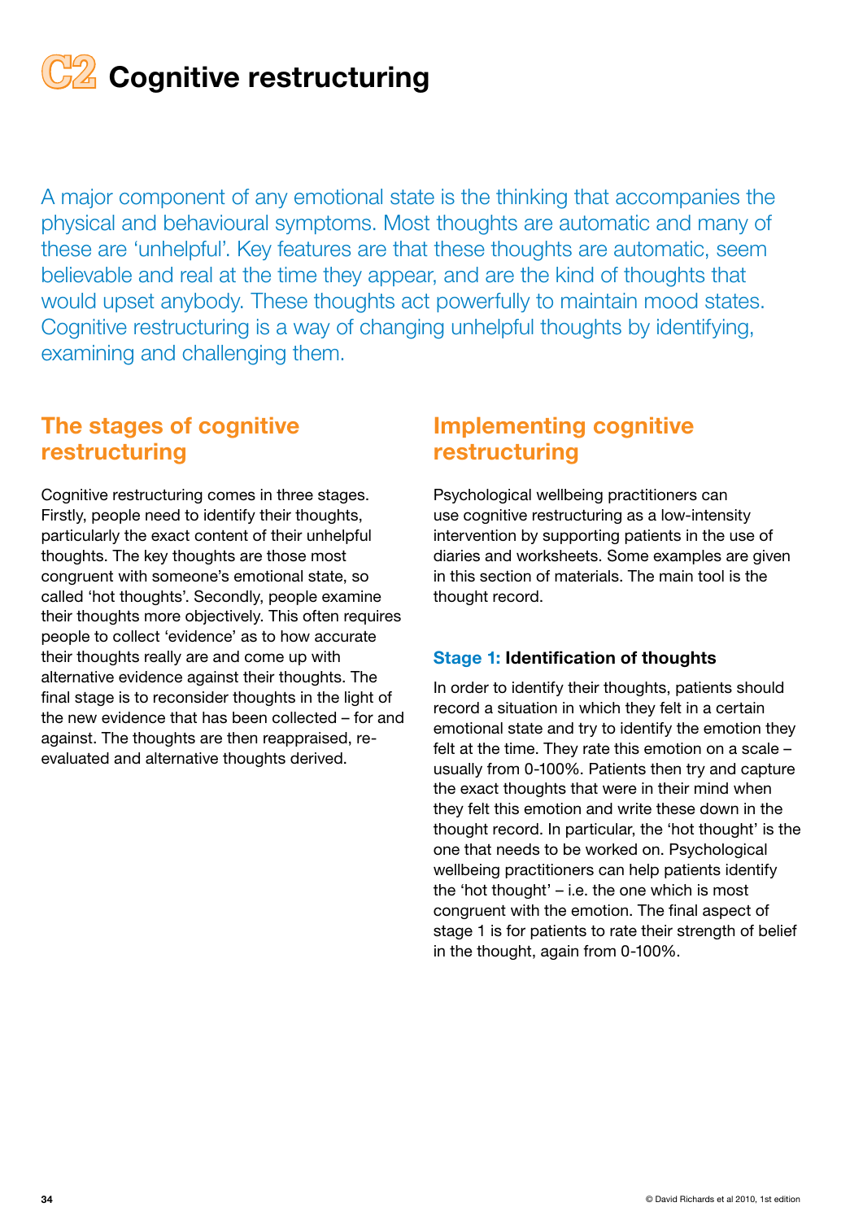# C2 Cognitive restructuring

A major component of any emotional state is the thinking that accompanies the physical and behavioural symptoms. Most thoughts are automatic and many of these are 'unhelpful'. Key features are that these thoughts are automatic, seem believable and real at the time they appear, and are the kind of thoughts that would upset anybody. These thoughts act powerfully to maintain mood states. Cognitive restructuring is a way of changing unhelpful thoughts by identifying, examining and challenging them.

## The stages of cognitive restructuring

Cognitive restructuring comes in three stages. Firstly, people need to identify their thoughts, particularly the exact content of their unhelpful thoughts. The key thoughts are those most congruent with someone's emotional state, so called 'hot thoughts'. Secondly, people examine their thoughts more objectively. This often requires people to collect 'evidence' as to how accurate their thoughts really are and come up with alternative evidence against their thoughts. The final stage is to reconsider thoughts in the light of the new evidence that has been collected – for and against. The thoughts are then reappraised, re-evaluated and alternative thoughts derived.

## Implementing cognitive restructuring

Psychological wellbeing practitioners can use cognitive restructuring as a low-intensity intervention by supporting patients in the use of diaries and worksheets. Some examples are given in this section of materials. The main tool is the thought record.

### Stage 1: Identification of thoughts

In order to identify their thoughts, patients should record a situation in which they felt in a certain emotional state and try to identify the emotion they felt at the time. They rate this emotion on a scale – usually from 0-100%. Patients then try and capture the exact thoughts that were in their mind when they felt this emotion and write these down in the thought record. In particular, the 'hot thought' is the one that needs to be worked on. Psychological wellbeing practitioners can help patients identify the 'hot thought' – i.e. the one which is most congruent with the emotion. The final aspect of stage 1 is for patients to rate their strength of belief in the thought, again from 0-100%.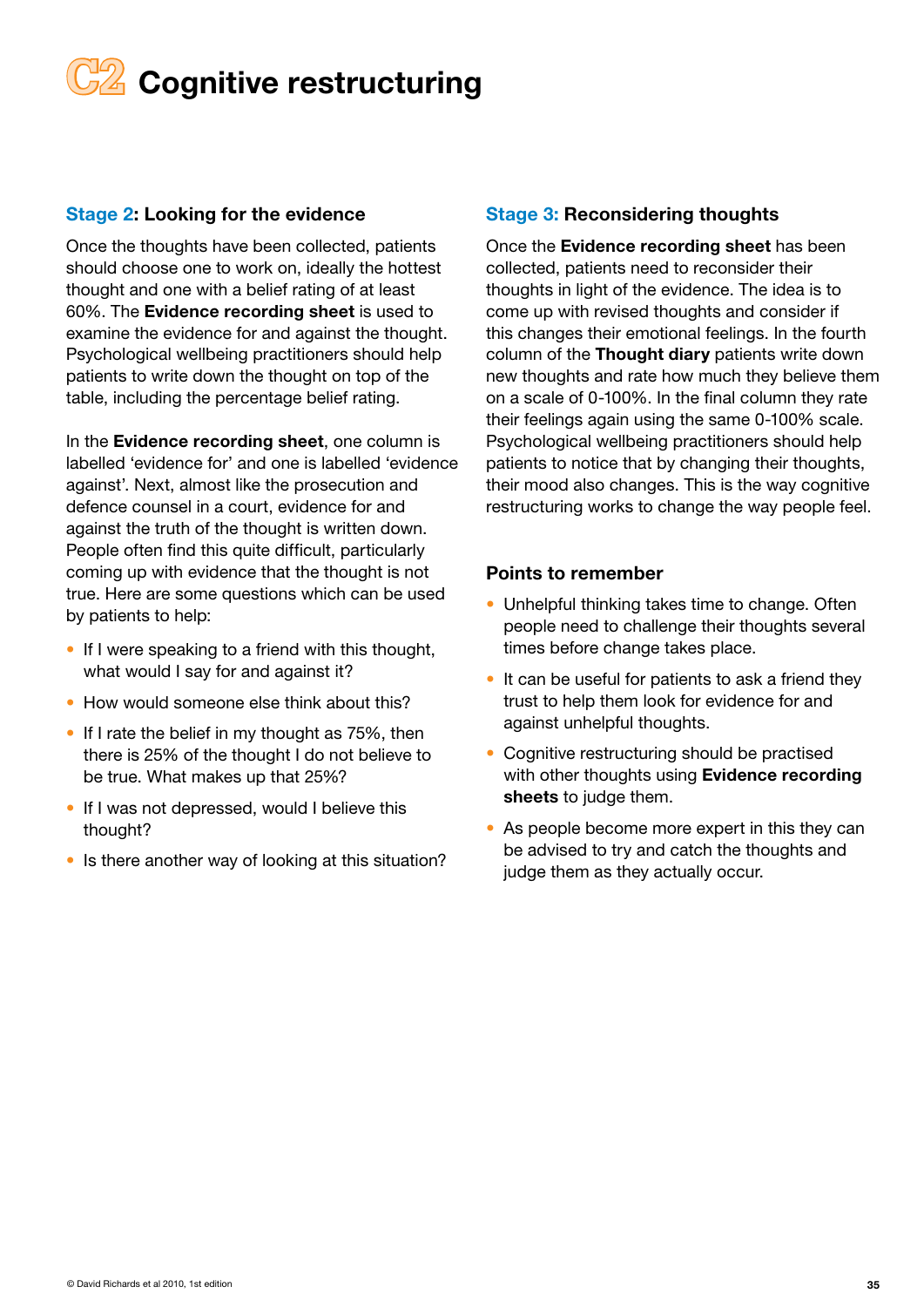# C2 Cognitive restructuring

## Stage 2: Looking for the evidence

Once the thoughts have been collected, patients should choose one to work on, ideally the hottest thought and one with a belief rating of at least 60%. The **Evidence recording sheet** is used to examine the evidence for and against the thought. Psychological wellbeing practitioners should help patients to write down the thought on top of the table, including the percentage belief rating.

In the **Evidence recording sheet**, one column is labelled 'evidence for' and one is labelled 'evidence against'. Next, almost like the prosecution and defence counsel in a court, evidence for and against the truth of the thought is written down. People often find this quite difficult, particularly coming up with evidence that the thought is not true. Here are some questions which can be used by patients to help:

- If I were speaking to a friend with this thought, what would I say for and against it?
- How would someone else think about this?
- If I rate the belief in my thought as 75%, then there is 25% of the thought I do not believe to be true. What makes up that 25%?
- If I was not depressed, would I believe this thought?
- Is there another way of looking at this situation?

## Stage 3: Reconsidering thoughts

Once the **Evidence recording sheet** has been collected, patients need to reconsider their thoughts in light of the evidence. The idea is to come up with revised thoughts and consider if this changes their emotional feelings. In the fourth column of the **Thought diary** patients write down new thoughts and rate how much they believe them on a scale of 0-100%. In the final column they rate their feelings again using the same 0-100% scale. Psychological wellbeing practitioners should help patients to notice that by changing their thoughts, their mood also changes. This is the way cognitive restructuring works to change the way people feel.

### Points to remember

- Unhelpful thinking takes time to change. Often people need to challenge their thoughts several times before change takes place.
- It can be useful for patients to ask a friend they trust to help them look for evidence for and against unhelpful thoughts.
- Cognitive restructuring should be practised with other thoughts using **Evidence recording sheets** to judge them.
- As people become more expert in this they can be advised to try and catch the thoughts and judge them as they actually occur.

© David Richards et al 2010, 1st edition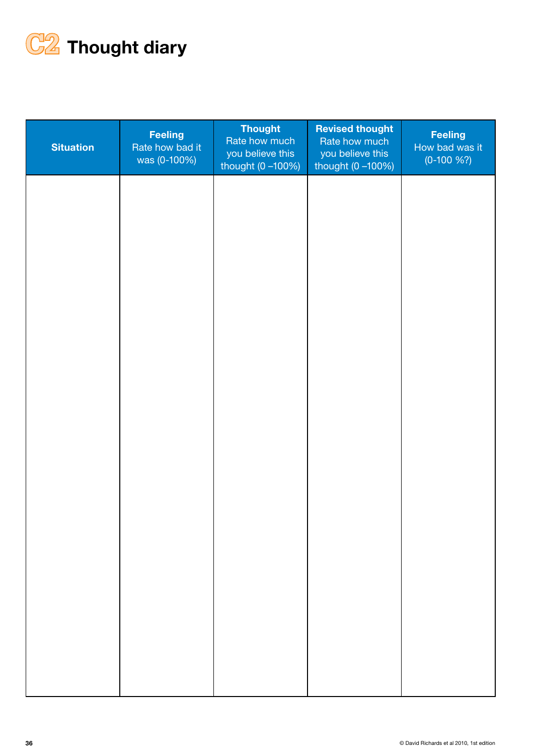# C2 Thought diary

| Situation | **Feeling** Rate how bad it was (0-100%) | **Thought** Rate how much you believe this thought (0 –100%) | **Revised thought** Rate how much you believe this thought (0 –100%) | **Feeling** How bad was it (0-100 %?) |
|---|---|---|---|---|
| | | | | |

© David Richards et al 2010, 1st edition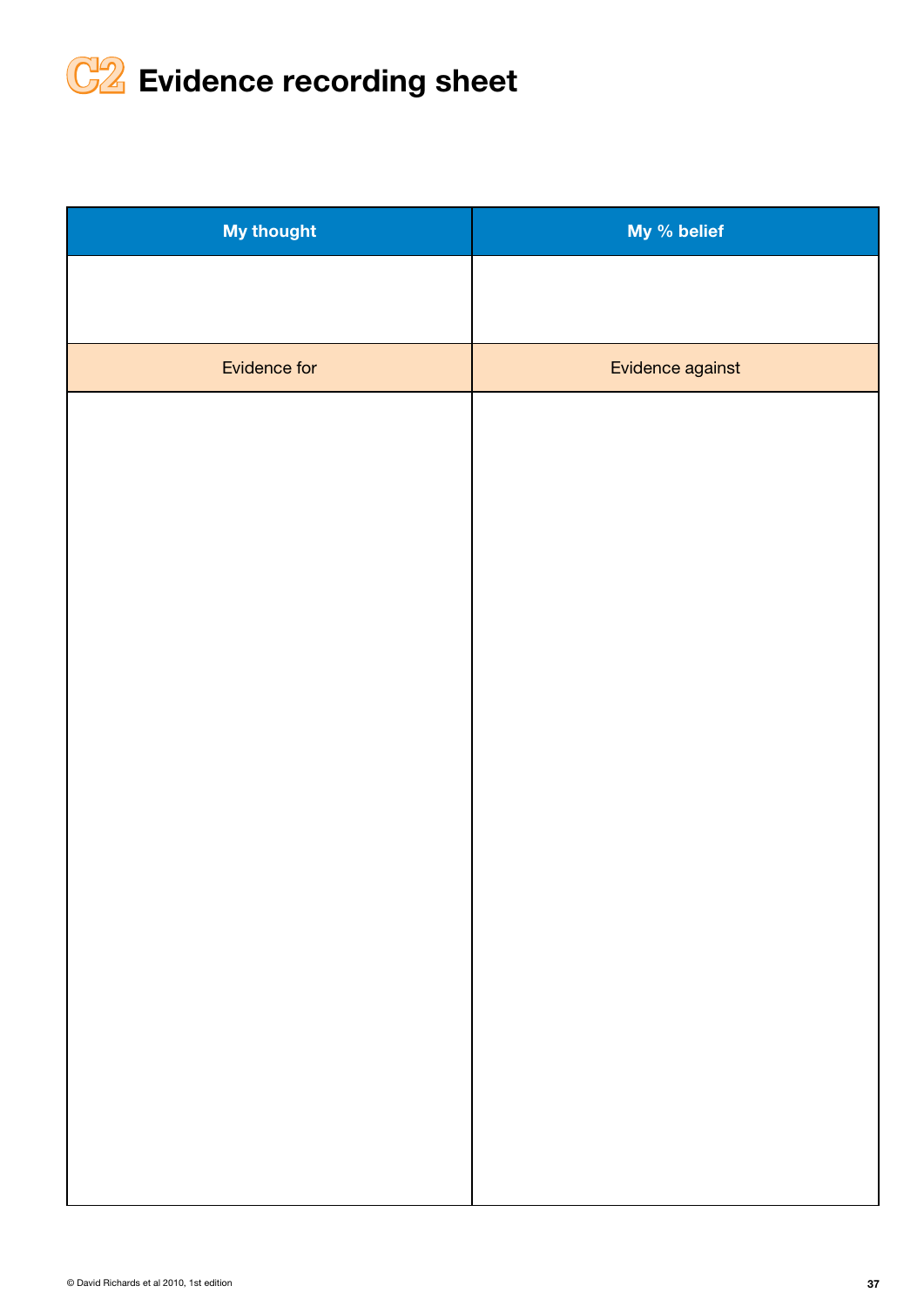# C2 Evidence recording sheet

| My thought | My % belief |
| --- | --- |
| | |
| Evidence for | Evidence against |
| | |

© David Richards et al 2010, 1st edition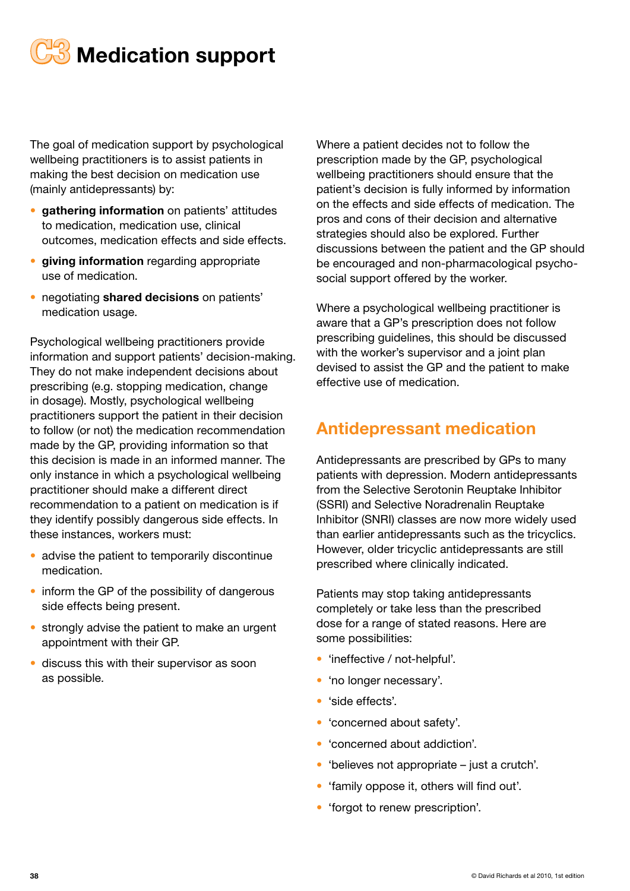# C3 Medication support

The goal of medication support by psychological wellbeing practitioners is to assist patients in making the best decision on medication use (mainly antidepressants) by:

- **gathering information** on patients' attitudes to medication, medication use, clinical outcomes, medication effects and side effects.
- **giving information** regarding appropriate use of medication.
- negotiating **shared decisions** on patients' medication usage.

Psychological wellbeing practitioners provide information and support patients' decision-making. They do not make independent decisions about prescribing (e.g. stopping medication, change in dosage). Mostly, psychological wellbeing practitioners support the patient in their decision to follow (or not) the medication recommendation made by the GP, providing information so that this decision is made in an informed manner. The only instance in which a psychological wellbeing practitioner should make a different direct recommendation to a patient on medication is if they identify possibly dangerous side effects. In these instances, workers must:

- advise the patient to temporarily discontinue medication.
- inform the GP of the possibility of dangerous side effects being present.
- strongly advise the patient to make an urgent appointment with their GP.
- discuss this with their supervisor as soon as possible.

Where a patient decides not to follow the prescription made by the GP, psychological wellbeing practitioners should ensure that the patient's decision is fully informed by information on the effects and side effects of medication. The pros and cons of their decision and alternative strategies should also be explored. Further discussions between the patient and the GP should be encouraged and non-pharmacological psycho-social support offered by the worker.

Where a psychological wellbeing practitioner is aware that a GP's prescription does not follow prescribing guidelines, this should be discussed with the worker's supervisor and a joint plan devised to assist the GP and the patient to make effective use of medication.

## Antidepressant medication

Antidepressants are prescribed by GPs to many patients with depression. Modern antidepressants from the Selective Serotonin Reuptake Inhibitor (SSRI) and Selective Noradrenalin Reuptake Inhibitor (SNRI) classes are now more widely used than earlier antidepressants such as the tricyclics. However, older tricyclic antidepressants are still prescribed where clinically indicated.

Patients may stop taking antidepressants completely or take less than the prescribed dose for a range of stated reasons. Here are some possibilities:

- 'ineffective / not-helpful'.
- 'no longer necessary'.
- 'side effects'.
- 'concerned about safety'.
- 'concerned about addiction'.
- 'believes not appropriate – just a crutch'.
- 'family oppose it, others will find out'.
- 'forgot to renew prescription'.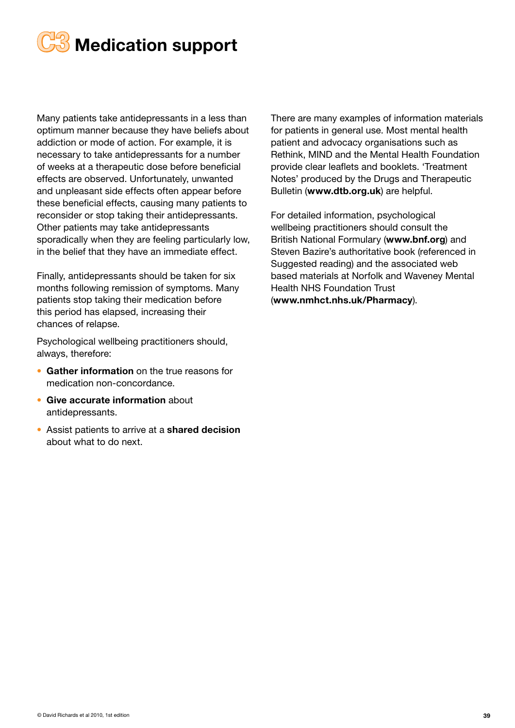# C3 Medication support

Many patients take antidepressants in a less than optimum manner because they have beliefs about addiction or mode of action. For example, it is necessary to take antidepressants for a number of weeks at a therapeutic dose before beneficial effects are observed. Unfortunately, unwanted and unpleasant side effects often appear before these beneficial effects, causing many patients to reconsider or stop taking their antidepressants. Other patients may take antidepressants sporadically when they are feeling particularly low, in the belief that they have an immediate effect.

Finally, antidepressants should be taken for six months following remission of symptoms. Many patients stop taking their medication before this period has elapsed, increasing their chances of relapse.

Psychological wellbeing practitioners should, always, therefore:

- **Gather information** on the true reasons for medication non-concordance.
- **Give accurate information** about antidepressants.
- Assist patients to arrive at a **shared decision** about what to do next.

There are many examples of information materials for patients in general use. Most mental health patient and advocacy organisations such as Rethink, MIND and the Mental Health Foundation provide clear leaflets and booklets. 'Treatment Notes' produced by the Drugs and Therapeutic Bulletin (**www.dtb.org.uk**) are helpful.

For detailed information, psychological wellbeing practitioners should consult the British National Formulary (**www.bnf.org**) and Steven Bazire's authoritative book (referenced in Suggested reading) and the associated web based materials at Norfolk and Waveney Mental Health NHS Foundation Trust (**www.nmhct.nhs.uk/Pharmacy**).

© David Richards et al 2010, 1st edition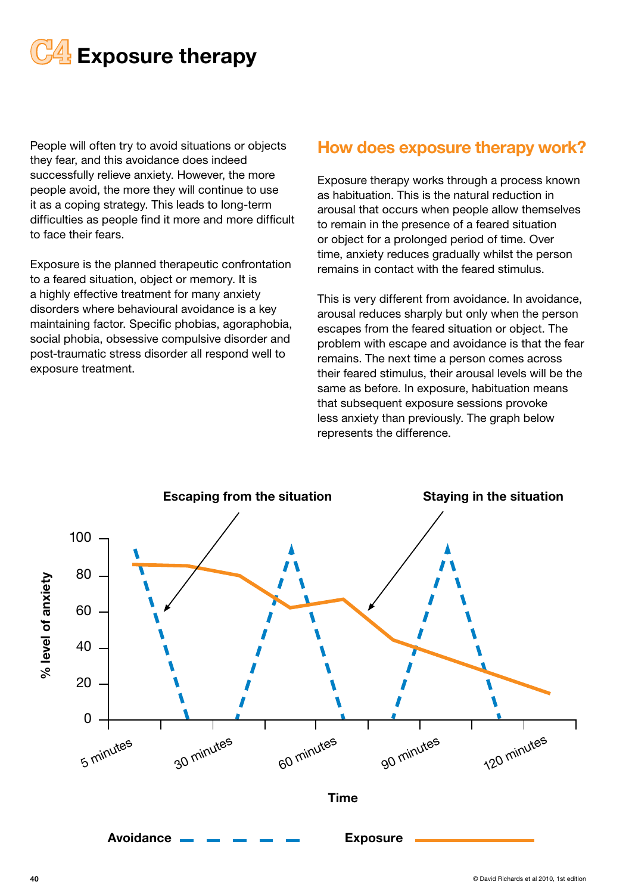# C4 Exposure therapy

People will often try to avoid situations or objects they fear, and this avoidance does indeed successfully relieve anxiety. However, the more people avoid, the more they will continue to use it as a coping strategy. This leads to long-term difficulties as people find it more and more difficult to face their fears.

Exposure is the planned therapeutic confrontation to a feared situation, object or memory. It is a highly effective treatment for many anxiety disorders where behavioural avoidance is a key maintaining factor. Specific phobias, agoraphobia, social phobia, obsessive compulsive disorder and post-traumatic stress disorder all respond well to exposure treatment.

## How does exposure therapy work?

Exposure therapy works through a process known as habituation. This is the natural reduction in arousal that occurs when people allow themselves to remain in the presence of a feared situation or object for a prolonged period of time. Over time, anxiety reduces gradually whilst the person remains in contact with the feared stimulus.

This is very different from avoidance. In avoidance, arousal reduces sharply but only when the person escapes from the feared situation or object. The problem with escape and avoidance is that the fear remains. The next time a person comes across their feared stimulus, their arousal levels will be the same as before. In exposure, habituation means that subsequent exposure sessions provoke less anxiety than previously. The graph below represents the difference.

Escaping from the situation

Staying in the situation

% level of anxiety

Time

Avoidance

Exposure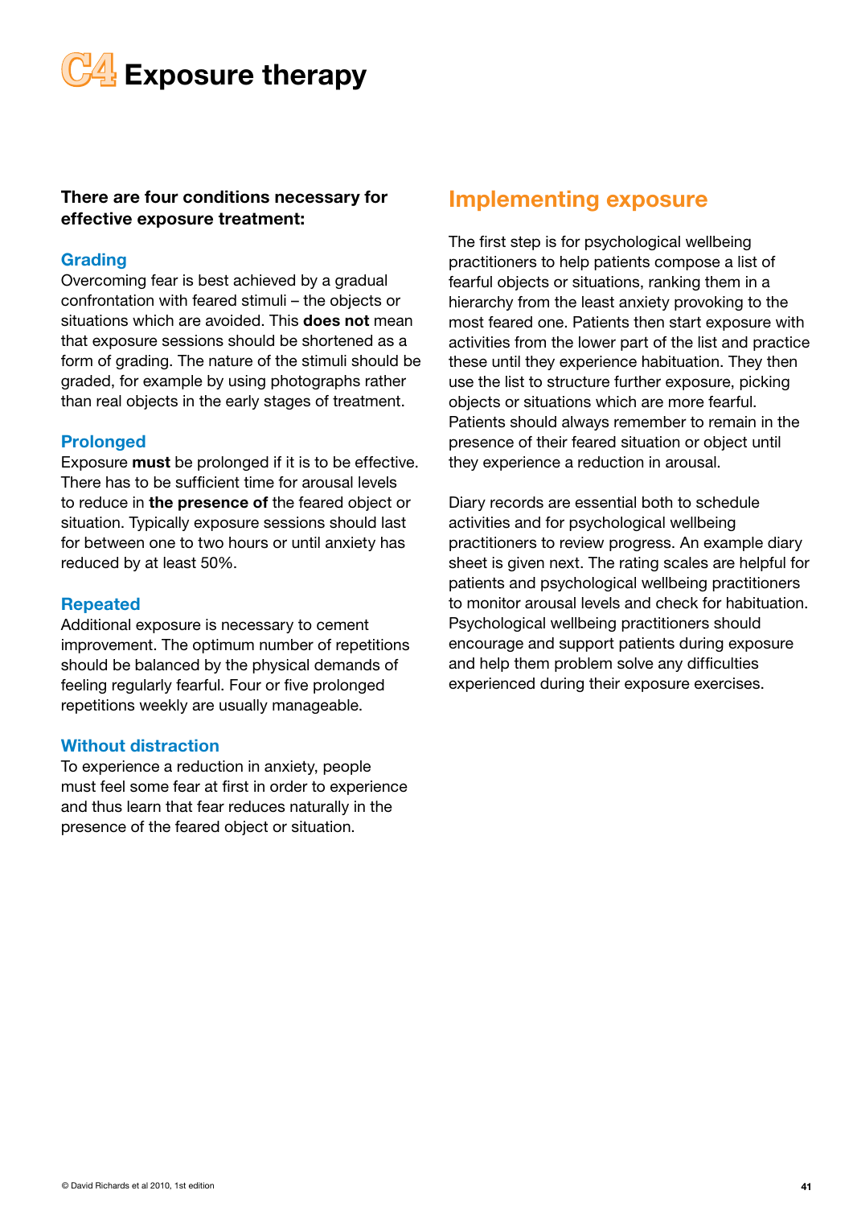# C4 Exposure therapy

**There are four conditions necessary for effective exposure treatment:**

### Grading

Overcoming fear is best achieved by a gradual confrontation with feared stimuli – the objects or situations which are avoided. This **does not** mean that exposure sessions should be shortened as a form of grading. The nature of the stimuli should be graded, for example by using photographs rather than real objects in the early stages of treatment.

### Prolonged

Exposure **must** be prolonged if it is to be effective. There has to be sufficient time for arousal levels to reduce in **the presence of** the feared object or situation. Typically exposure sessions should last for between one to two hours or until anxiety has reduced by at least 50%.

### Repeated

Additional exposure is necessary to cement improvement. The optimum number of repetitions should be balanced by the physical demands of feeling regularly fearful. Four or five prolonged repetitions weekly are usually manageable.

### Without distraction

To experience a reduction in anxiety, people must feel some fear at first in order to experience and thus learn that fear reduces naturally in the presence of the feared object or situation.

## Implementing exposure

The first step is for psychological wellbeing practitioners to help patients compose a list of fearful objects or situations, ranking them in a hierarchy from the least anxiety provoking to the most feared one. Patients then start exposure with activities from the lower part of the list and practice these until they experience habituation. They then use the list to structure further exposure, picking objects or situations which are more fearful. Patients should always remember to remain in the presence of their feared situation or object until they experience a reduction in arousal.

Diary records are essential both to schedule activities and for psychological wellbeing practitioners to review progress. An example diary sheet is given next. The rating scales are helpful for patients and psychological wellbeing practitioners to monitor arousal levels and check for habituation. Psychological wellbeing practitioners should encourage and support patients during exposure and help them problem solve any difficulties experienced during their exposure exercises.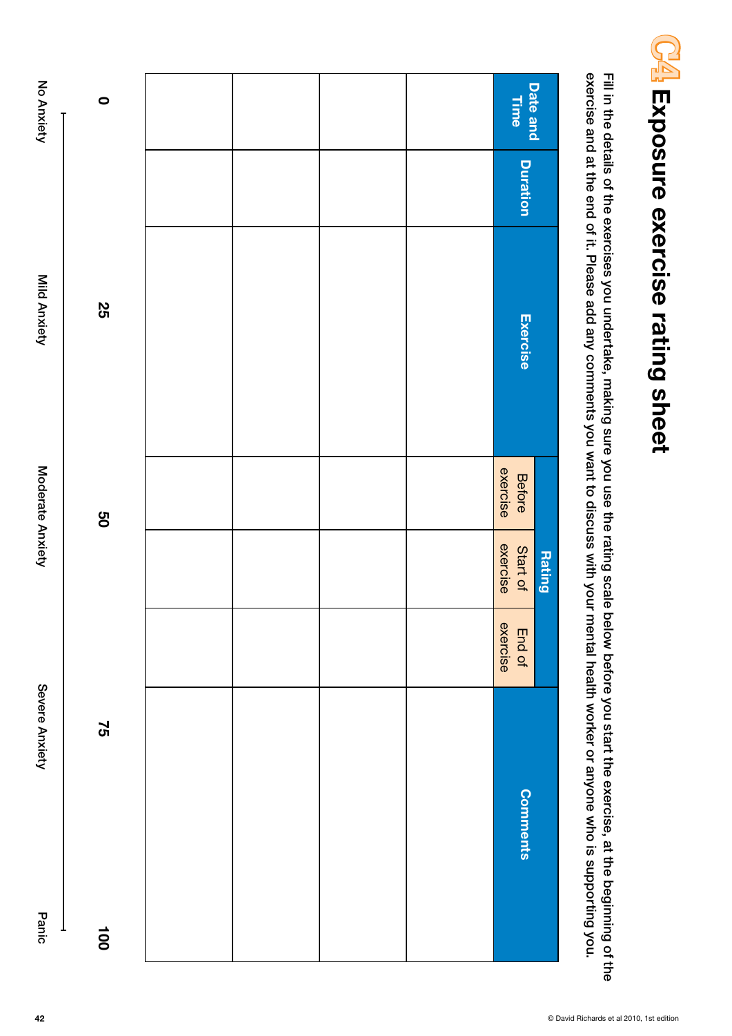# C4 Exposure exercise rating sheet

Fill in the details of the exercises you undertake, making sure you use the rating scale below before you start the exercise, at the beginning of the exercise and at the end of it. Please add any comments you want to discuss with your mental health worker or anyone who is supporting you.

| Date and Time | Duration | Exercise | Rating | | | Comments |
|---|---|---|---|---|---|---|
| | | | Before exercise | Start of exercise | End of exercise | |
| | | | | | | |
| | | | | | | |
| | | | | | | |
| | | | | | | |

| 0 | 25 | 50 | 75 | 100 |
|---|---|---|---|---|
| No Anxiety | Mild Anxiety | Moderate Anxiety | Severe Anxiety | Panic |

© David Richards et al 2010, 1st edition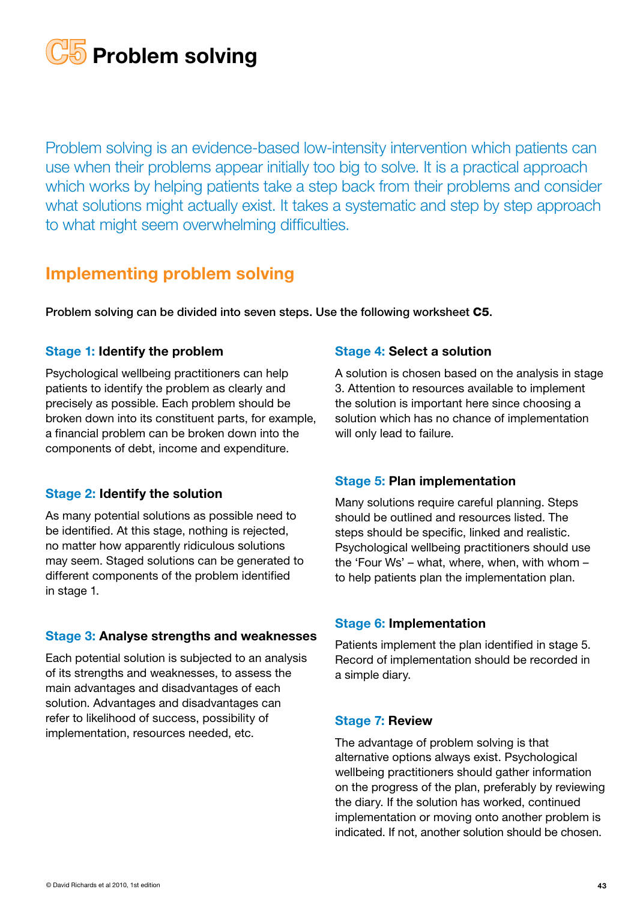# C5 Problem solving

Problem solving is an evidence-based low-intensity intervention which patients can use when their problems appear initially too big to solve. It is a practical approach which works by helping patients take a step back from their problems and consider what solutions might actually exist. It takes a systematic and step by step approach to what might seem overwhelming difficulties.

## Implementing problem solving

**Problem solving can be divided into seven steps. Use the following worksheet C5.**

### Stage 1: Identify the problem

Psychological wellbeing practitioners can help patients to identify the problem as clearly and precisely as possible. Each problem should be broken down into its constituent parts, for example, a financial problem can be broken down into the components of debt, income and expenditure.

### Stage 2: Identify the solution

As many potential solutions as possible need to be identified. At this stage, nothing is rejected, no matter how apparently ridiculous solutions may seem. Staged solutions can be generated to different components of the problem identified in stage 1.

### Stage 3: Analyse strengths and weaknesses

Each potential solution is subjected to an analysis of its strengths and weaknesses, to assess the main advantages and disadvantages of each solution. Advantages and disadvantages can refer to likelihood of success, possibility of implementation, resources needed, etc.

### Stage 4: Select a solution

A solution is chosen based on the analysis in stage 3. Attention to resources available to implement the solution is important here since choosing a solution which has no chance of implementation will only lead to failure.

### Stage 5: Plan implementation

Many solutions require careful planning. Steps should be outlined and resources listed. The steps should be specific, linked and realistic. Psychological wellbeing practitioners should use the 'Four Ws' – what, where, when, with whom – to help patients plan the implementation plan.

### Stage 6: Implementation

Patients implement the plan identified in stage 5. Record of implementation should be recorded in a simple diary.

### Stage 7: Review

The advantage of problem solving is that alternative options always exist. Psychological wellbeing practitioners should gather information on the progress of the plan, preferably by reviewing the diary. If the solution has worked, continued implementation or moving onto another problem is indicated. If not, another solution should be chosen.

© David Richards et al 2010, 1st edition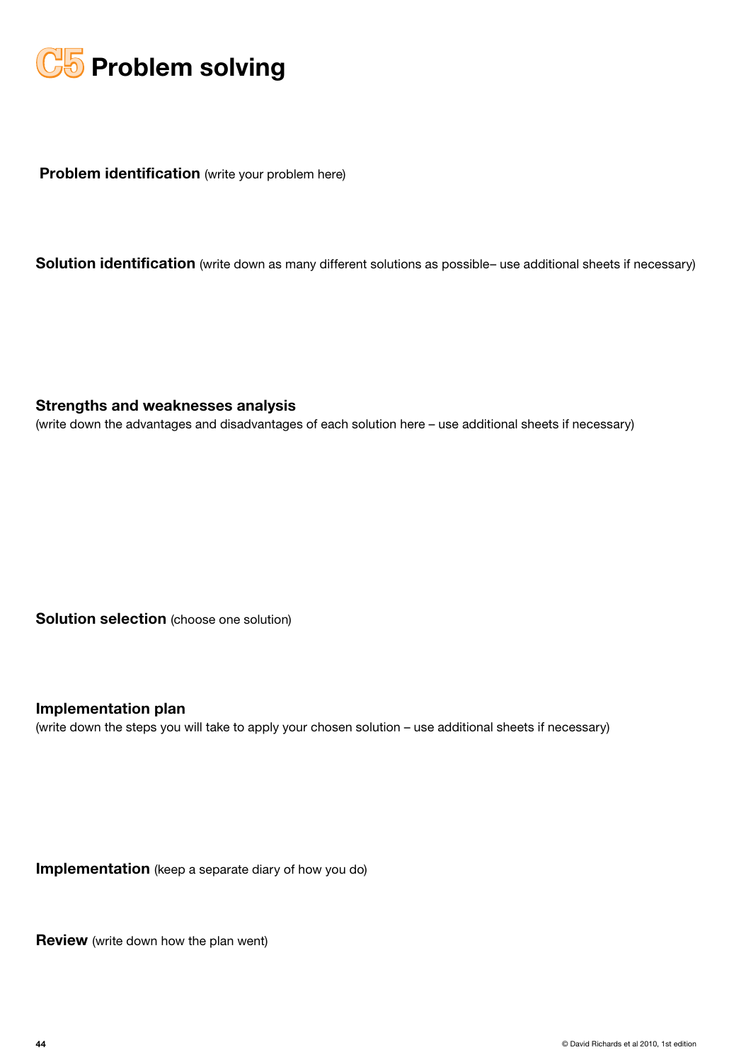# C5 Problem solving

**Problem identification** (write your problem here)

**Solution identification** (write down as many different solutions as possible– use additional sheets if necessary)

**Strengths and weaknesses analysis**
(write down the advantages and disadvantages of each solution here – use additional sheets if necessary)

**Solution selection** (choose one solution)

**Implementation plan**
(write down the steps you will take to apply your chosen solution – use additional sheets if necessary)

**Implementation** (keep a separate diary of how you do)

**Review** (write down how the plan went)

© David Richards et al 2010, 1st edition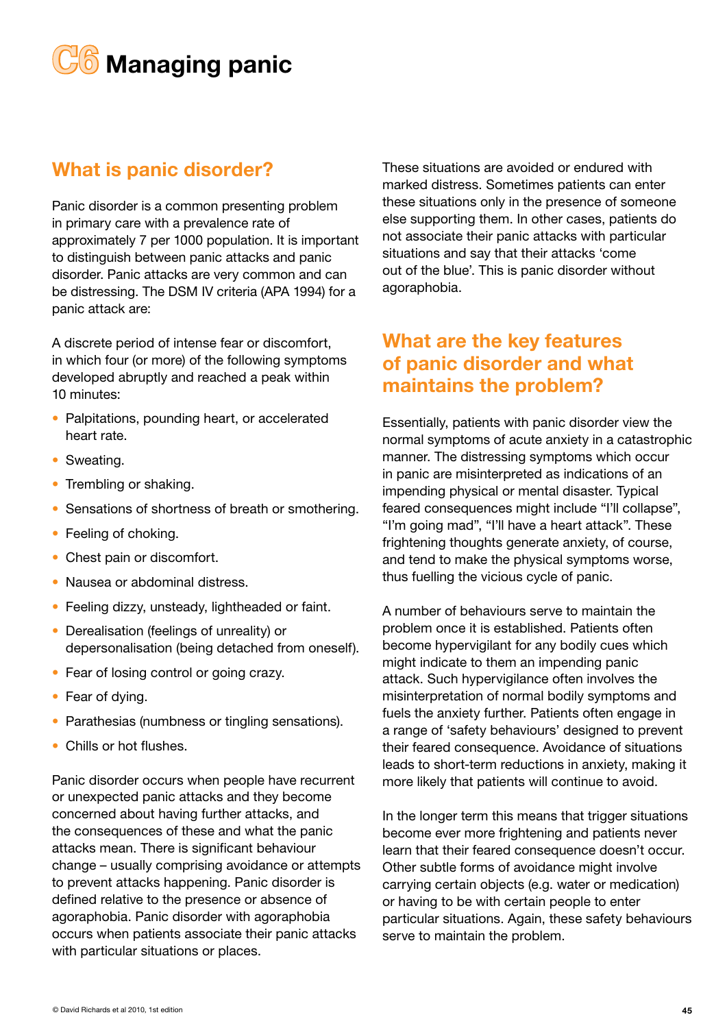# C6 Managing panic

## What is panic disorder?

Panic disorder is a common presenting problem in primary care with a prevalence rate of approximately 7 per 1000 population. It is important to distinguish between panic attacks and panic disorder. Panic attacks are very common and can be distressing. The DSM IV criteria (APA 1994) for a panic attack are:

A discrete period of intense fear or discomfort, in which four (or more) of the following symptoms developed abruptly and reached a peak within 10 minutes:

- Palpitations, pounding heart, or accelerated heart rate.
- Sweating.
- Trembling or shaking.
- Sensations of shortness of breath or smothering.
- Feeling of choking.
- Chest pain or discomfort.
- Nausea or abdominal distress.
- Feeling dizzy, unsteady, lightheaded or faint.
- Derealisation (feelings of unreality) or depersonalisation (being detached from oneself).
- Fear of losing control or going crazy.
- Fear of dying.
- Parathesias (numbness or tingling sensations).
- Chills or hot flushes.

Panic disorder occurs when people have recurrent or unexpected panic attacks and they become concerned about having further attacks, and the consequences of these and what the panic attacks mean. There is significant behaviour change – usually comprising avoidance or attempts to prevent attacks happening. Panic disorder is defined relative to the presence or absence of agoraphobia. Panic disorder with agoraphobia occurs when patients associate their panic attacks with particular situations or places.

These situations are avoided or endured with marked distress. Sometimes patients can enter these situations only in the presence of someone else supporting them. In other cases, patients do not associate their panic attacks with particular situations and say that their attacks 'come out of the blue'. This is panic disorder without agoraphobia.

## What are the key features of panic disorder and what maintains the problem?

Essentially, patients with panic disorder view the normal symptoms of acute anxiety in a catastrophic manner. The distressing symptoms which occur in panic are misinterpreted as indications of an impending physical or mental disaster. Typical feared consequences might include "I'll collapse", "I'm going mad", "I'll have a heart attack". These frightening thoughts generate anxiety, of course, and tend to make the physical symptoms worse, thus fuelling the vicious cycle of panic.

A number of behaviours serve to maintain the problem once it is established. Patients often become hypervigilant for any bodily cues which might indicate to them an impending panic attack. Such hypervigilance often involves the misinterpretation of normal bodily symptoms and fuels the anxiety further. Patients often engage in a range of 'safety behaviours' designed to prevent their feared consequence. Avoidance of situations leads to short-term reductions in anxiety, making it more likely that patients will continue to avoid.

In the longer term this means that trigger situations become ever more frightening and patients never learn that their feared consequence doesn't occur. Other subtle forms of avoidance might involve carrying certain objects (e.g. water or medication) or having to be with certain people to enter particular situations. Again, these safety behaviours serve to maintain the problem.

© David Richards et al 2010, 1st edition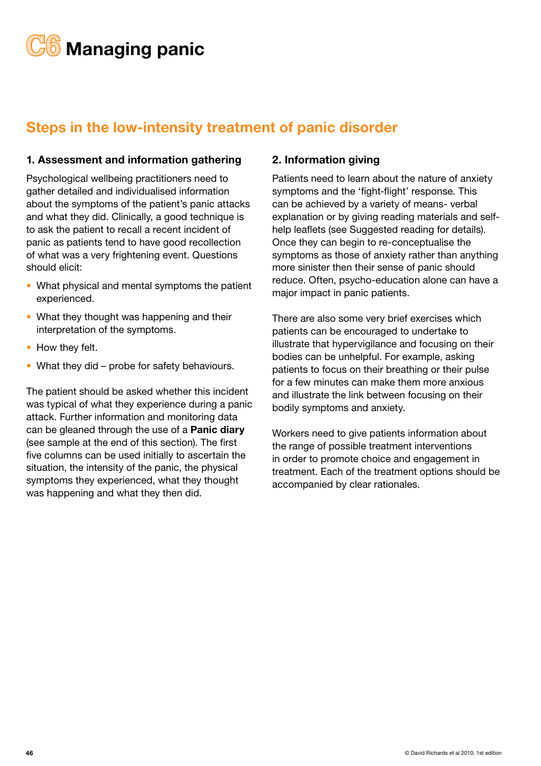# C6 Managing panic

## Steps in the low-intensity treatment of panic disorder

### 1. Assessment and information gathering

Psychological wellbeing practitioners need to gather detailed and individualised information about the symptoms of the patient's panic attacks and what they did. Clinically, a good technique is to ask the patient to recall a recent incident of panic as patients tend to have good recollection of what was a very frightening event. Questions should elicit:

- What physical and mental symptoms the patient experienced.
- What they thought was happening and their interpretation of the symptoms.
- How they felt.
- What they did – probe for safety behaviours.

The patient should be asked whether this incident was typical of what they experience during a panic attack. Further information and monitoring data can be gleaned through the use of a **Panic diary** (see sample at the end of this section). The first five columns can be used initially to ascertain the situation, the intensity of the panic, the physical symptoms they experienced, what they thought was happening and what they then did.

### 2. Information giving

Patients need to learn about the nature of anxiety symptoms and the 'fight-flight' response. This can be achieved by a variety of means- verbal explanation or by giving reading materials and self-help leaflets (see Suggested reading for details). Once they can begin to re-conceptualise the symptoms as those of anxiety rather than anything more sinister then their sense of panic should reduce. Often, psycho-education alone can have a major impact in panic patients.

There are also some very brief exercises which patients can be encouraged to undertake to illustrate that hypervigilance and focusing on their bodies can be unhelpful. For example, asking patients to focus on their breathing or their pulse for a few minutes can make them more anxious and illustrate the link between focusing on their bodily symptoms and anxiety.

Workers need to give patients information about the range of possible treatment interventions in order to promote choice and engagement in treatment. Each of the treatment options should be accompanied by clear rationales.

© David Richards et al 2010, 1st edition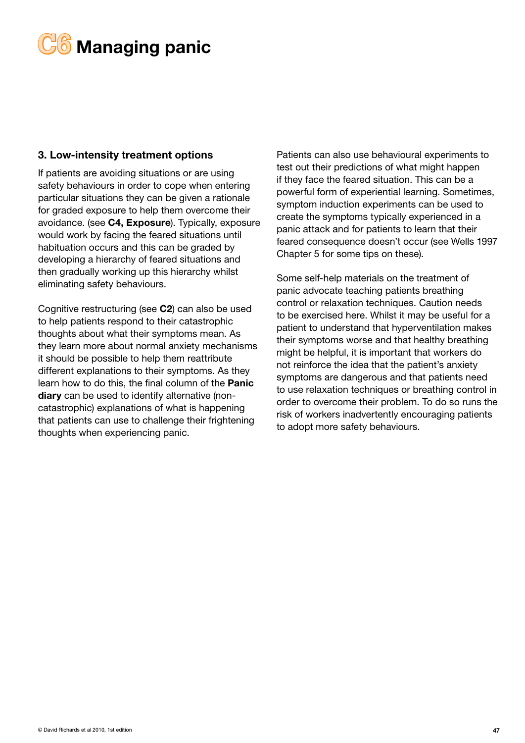# C6 Managing panic

### 3. Low-intensity treatment options

If patients are avoiding situations or are using safety behaviours in order to cope when entering particular situations they can be given a rationale for graded exposure to help them overcome their avoidance. (see **C4, Exposure**). Typically, exposure would work by facing the feared situations until habituation occurs and this can be graded by developing a hierarchy of feared situations and then gradually working up this hierarchy whilst eliminating safety behaviours.

Cognitive restructuring (see **C2**) can also be used to help patients respond to their catastrophic thoughts about what their symptoms mean. As they learn more about normal anxiety mechanisms it should be possible to help them reattribute different explanations to their symptoms. As they learn how to do this, the final column of the **Panic diary** can be used to identify alternative (non-catastrophic) explanations of what is happening that patients can use to challenge their frightening thoughts when experiencing panic.

Patients can also use behavioural experiments to test out their predictions of what might happen if they face the feared situation. This can be a powerful form of experiential learning. Sometimes, symptom induction experiments can be used to create the symptoms typically experienced in a panic attack and for patients to learn that their feared consequence doesn't occur (see Wells 1997 Chapter 5 for some tips on these).

Some self-help materials on the treatment of panic advocate teaching patients breathing control or relaxation techniques. Caution needs to be exercised here. Whilst it may be useful for a patient to understand that hyperventilation makes their symptoms worse and that healthy breathing might be helpful, it is important that workers do not reinforce the idea that the patient's anxiety symptoms are dangerous and that patients need to use relaxation techniques or breathing control in order to overcome their problem. To do so runs the risk of workers inadvertently encouraging patients to adopt more safety behaviours.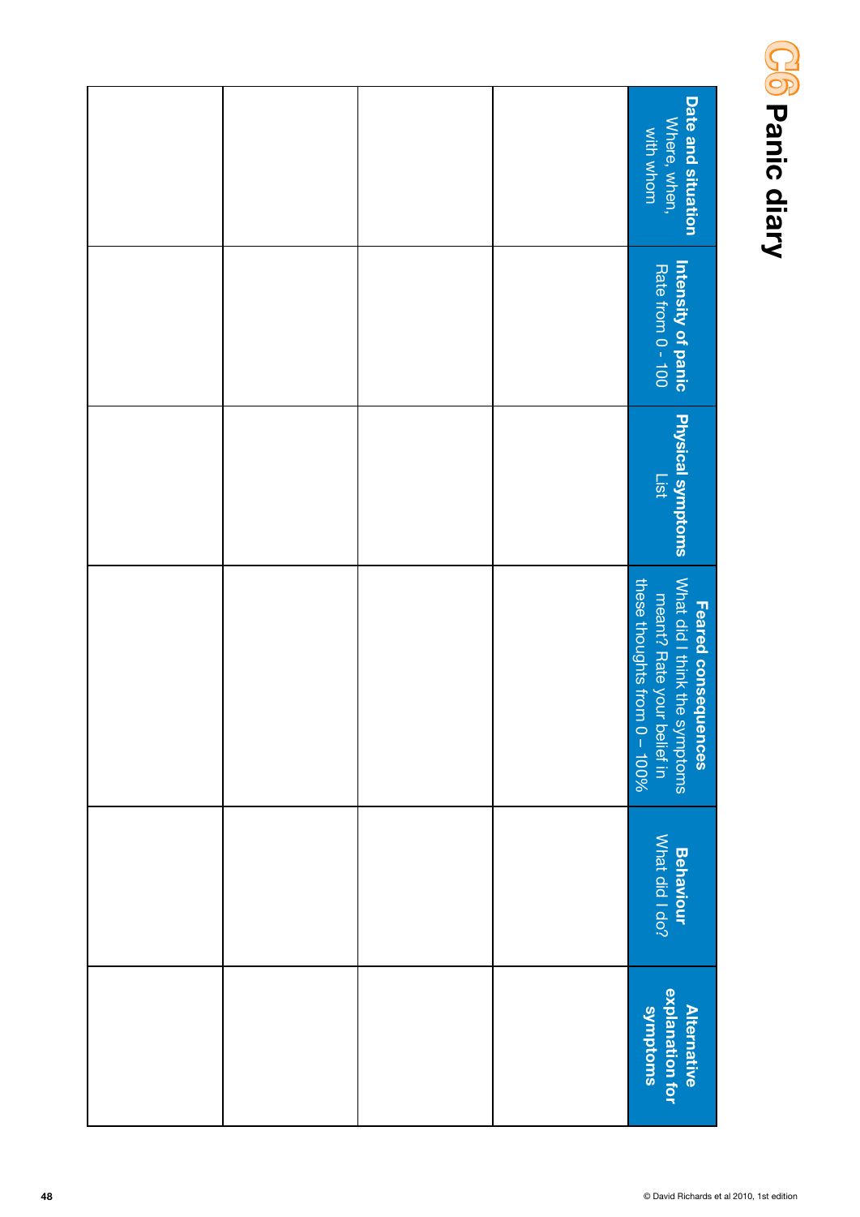# C6 Panic diary

| **Date and situation** Where, when, with whom | **Intensity of panic** Rate from 0 - 100 | **Physical symptoms** List | **Feared consequences** What did I think the symptoms meant? Rate your belief in these thoughts from 0 – 100% | **Behaviour** What did I do? | **Alternative explanation for symptoms** |
|---|---|---|---|---|---|
| | | | | | |
| | | | | | |
| | | | | | |
| | | | | | |

© David Richards et al 2010, 1st edition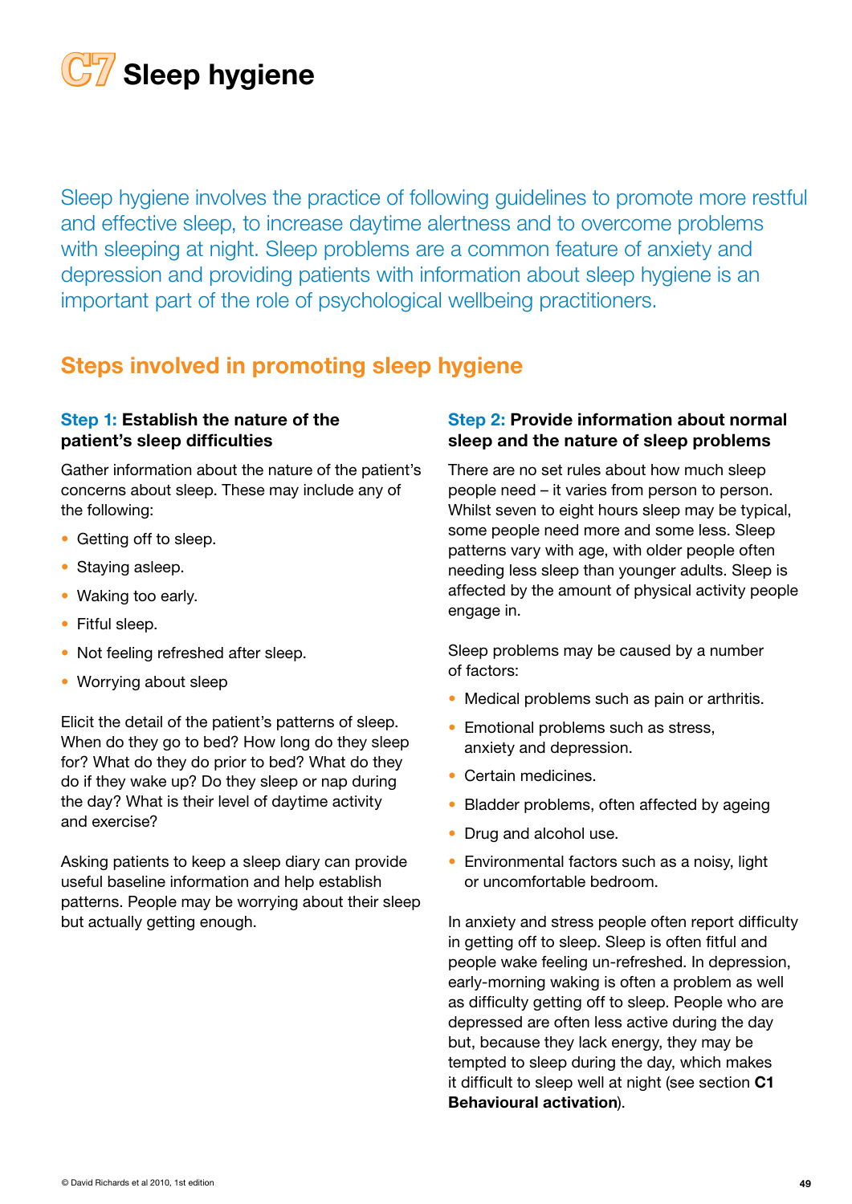# C7 Sleep hygiene

Sleep hygiene involves the practice of following guidelines to promote more restful and effective sleep, to increase daytime alertness and to overcome problems with sleeping at night. Sleep problems are a common feature of anxiety and depression and providing patients with information about sleep hygiene is an important part of the role of psychological wellbeing practitioners.

## Steps involved in promoting sleep hygiene

### Step 1: Establish the nature of the patient's sleep difficulties

Gather information about the nature of the patient's concerns about sleep. These may include any of the following:

- Getting off to sleep.
- Staying asleep.
- Waking too early.
- Fitful sleep.
- Not feeling refreshed after sleep.
- Worrying about sleep

Elicit the detail of the patient's patterns of sleep. When do they go to bed? How long do they sleep for? What do they do prior to bed? What do they do if they wake up? Do they sleep or nap during the day? What is their level of daytime activity and exercise?

Asking patients to keep a sleep diary can provide useful baseline information and help establish patterns. People may be worrying about their sleep but actually getting enough.

### Step 2: Provide information about normal sleep and the nature of sleep problems

There are no set rules about how much sleep people need – it varies from person to person. Whilst seven to eight hours sleep may be typical, some people need more and some less. Sleep patterns vary with age, with older people often needing less sleep than younger adults. Sleep is affected by the amount of physical activity people engage in.

Sleep problems may be caused by a number of factors:

- Medical problems such as pain or arthritis.
- Emotional problems such as stress, anxiety and depression.
- Certain medicines.
- Bladder problems, often affected by ageing
- Drug and alcohol use.
- Environmental factors such as a noisy, light or uncomfortable bedroom.

In anxiety and stress people often report difficulty in getting off to sleep. Sleep is often fitful and people wake feeling un-refreshed. In depression, early-morning waking is often a problem as well as difficulty getting off to sleep. People who are depressed are often less active during the day but, because they lack energy, they may be tempted to sleep during the day, which makes it difficult to sleep well at night (see section **C1 Behavioural activation**).

© David Richards et al 2010, 1st edition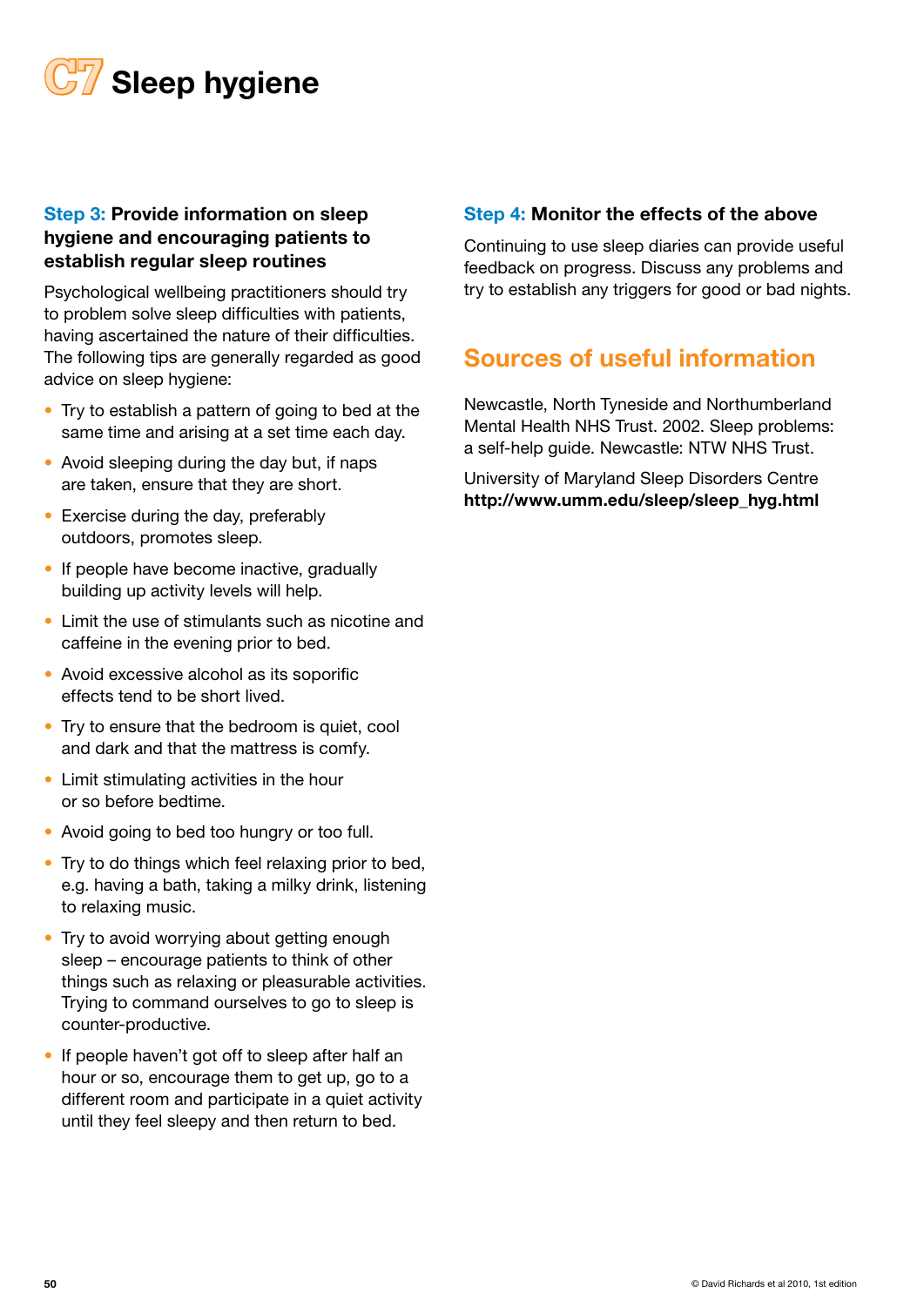# C7 Sleep hygiene

### Step 3: Provide information on sleep hygiene and encouraging patients to establish regular sleep routines

Psychological wellbeing practitioners should try to problem solve sleep difficulties with patients, having ascertained the nature of their difficulties. The following tips are generally regarded as good advice on sleep hygiene:

- Try to establish a pattern of going to bed at the same time and arising at a set time each day.
- Avoid sleeping during the day but, if naps are taken, ensure that they are short.
- Exercise during the day, preferably outdoors, promotes sleep.
- If people have become inactive, gradually building up activity levels will help.
- Limit the use of stimulants such as nicotine and caffeine in the evening prior to bed.
- Avoid excessive alcohol as its soporific effects tend to be short lived.
- Try to ensure that the bedroom is quiet, cool and dark and that the mattress is comfy.
- Limit stimulating activities in the hour or so before bedtime.
- Avoid going to bed too hungry or too full.
- Try to do things which feel relaxing prior to bed, e.g. having a bath, taking a milky drink, listening to relaxing music.
- Try to avoid worrying about getting enough sleep – encourage patients to think of other things such as relaxing or pleasurable activities. Trying to command ourselves to go to sleep is counter-productive.
- If people haven't got off to sleep after half an hour or so, encourage them to get up, go to a different room and participate in a quiet activity until they feel sleepy and then return to bed.

### Step 4: Monitor the effects of the above

Continuing to use sleep diaries can provide useful feedback on progress. Discuss any problems and try to establish any triggers for good or bad nights.

## Sources of useful information

Newcastle, North Tyneside and Northumberland Mental Health NHS Trust. 2002. Sleep problems: a self-help guide. Newcastle: NTW NHS Trust.

University of Maryland Sleep Disorders Centre
**http://www.umm.edu/sleep/sleep_hyg.html**

© David Richards et al 2010, 1st edition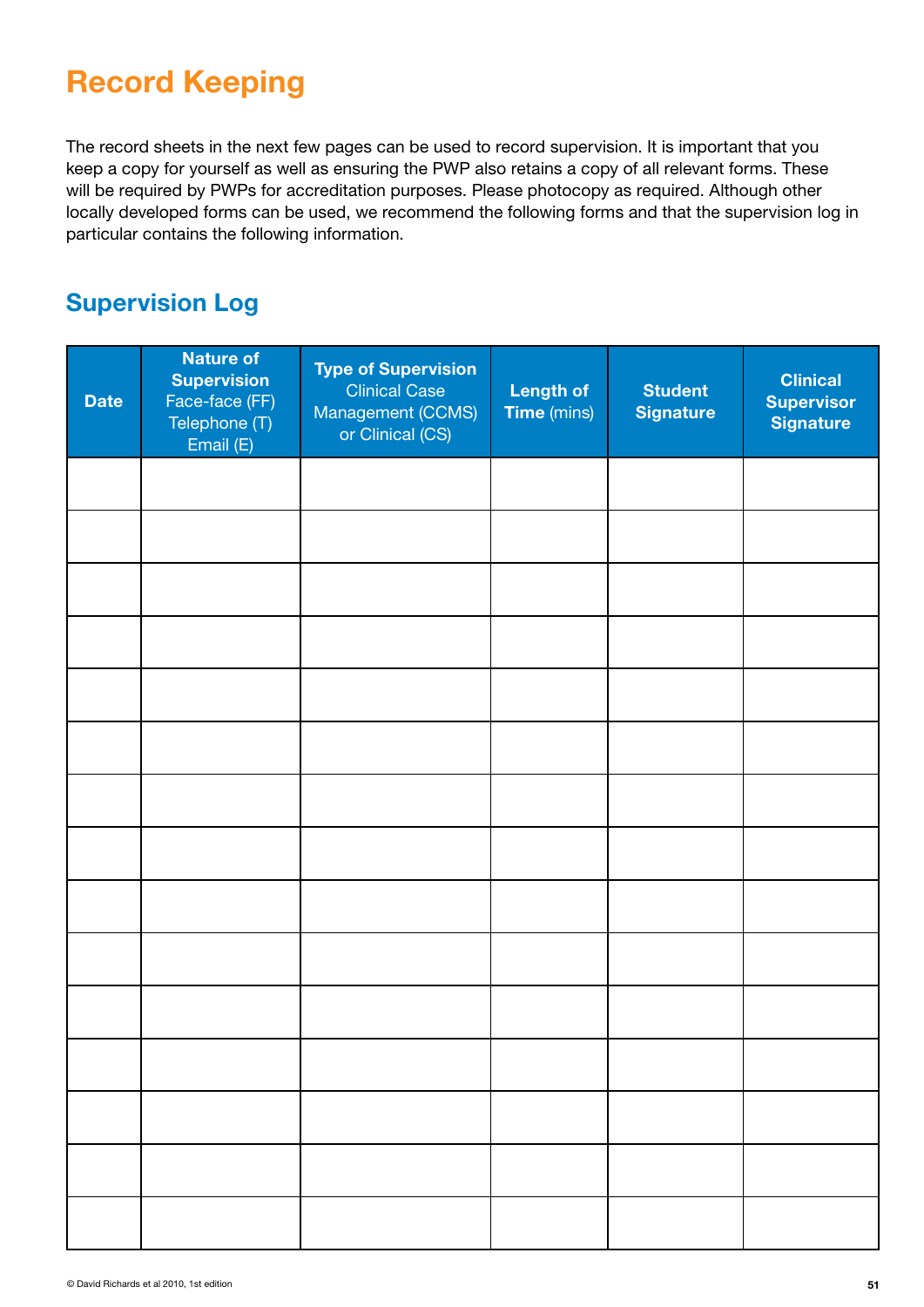# Record Keeping

The record sheets in the next few pages can be used to record supervision. It is important that you keep a copy for yourself as well as ensuring the PWP also retains a copy of all relevant forms. These will be required by PWPs for accreditation purposes. Please photocopy as required. Although other locally developed forms can be used, we recommend the following forms and that the supervision log in particular contains the following information.

## Supervision Log

| Date | **Nature of Supervision** Face-face (FF) Telephone (T) Email (E) | **Type of Supervision** Clinical Case Management (CCMS) or Clinical (CS) | **Length of Time** (mins) | **Student Signature** | **Clinical Supervisor Signature** |
|---|---|---|---|---|---|
| | | | | | |
| | | | | | |
| | | | | | |
| | | | | | |
| | | | | | |
| | | | | | |
| | | | | | |
| | | | | | |
| | | | | | |
| | | | | | |
| | | | | | |
| | | | | | |
| | | | | | |
| | | | | | |
| | | | | | |

© David Richards et al 2010, 1st edition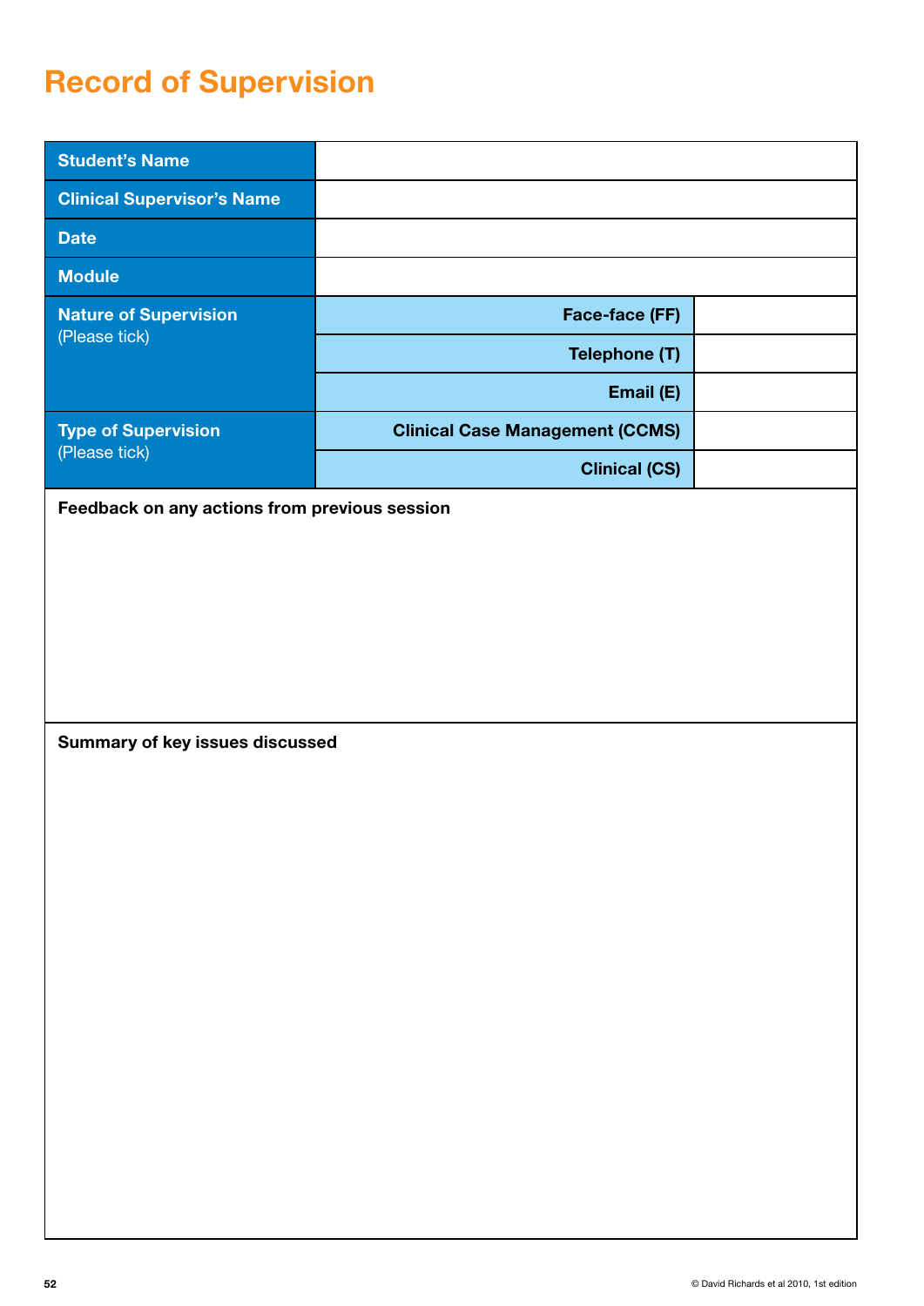# Record of Supervision

| | | |
|---|---|---|
| **Student's Name** | | |
| **Clinical Supervisor's Name** | | |
| **Date** | | |
| **Module** | | |
| **Nature of Supervision** (Please tick) | **Face-face (FF)** | |
| | **Telephone (T)** | |
| | **Email (E)** | |
| **Type of Supervision** (Please tick) | **Clinical Case Management (CCMS)** | |
| | **Clinical (CS)** | |

**Feedback on any actions from previous session**

**Summary of key issues discussed**

© David Richards et al 2010, 1st edition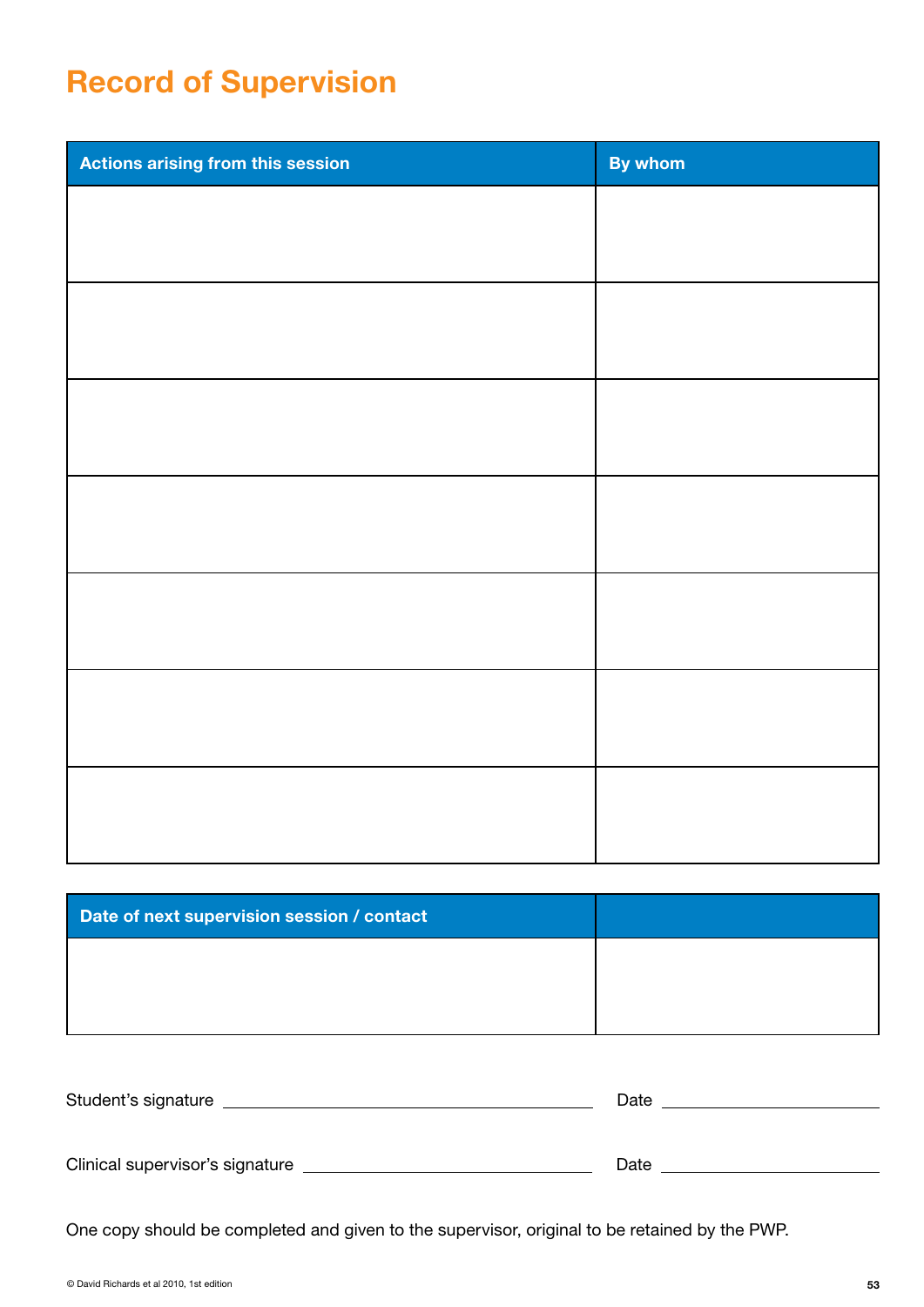# Record of Supervision

| Actions arising from this session | By whom |
|---|---|
| | |
| | |
| | |
| | |
| | |
| | |
| | |

| Date of next supervision session / contact | |
|---|---|
| | |

Student's signature ______________________________ Date ______________

Clinical supervisor's signature ______________________________ Date ______________

One copy should be completed and given to the supervisor, original to be retained by the PWP.

© David Richards et al 2010, 1st edition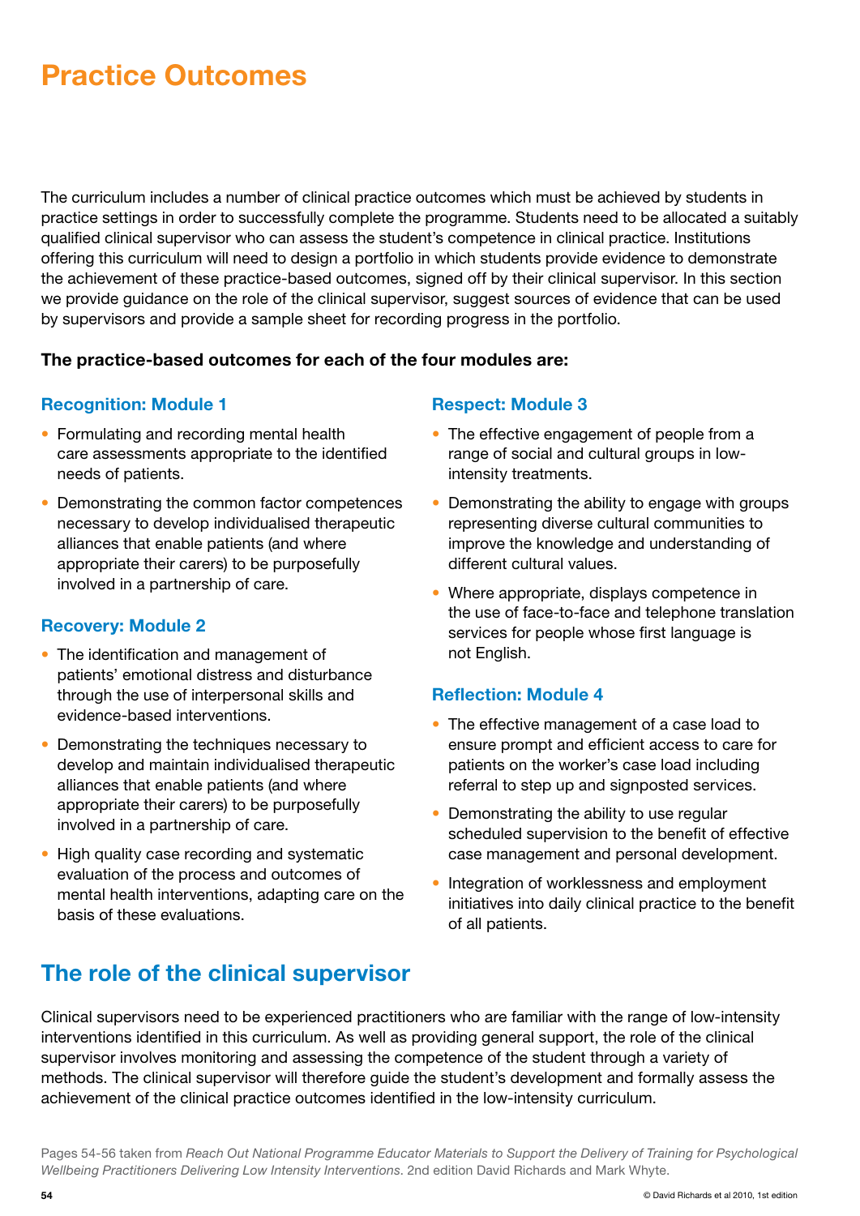# Practice Outcomes

The curriculum includes a number of clinical practice outcomes which must be achieved by students in practice settings in order to successfully complete the programme. Students need to be allocated a suitably qualified clinical supervisor who can assess the student's competence in clinical practice. Institutions offering this curriculum will need to design a portfolio in which students provide evidence to demonstrate the achievement of these practice-based outcomes, signed off by their clinical supervisor. In this section we provide guidance on the role of the clinical supervisor, suggest sources of evidence that can be used by supervisors and provide a sample sheet for recording progress in the portfolio.

**The practice-based outcomes for each of the four modules are:**

### Recognition: Module 1

- Formulating and recording mental health care assessments appropriate to the identified needs of patients.
- Demonstrating the common factor competences necessary to develop individualised therapeutic alliances that enable patients (and where appropriate their carers) to be purposefully involved in a partnership of care.

### Recovery: Module 2

- The identification and management of patients' emotional distress and disturbance through the use of interpersonal skills and evidence-based interventions.
- Demonstrating the techniques necessary to develop and maintain individualised therapeutic alliances that enable patients (and where appropriate their carers) to be purposefully involved in a partnership of care.
- High quality case recording and systematic evaluation of the process and outcomes of mental health interventions, adapting care on the basis of these evaluations.

### Respect: Module 3

- The effective engagement of people from a range of social and cultural groups in low-intensity treatments.
- Demonstrating the ability to engage with groups representing diverse cultural communities to improve the knowledge and understanding of different cultural values.
- Where appropriate, displays competence in the use of face-to-face and telephone translation services for people whose first language is not English.

### Reflection: Module 4

- The effective management of a case load to ensure prompt and efficient access to care for patients on the worker's case load including referral to step up and signposted services.
- Demonstrating the ability to use regular scheduled supervision to the benefit of effective case management and personal development.
- Integration of worklessness and employment initiatives into daily clinical practice to the benefit of all patients.

## The role of the clinical supervisor

Clinical supervisors need to be experienced practitioners who are familiar with the range of low-intensity interventions identified in this curriculum. As well as providing general support, the role of the clinical supervisor involves monitoring and assessing the competence of the student through a variety of methods. The clinical supervisor will therefore guide the student's development and formally assess the achievement of the clinical practice outcomes identified in the low-intensity curriculum.

Pages 54-56 taken from *Reach Out National Programme Educator Materials to Support the Delivery of Training for Psychological Wellbeing Practitioners Delivering Low Intensity Interventions.* 2nd edition David Richards and Mark Whyte.

© David Richards et al 2010, 1st edition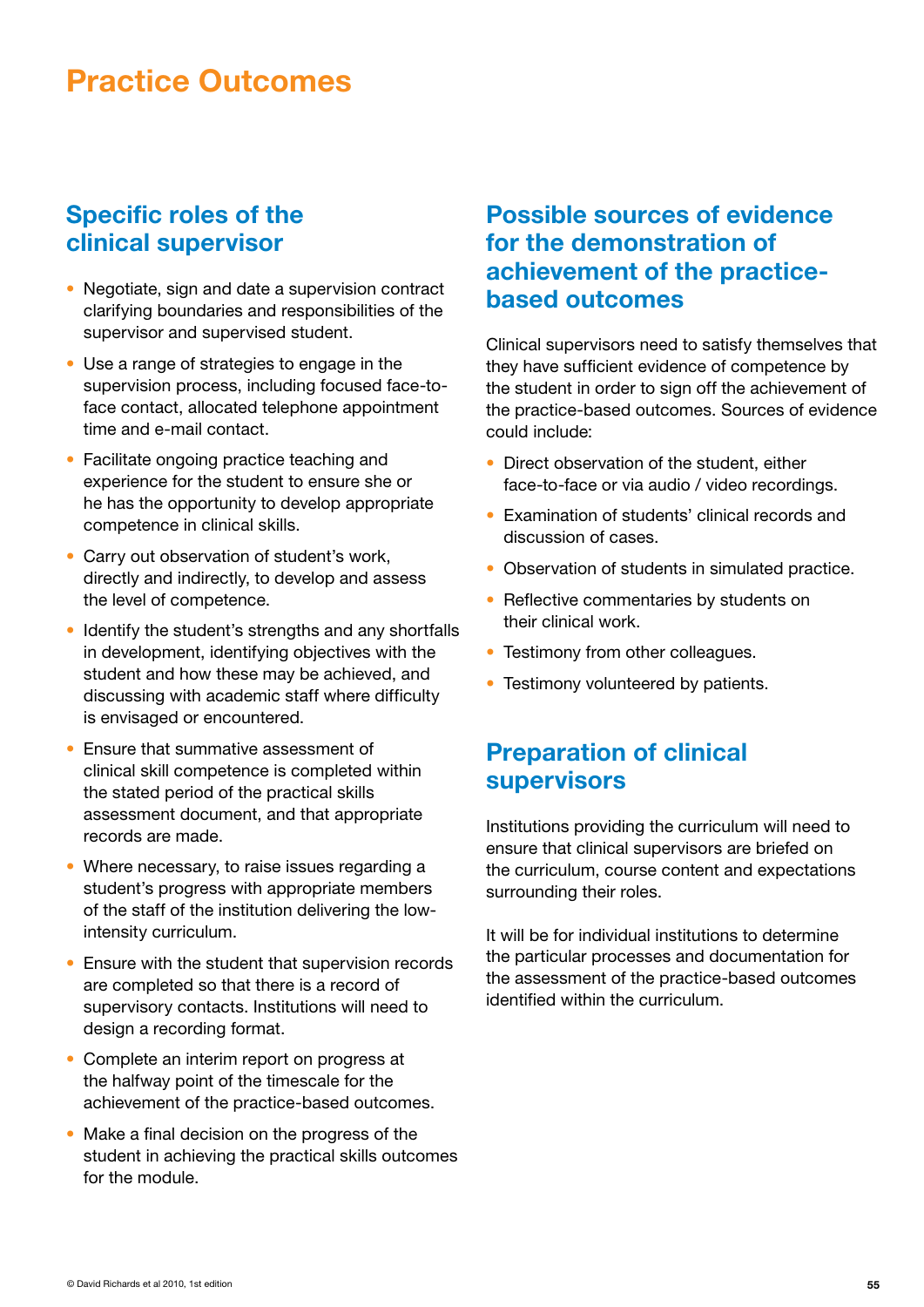# Practice Outcomes

## Specific roles of the clinical supervisor

- Negotiate, sign and date a supervision contract clarifying boundaries and responsibilities of the supervisor and supervised student.
- Use a range of strategies to engage in the supervision process, including focused face-to-face contact, allocated telephone appointment time and e-mail contact.
- Facilitate ongoing practice teaching and experience for the student to ensure she or he has the opportunity to develop appropriate competence in clinical skills.
- Carry out observation of student's work, directly and indirectly, to develop and assess the level of competence.
- Identify the student's strengths and any shortfalls in development, identifying objectives with the student and how these may be achieved, and discussing with academic staff where difficulty is envisaged or encountered.
- Ensure that summative assessment of clinical skill competence is completed within the stated period of the practical skills assessment document, and that appropriate records are made.
- Where necessary, to raise issues regarding a student's progress with appropriate members of the staff of the institution delivering the low-intensity curriculum.
- Ensure with the student that supervision records are completed so that there is a record of supervisory contacts. Institutions will need to design a recording format.
- Complete an interim report on progress at the halfway point of the timescale for the achievement of the practice-based outcomes.
- Make a final decision on the progress of the student in achieving the practical skills outcomes for the module.

## Possible sources of evidence for the demonstration of achievement of the practice-based outcomes

Clinical supervisors need to satisfy themselves that they have sufficient evidence of competence by the student in order to sign off the achievement of the practice-based outcomes. Sources of evidence could include:

- Direct observation of the student, either face-to-face or via audio / video recordings.
- Examination of students' clinical records and discussion of cases.
- Observation of students in simulated practice.
- Reflective commentaries by students on their clinical work.
- Testimony from other colleagues.
- Testimony volunteered by patients.

## Preparation of clinical supervisors

Institutions providing the curriculum will need to ensure that clinical supervisors are briefed on the curriculum, course content and expectations surrounding their roles.

It will be for individual institutions to determine the particular processes and documentation for the assessment of the practice-based outcomes identified within the curriculum.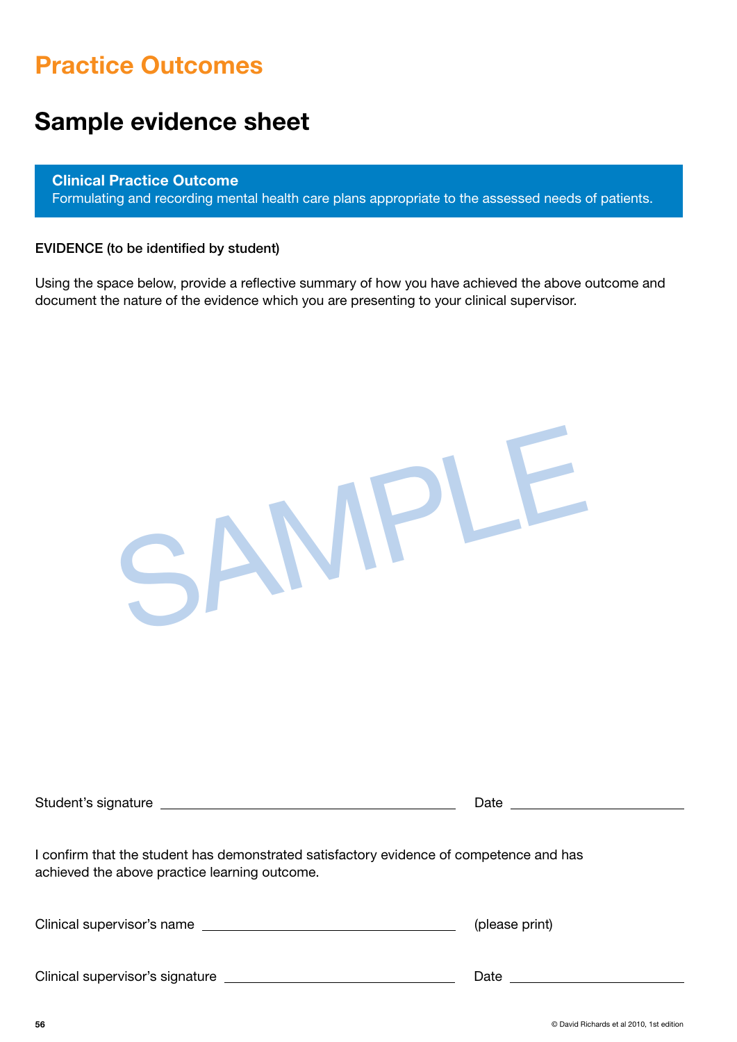# Practice Outcomes

## Sample evidence sheet

**Clinical Practice Outcome**
Formulating and recording mental health care plans appropriate to the assessed needs of patients.

**EVIDENCE (to be identified by student)**

Using the space below, provide a reflective summary of how you have achieved the above outcome and document the nature of the evidence which you are presenting to your clinical supervisor.

SAMPLE

Student's signature ______________________ Date ______________

I confirm that the student has demonstrated satisfactory evidence of competence and has achieved the above practice learning outcome.

Clinical supervisor's name ______________________ (please print)

Clinical supervisor's signature ______________________ Date ______________

© David Richards et al 2010, 1st edition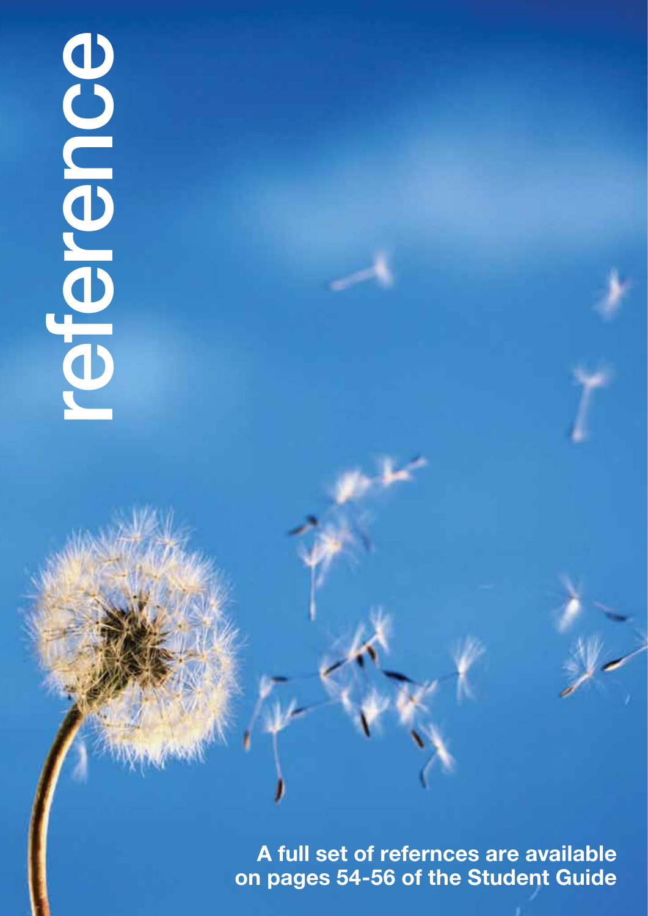# reference

**A full set of refernces are available on pages 54-56 of the Student Guide**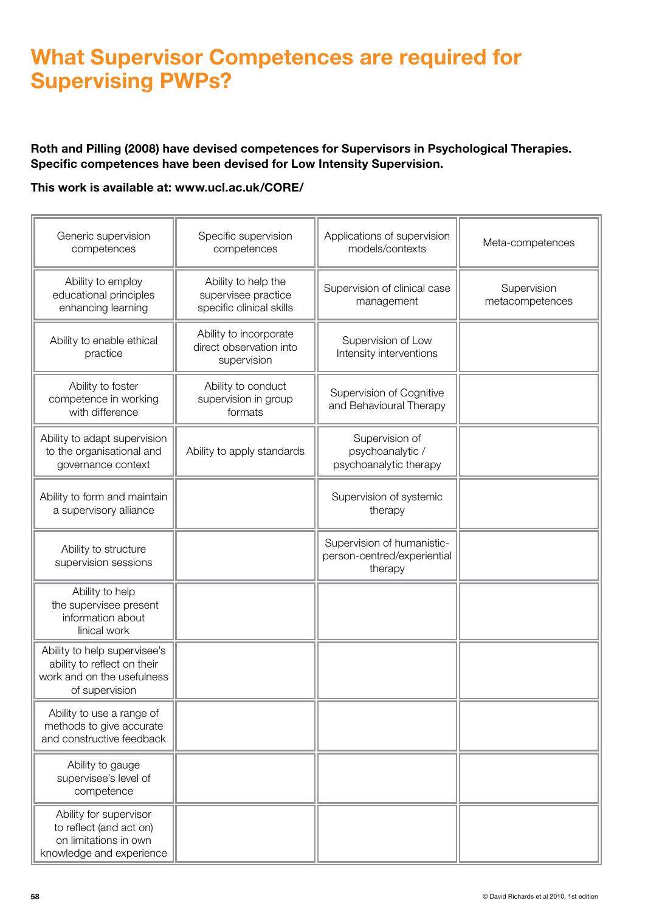# What Supervisor Competences are required for Supervising PWPs?

**Roth and Pilling (2008) have devised competences for Supervisors in Psychological Therapies. Specific competences have been devised for Low Intensity Supervision.**

**This work is available at: www.ucl.ac.uk/CORE/**

| Generic supervision competences | Specific supervision competences | Applications of supervision models/contexts | Meta-competences |
|---|---|---|---|
| Ability to employ educational principles enhancing learning | Ability to help the supervisee practice specific clinical skills | Supervision of clinical case management | Supervision metacompetences |
| Ability to enable ethical practice | Ability to incorporate direct observation into supervision | Supervision of Low Intensity interventions | |
| Ability to foster competence in working with difference | Ability to conduct supervision in group formats | Supervision of Cognitive and Behavioural Therapy | |
| Ability to adapt supervision to the organisational and governance context | Ability to apply standards | Supervision of psychoanalytic / psychoanalytic therapy | |
| Ability to form and maintain a supervisory alliance | | Supervision of systemic therapy | |
| Ability to structure supervision sessions | | Supervision of humanistic-person-centred/experiential therapy | |
| Ability to help the supervisee present information about linical work | | | |
| Ability to help supervisee's ability to reflect on their work and on the usefulness of supervision | | | |
| Ability to use a range of methods to give accurate and constructive feedback | | | |
| Ability to gauge supervisee's level of competence | | | |
| Ability for supervisor to reflect (and act on) on limitations in own knowledge and experience | | | |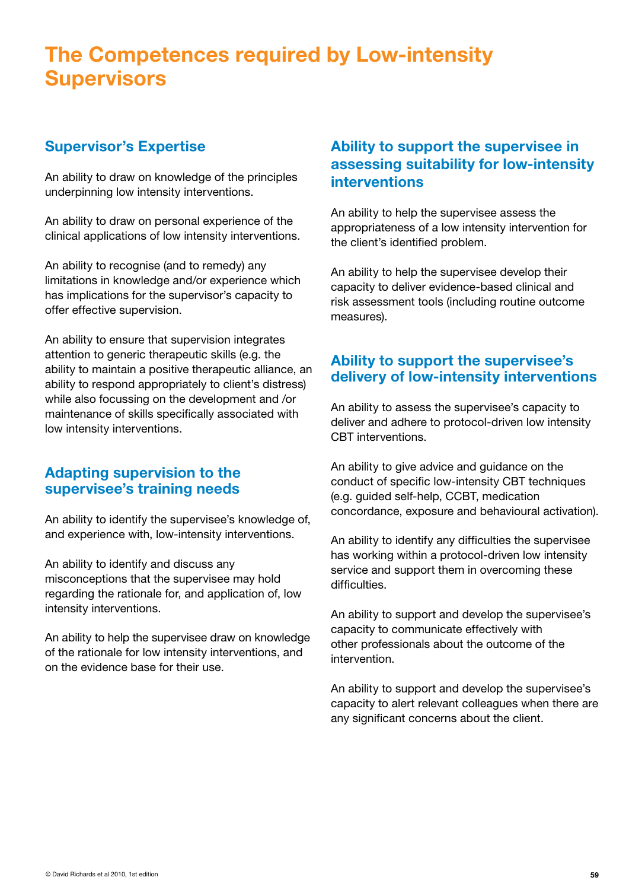# The Competences required by Low-intensity Supervisors

## Supervisor's Expertise

An ability to draw on knowledge of the principles underpinning low intensity interventions.

An ability to draw on personal experience of the clinical applications of low intensity interventions.

An ability to recognise (and to remedy) any limitations in knowledge and/or experience which has implications for the supervisor's capacity to offer effective supervision.

An ability to ensure that supervision integrates attention to generic therapeutic skills (e.g. the ability to maintain a positive therapeutic alliance, an ability to respond appropriately to client's distress) while also focussing on the development and /or maintenance of skills specifically associated with low intensity interventions.

## Adapting supervision to the supervisee's training needs

An ability to identify the supervisee's knowledge of, and experience with, low-intensity interventions.

An ability to identify and discuss any misconceptions that the supervisee may hold regarding the rationale for, and application of, low intensity interventions.

An ability to help the supervisee draw on knowledge of the rationale for low intensity interventions, and on the evidence base for their use.

## Ability to support the supervisee in assessing suitability for low-intensity interventions

An ability to help the supervisee assess the appropriateness of a low intensity intervention for the client's identified problem.

An ability to help the supervisee develop their capacity to deliver evidence-based clinical and risk assessment tools (including routine outcome measures).

## Ability to support the supervisee's delivery of low-intensity interventions

An ability to assess the supervisee's capacity to deliver and adhere to protocol-driven low intensity CBT interventions.

An ability to give advice and guidance on the conduct of specific low-intensity CBT techniques (e.g. guided self-help, CCBT, medication concordance, exposure and behavioural activation).

An ability to identify any difficulties the supervisee has working within a protocol-driven low intensity service and support them in overcoming these difficulties.

An ability to support and develop the supervisee's capacity to communicate effectively with other professionals about the outcome of the intervention.

An ability to support and develop the supervisee's capacity to alert relevant colleagues when there are any significant concerns about the client.

© David Richards et al 2010, 1st edition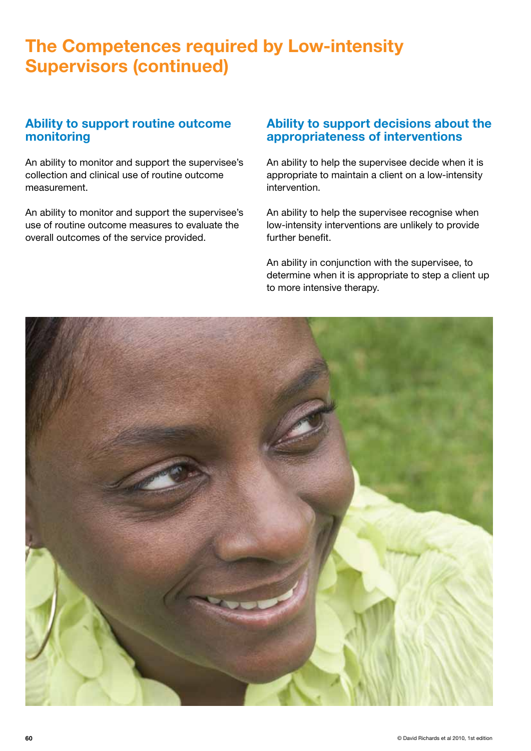# The Competences required by Low-intensity Supervisors (continued)

## Ability to support routine outcome monitoring

An ability to monitor and support the supervisee's collection and clinical use of routine outcome measurement.

An ability to monitor and support the supervisee's use of routine outcome measures to evaluate the overall outcomes of the service provided.

## Ability to support decisions about the appropriateness of interventions

An ability to help the supervisee decide when it is appropriate to maintain a client on a low-intensity intervention.

An ability to help the supervisee recognise when low-intensity interventions are unlikely to provide further benefit.

An ability in conjunction with the supervisee, to determine when it is appropriate to step a client up to more intensive therapy.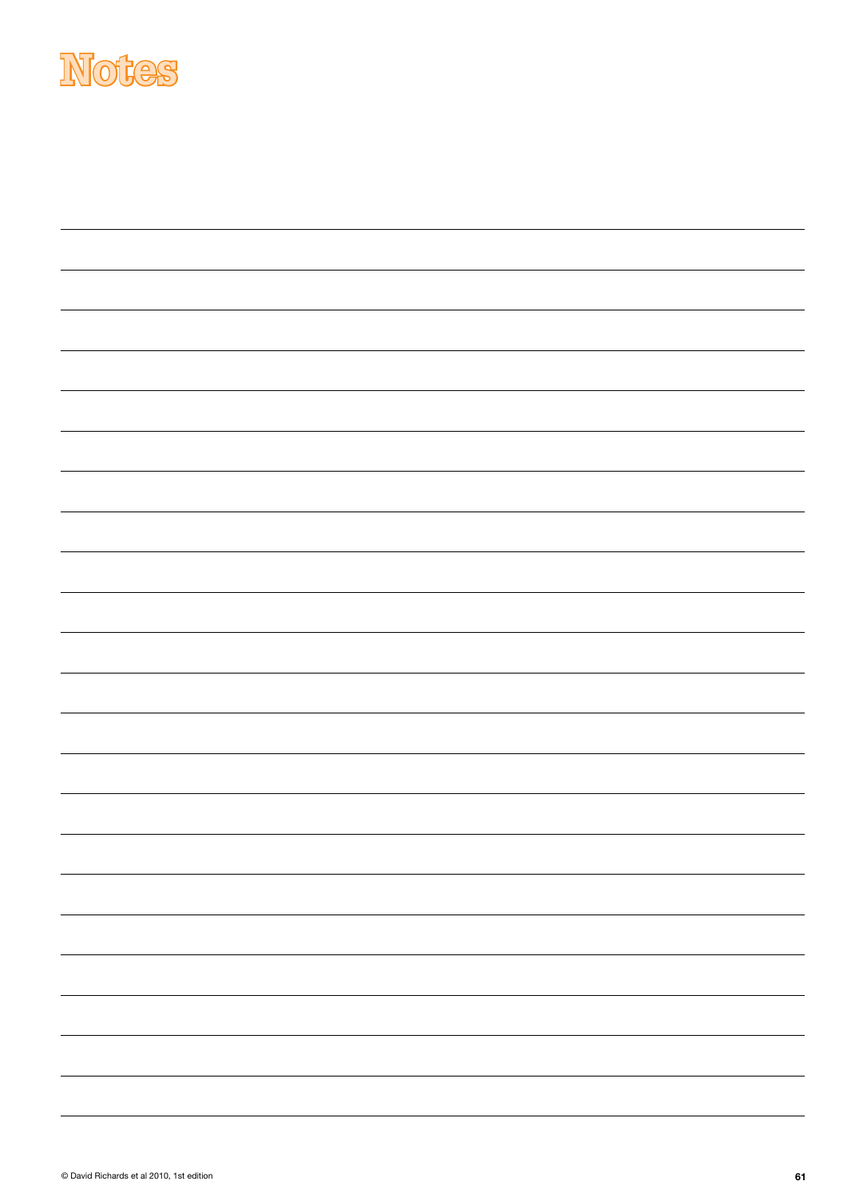# Notes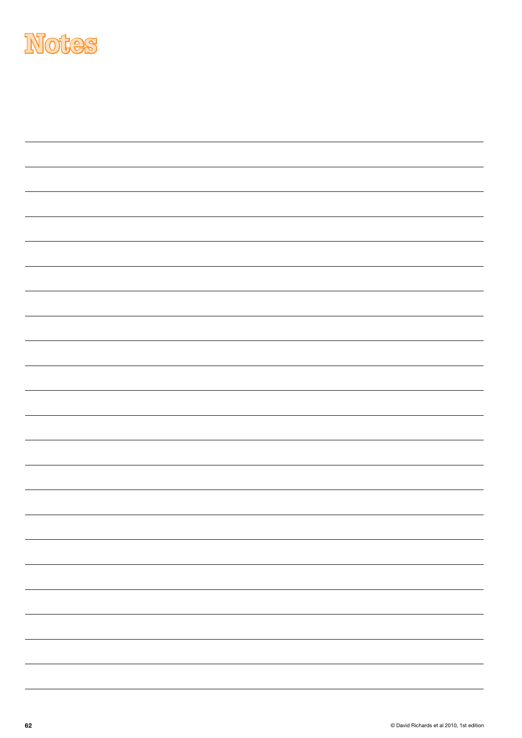# Notes

© David Richards et al 2010, 1st edition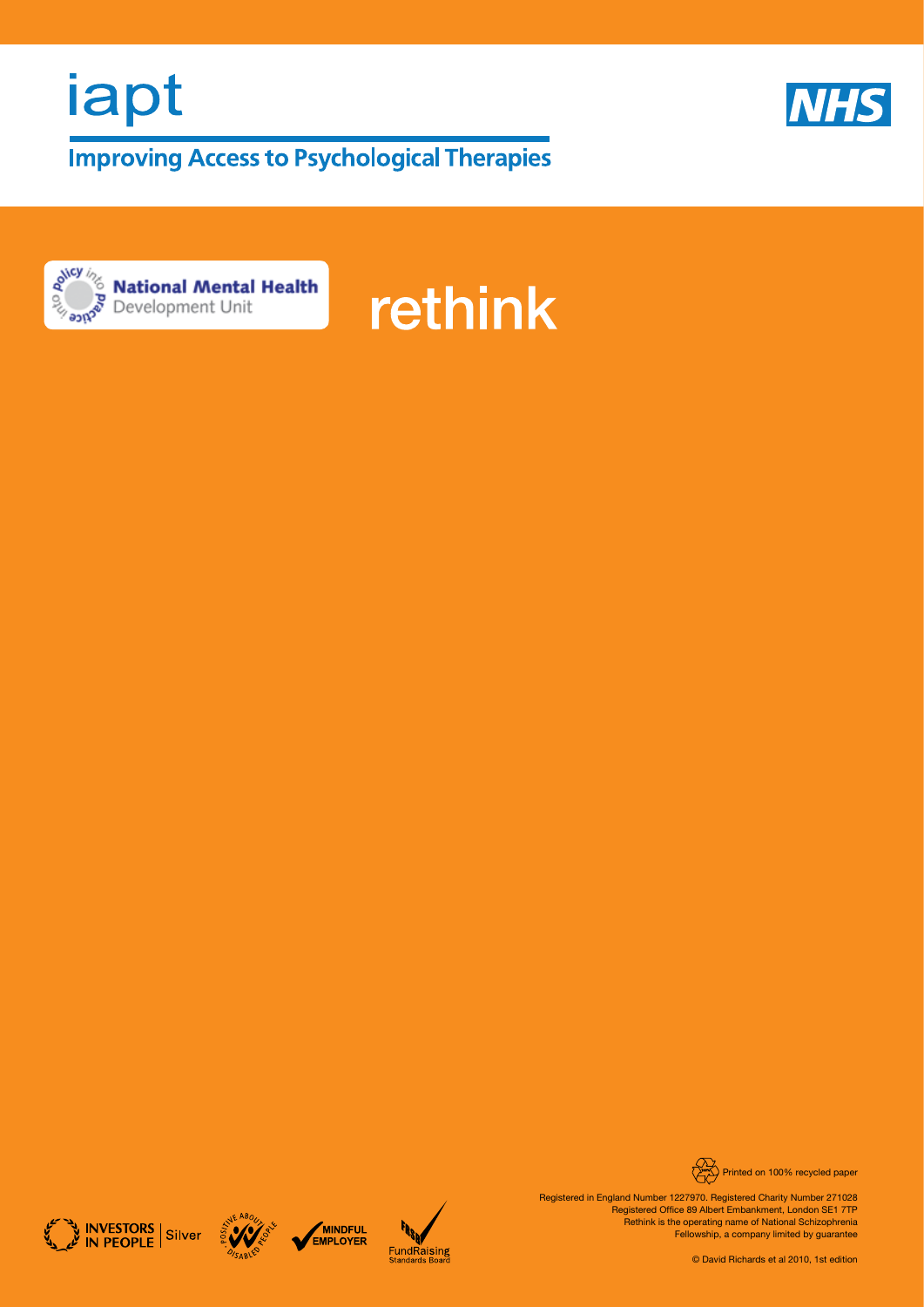iapt

Improving Access to Psychological Therapies

NHS

National Mental Health Development Unit

rethink

Printed on 100% recycled paper

Registered in England Number 1227970. Registered Charity Number 271028
Registered Office 89 Albert Embankment, London SE1 7TP
Rethink is the operating name of National Schizophrenia Fellowship, a company limited by guarantee

© David Richards et al 2010, 1st edition